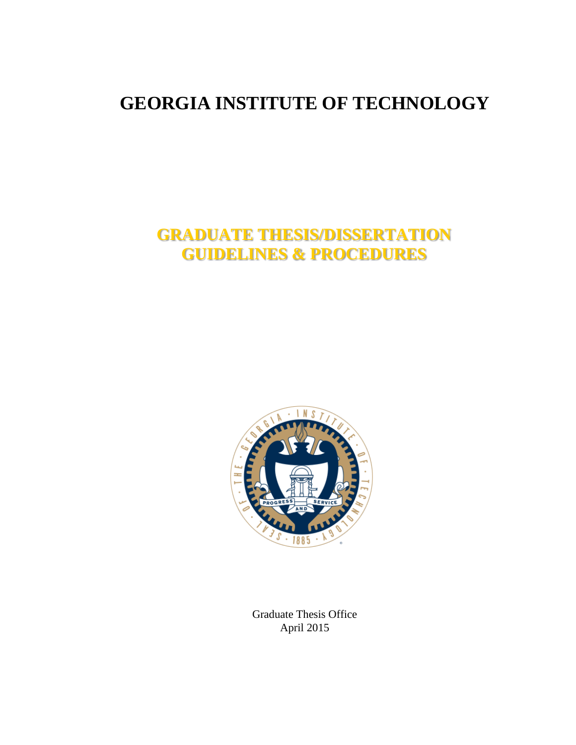# GEORGIA INSTITUTE OF TECHNOLOGY

## GRADUATE THESIS/DISSERTATION GUIDELINES & PROCEDURES

Graduate Thesis Office
April 2015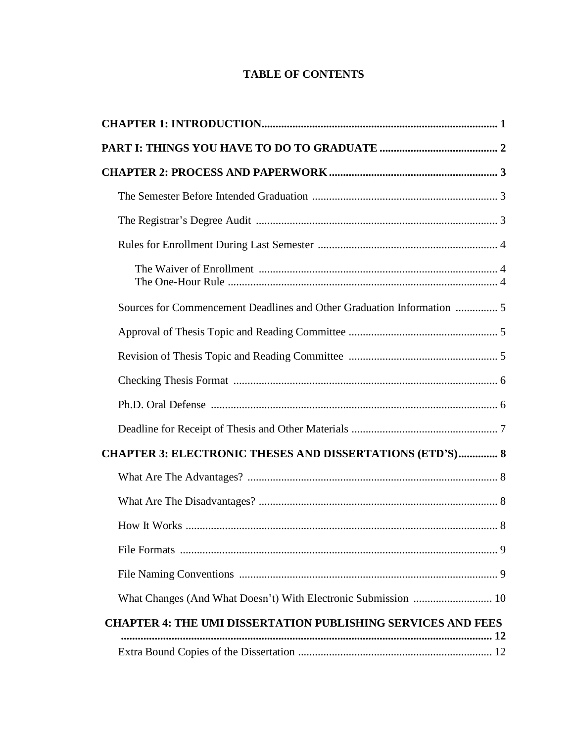# TABLE OF CONTENTS

**CHAPTER 1: INTRODUCTION....................................................................................... 1**

**PART I: THINGS YOU HAVE TO DO TO GRADUATE .......................................... 2**

**CHAPTER 2: PROCESS AND PAPERWORK ........................................................... 3**

- The Semester Before Intended Graduation ................................................................. 3
- The Registrar's Degree Audit ..................................................................................... 3
- Rules for Enrollment During Last Semester ............................................................... 4
  - The Waiver of Enrollment ..................................................................................... 4
  - The One-Hour Rule ............................................................................................... 4
- Sources for Commencement Deadlines and Other Graduation Information ............... 5
- Approval of Thesis Topic and Reading Committee .................................................... 5
- Revision of Thesis Topic and Reading Committee .................................................... 5
- Checking Thesis Format ............................................................................................. 6
- Ph.D. Oral Defense ..................................................................................................... 6
- Deadline for Receipt of Thesis and Other Materials ................................................... 7

**CHAPTER 3: ELECTRONIC THESES AND DISSERTATIONS (ETD'S).............. 8**

- What Are The Advantages? ........................................................................................ 8
- What Are The Disadvantages? .................................................................................... 8
- How It Works .............................................................................................................. 8
- File Formats ................................................................................................................ 9
- File Naming Conventions ........................................................................................... 9
- What Changes (And What Doesn't) With Electronic Submission ............................ 10

**CHAPTER 4: THE UMI DISSERTATION PUBLISHING SERVICES AND FEES .................................................................................................................................. 12**

- Extra Bound Copies of the Dissertation .................................................................... 12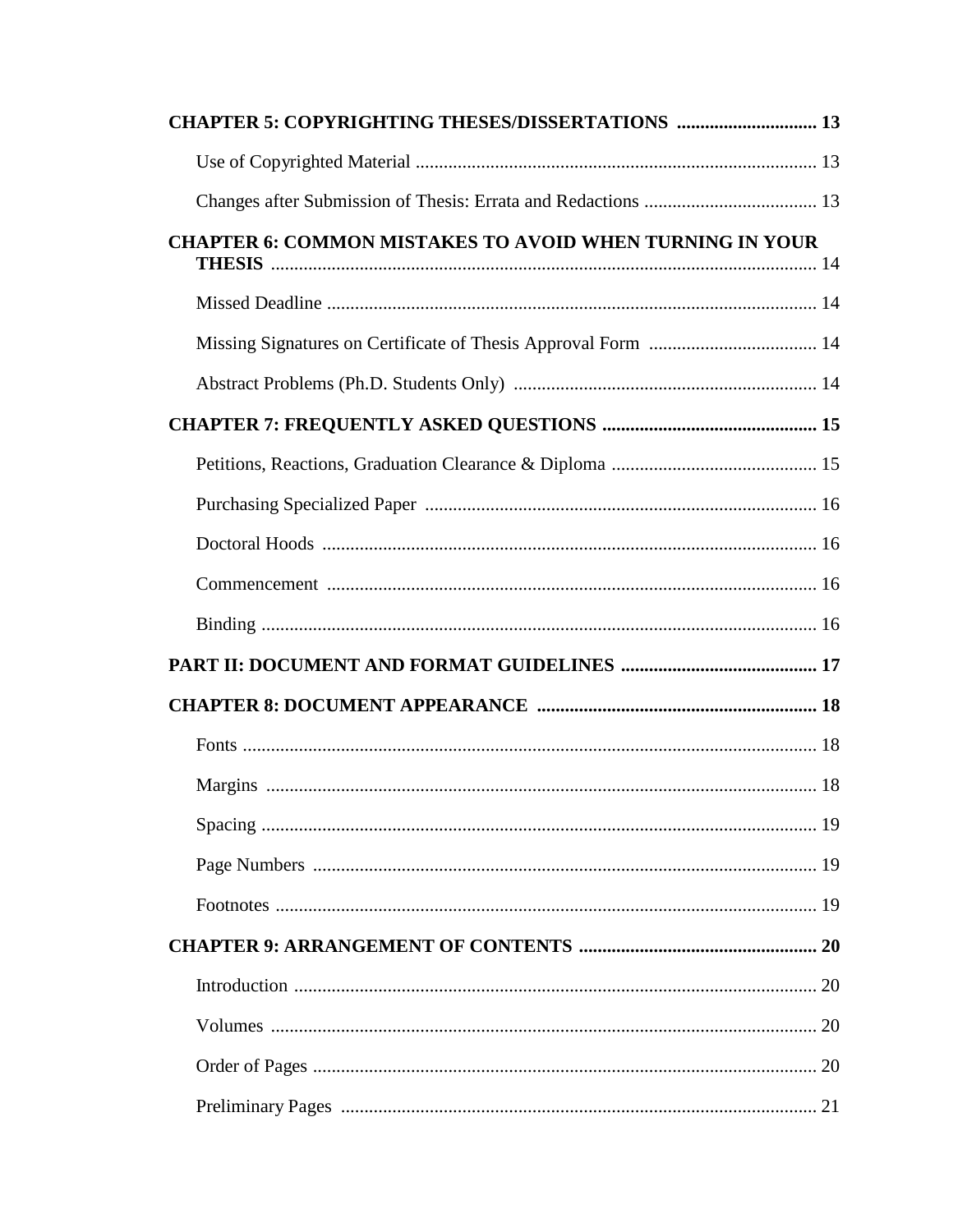**CHAPTER 5: COPYRIGHTING THESES/DISSERTATIONS** .............................. **13**

Use of Copyrighted Material ..................................................................................... 13

Changes after Submission of Thesis: Errata and Redactions ..................................... 13

**CHAPTER 6: COMMON MISTAKES TO AVOID WHEN TURNING IN YOUR THESIS** ......................................................................................................................... 14

Missed Deadline ........................................................................................................ 14

Missing Signatures on Certificate of Thesis Approval Form .................................... 14

Abstract Problems (Ph.D. Students Only) ................................................................. 14

**CHAPTER 7: FREQUENTLY ASKED QUESTIONS** ............................................. **15**

Petitions, Reactions, Graduation Clearance & Diploma ............................................ 15

Purchasing Specialized Paper .................................................................................... 16

Doctoral Hoods .......................................................................................................... 16

Commencement ........................................................................................................ 16

Binding ...................................................................................................................... 16

**PART II: DOCUMENT AND FORMAT GUIDELINES** .......................................... **17**

**CHAPTER 8: DOCUMENT APPEARANCE** ............................................................ **18**

Fonts .......................................................................................................................... 18

Margins ..................................................................................................................... 18

Spacing ...................................................................................................................... 19

Page Numbers ........................................................................................................... 19

Footnotes ................................................................................................................... 19

**CHAPTER 9: ARRANGEMENT OF CONTENTS** ................................................... **20**

Introduction ............................................................................................................... 20

Volumes .................................................................................................................... 20

Order of Pages ........................................................................................................... 20

Preliminary Pages ..................................................................................................... 21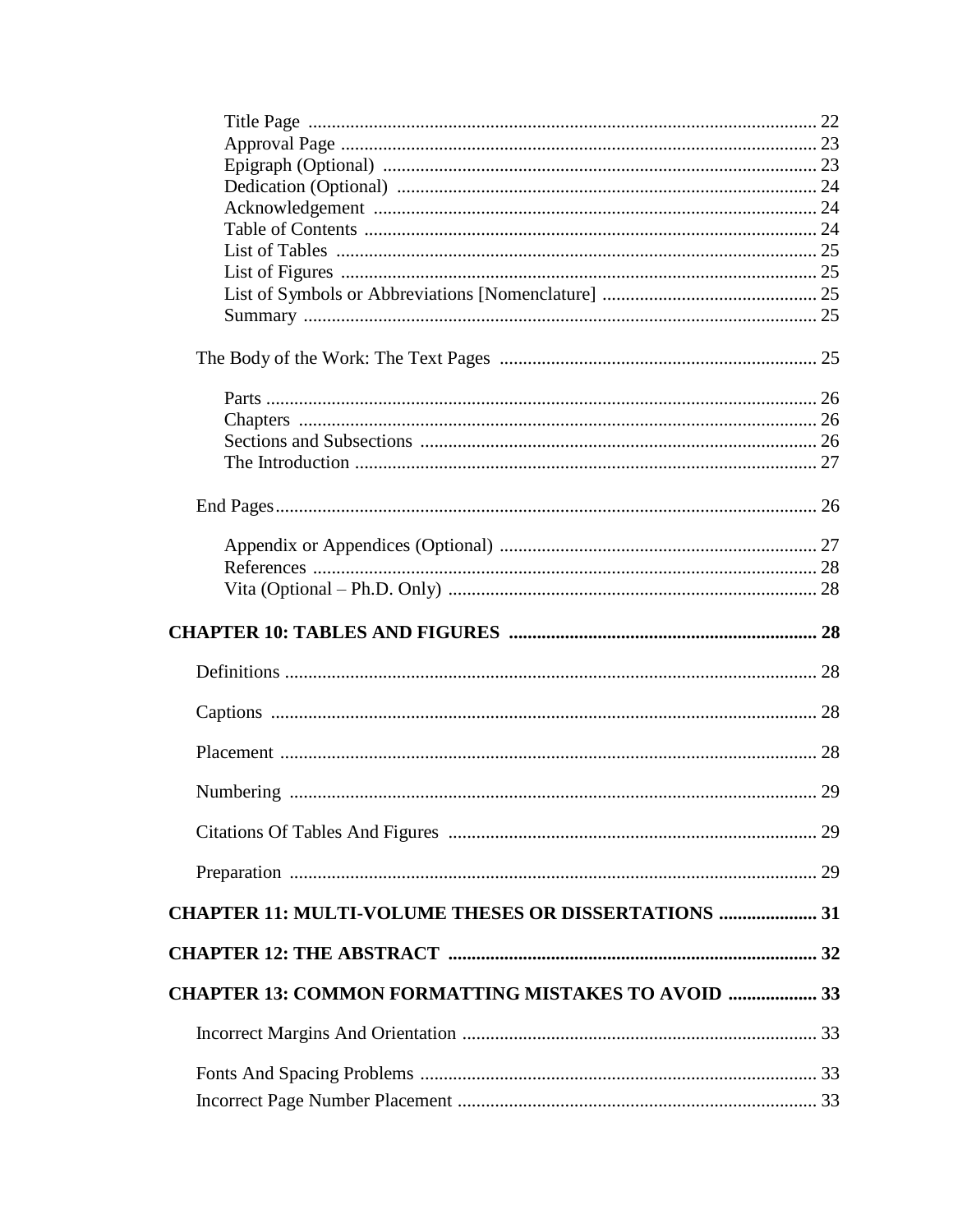Title Page ............................................................................................................ 22
Approval Page ...................................................................................................... 23
Epigraph (Optional) ............................................................................................ 23
Dedication (Optional) ......................................................................................... 24
Acknowledgement .............................................................................................. 24
Table of Contents ................................................................................................. 24
List of Tables ...................................................................................................... 25
List of Figures ..................................................................................................... 25
List of Symbols or Abbreviations [Nomenclature] .............................................. 25
Summary ............................................................................................................. 25

The Body of the Work: The Text Pages .................................................................... 25

Parts ..................................................................................................................... 26
Chapters .............................................................................................................. 26
Sections and Subsections ..................................................................................... 26
The Introduction .................................................................................................. 27

End Pages ................................................................................................................... 26

Appendix or Appendices (Optional) .................................................................... 27
References ........................................................................................................... 28
Vita (Optional – Ph.D. Only) .............................................................................. 28

**CHAPTER 10: TABLES AND FIGURES ................................................................. 28**

Definitions ................................................................................................................. 28

Captions .................................................................................................................... 28

Placement .................................................................................................................. 28

Numbering ................................................................................................................ 29

Citations Of Tables And Figures ............................................................................... 29

Preparation ................................................................................................................ 29

**CHAPTER 11: MULTI-VOLUME THESES OR DISSERTATIONS ..................... 31**

**CHAPTER 12: THE ABSTRACT .............................................................................. 32**

**CHAPTER 13: COMMON FORMATTING MISTAKES TO AVOID ................... 33**

Incorrect Margins And Orientation ............................................................................ 33

Fonts And Spacing Problems ..................................................................................... 33

Incorrect Page Number Placement ............................................................................ 33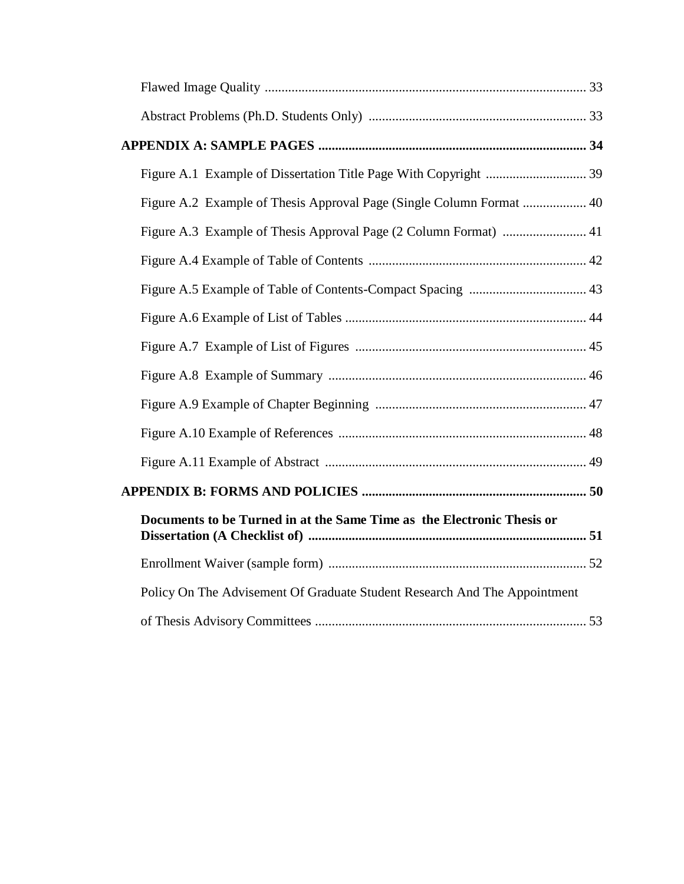Flawed Image Quality ................................................................................................ 33

Abstract Problems (Ph.D. Students Only) ................................................................. 33

**APPENDIX A: SAMPLE PAGES ................................................................................ 34**

Figure A.1 Example of Dissertation Title Page With Copyright .............................. 39

Figure A.2 Example of Thesis Approval Page (Single Column Format ................... 40

Figure A.3 Example of Thesis Approval Page (2 Column Format) ......................... 41

Figure A.4 Example of Table of Contents ................................................................. 42

Figure A.5 Example of Table of Contents-Compact Spacing ................................... 43

Figure A.6 Example of List of Tables ........................................................................ 44

Figure A.7 Example of List of Figures ...................................................................... 45

Figure A.8 Example of Summary ............................................................................. 46

Figure A.9 Example of Chapter Beginning ............................................................... 47

Figure A.10 Example of References .......................................................................... 48

Figure A.11 Example of Abstract .............................................................................. 49

**APPENDIX B: FORMS AND POLICIES ................................................................... 50**

**Documents to be Turned in at the Same Time as the Electronic Thesis or Dissertation (A Checklist of) ................................................................................... 51**

Enrollment Waiver (sample form) ............................................................................. 52

Policy On The Advisement Of Graduate Student Research And The Appointment of Thesis Advisory Committees ................................................................................. 53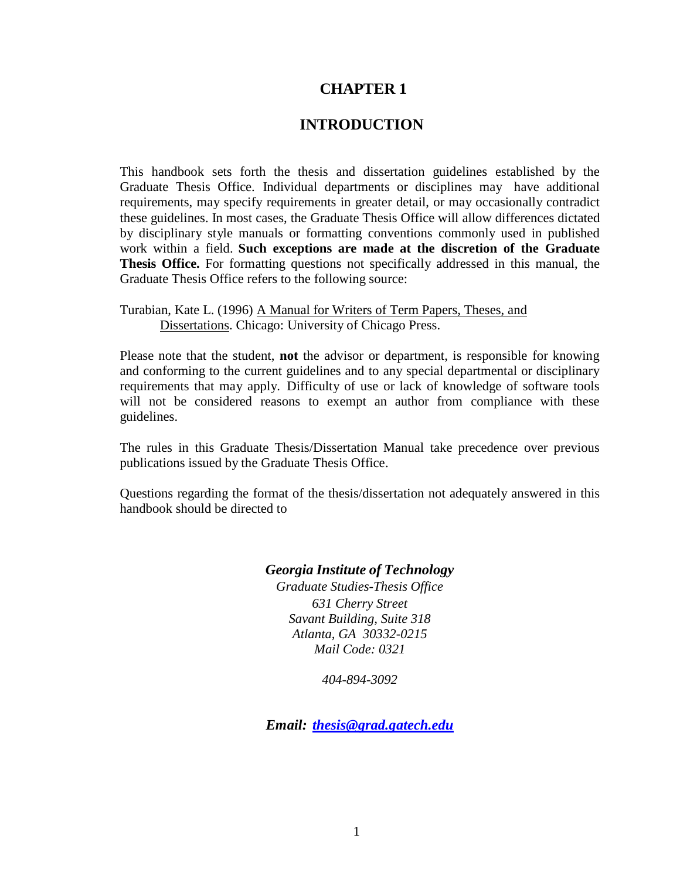# CHAPTER 1

# INTRODUCTION

This handbook sets forth the thesis and dissertation guidelines established by the Graduate Thesis Office. Individual departments or disciplines may have additional requirements, may specify requirements in greater detail, or may occasionally contradict these guidelines. In most cases, the Graduate Thesis Office will allow differences dictated by disciplinary style manuals or formatting conventions commonly used in published work within a field. **Such exceptions are made at the discretion of the Graduate Thesis Office.** For formatting questions not specifically addressed in this manual, the Graduate Thesis Office refers to the following source:

Turabian, Kate L. (1996) A Manual for Writers of Term Papers, Theses, and Dissertations. Chicago: University of Chicago Press.

Please note that the student, **not** the advisor or department, is responsible for knowing and conforming to the current guidelines and to any special departmental or disciplinary requirements that may apply. Difficulty of use or lack of knowledge of software tools will not be considered reasons to exempt an author from compliance with these guidelines.

The rules in this Graduate Thesis/Dissertation Manual take precedence over previous publications issued by the Graduate Thesis Office.

Questions regarding the format of the thesis/dissertation not adequately answered in this handbook should be directed to

***Georgia Institute of Technology***
*Graduate Studies-Thesis Office*
*631 Cherry Street*
*Savant Building, Suite 318*
*Atlanta, GA 30332-0215*
*Mail Code: 0321*

*404-894-3092*

***Email: thesis@grad.gatech.edu***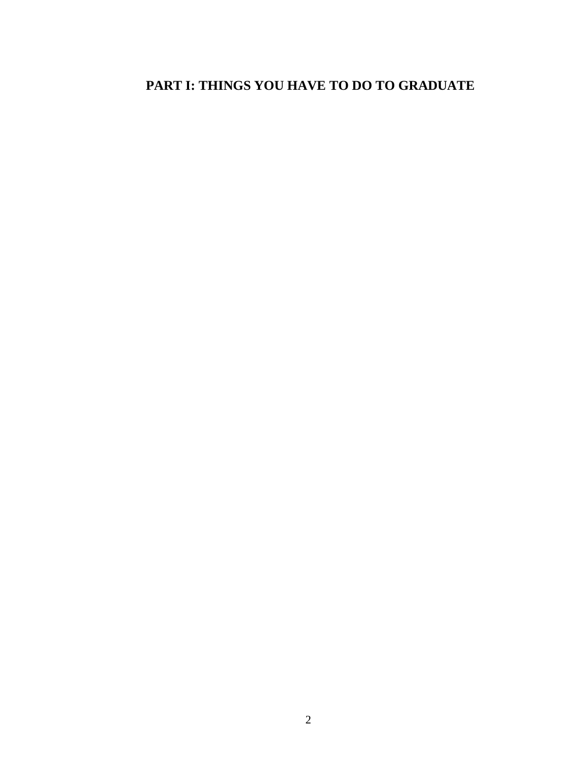# PART I: THINGS YOU HAVE TO DO TO GRADUATE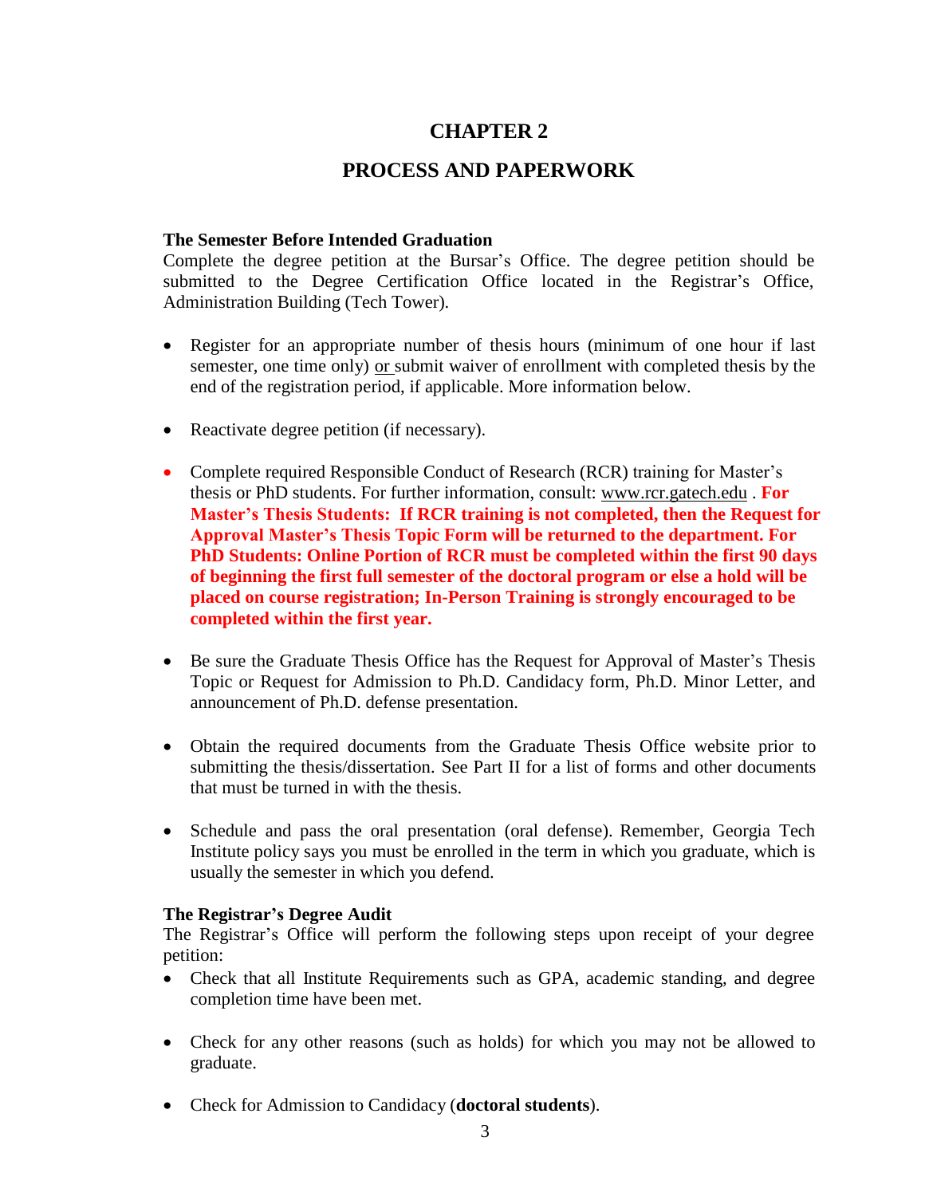# CHAPTER 2

# PROCESS AND PAPERWORK

**The Semester Before Intended Graduation**

Complete the degree petition at the Bursar's Office. The degree petition should be submitted to the Degree Certification Office located in the Registrar's Office, Administration Building (Tech Tower).

- Register for an appropriate number of thesis hours (minimum of one hour if last semester, one time only) or submit waiver of enrollment with completed thesis by the end of the registration period, if applicable. More information below.
- Reactivate degree petition (if necessary).
- Complete required Responsible Conduct of Research (RCR) training for Master's thesis or PhD students. For further information, consult: www.rcr.gatech.edu . **For Master's Thesis Students: If RCR training is not completed, then the Request for Approval Master's Thesis Topic Form will be returned to the department. For PhD Students: Online Portion of RCR must be completed within the first 90 days of beginning the first full semester of the doctoral program or else a hold will be placed on course registration; In-Person Training is strongly encouraged to be completed within the first year.**
- Be sure the Graduate Thesis Office has the Request for Approval of Master's Thesis Topic or Request for Admission to Ph.D. Candidacy form, Ph.D. Minor Letter, and announcement of Ph.D. defense presentation.
- Obtain the required documents from the Graduate Thesis Office website prior to submitting the thesis/dissertation. See Part II for a list of forms and other documents that must be turned in with the thesis.
- Schedule and pass the oral presentation (oral defense). Remember, Georgia Tech Institute policy says you must be enrolled in the term in which you graduate, which is usually the semester in which you defend.

**The Registrar's Degree Audit**

The Registrar's Office will perform the following steps upon receipt of your degree petition:

- Check that all Institute Requirements such as GPA, academic standing, and degree completion time have been met.
- Check for any other reasons (such as holds) for which you may not be allowed to graduate.
- Check for Admission to Candidacy (**doctoral students**).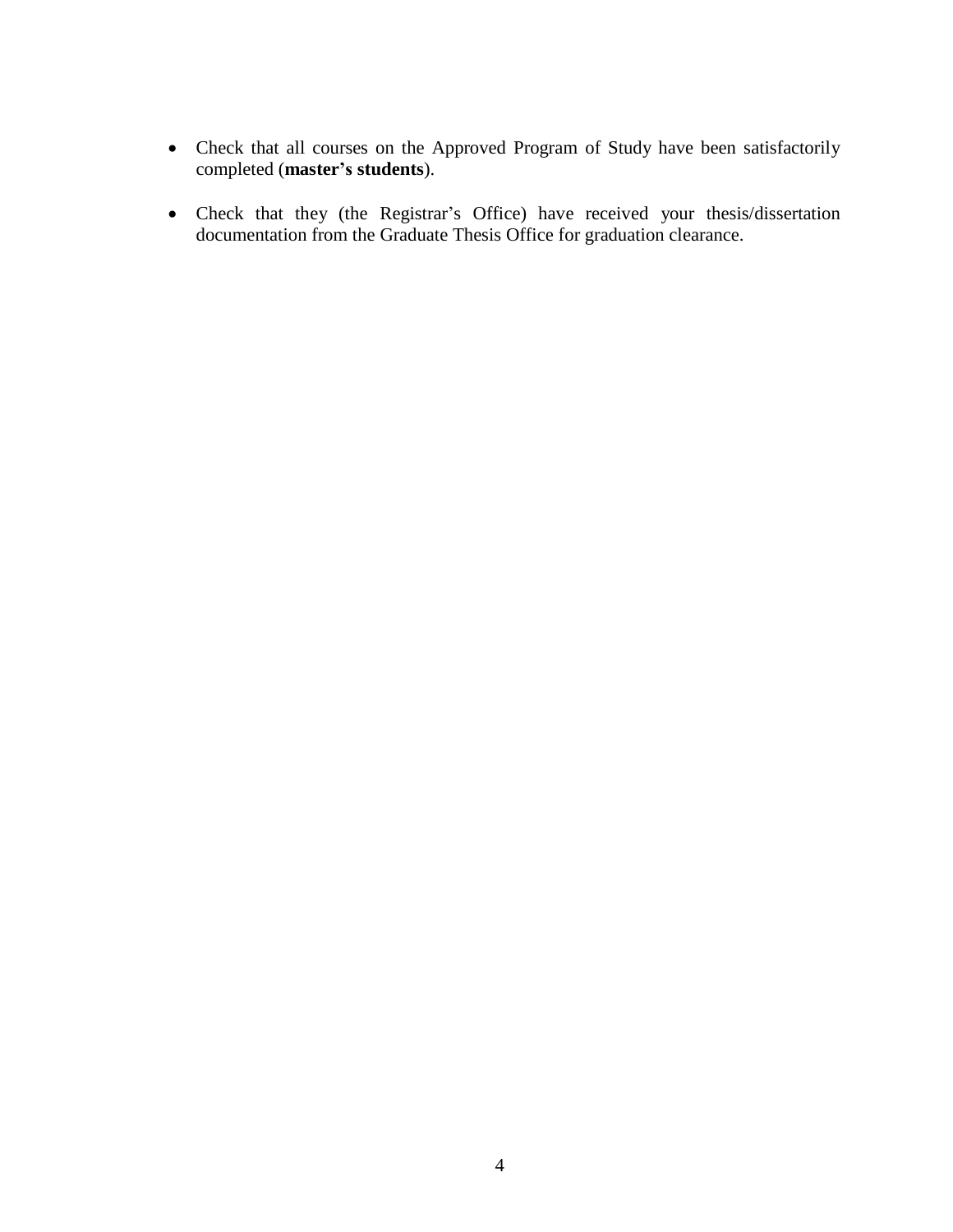- Check that all courses on the Approved Program of Study have been satisfactorily completed (**master's students**).

- Check that they (the Registrar's Office) have received your thesis/dissertation documentation from the Graduate Thesis Office for graduation clearance.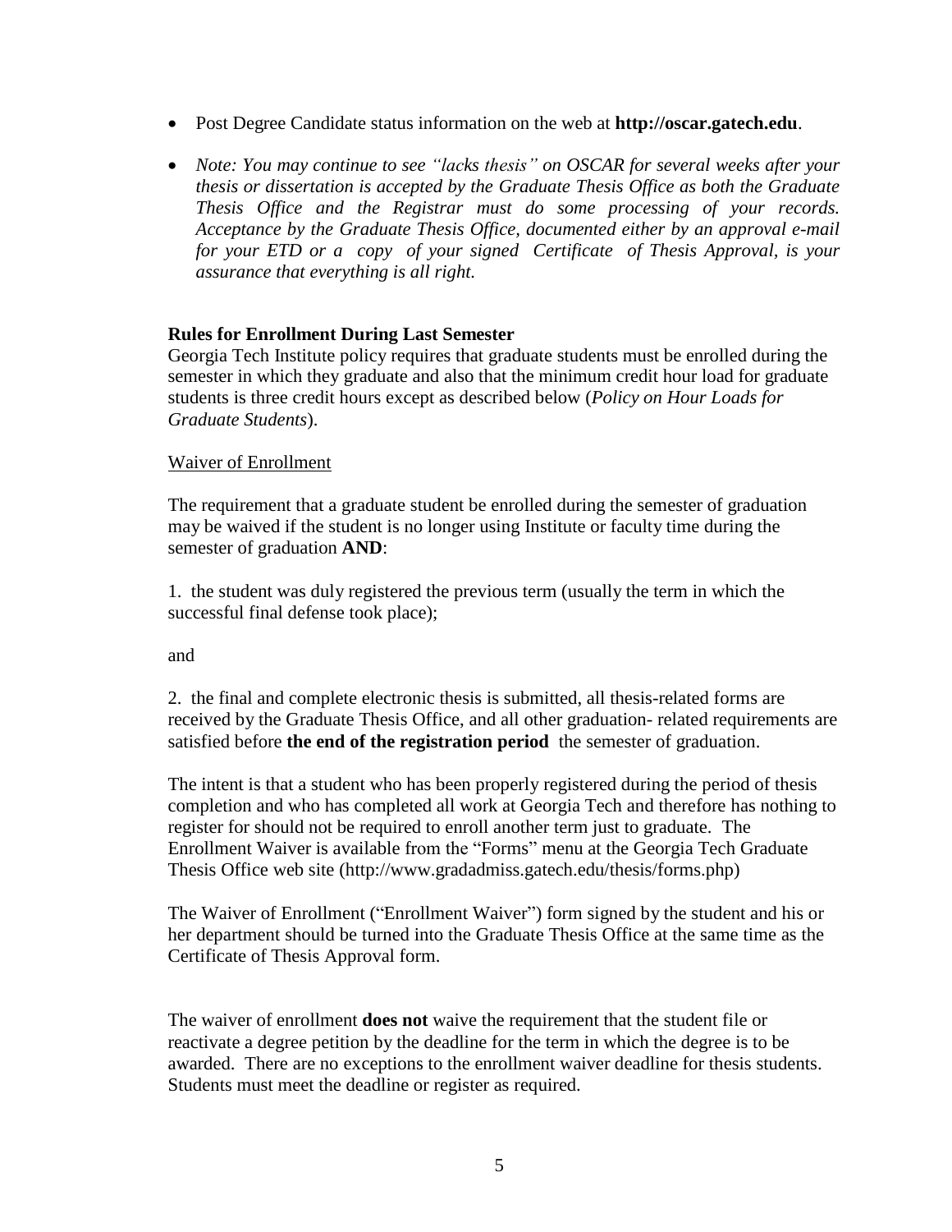- Post Degree Candidate status information on the web at **http://oscar.gatech.edu**.
- *Note: You may continue to see "lacks thesis" on OSCAR for several weeks after your thesis or dissertation is accepted by the Graduate Thesis Office as both the Graduate Thesis Office and the Registrar must do some processing of your records. Acceptance by the Graduate Thesis Office, documented either by an approval e-mail for your ETD or a copy of your signed Certificate of Thesis Approval, is your assurance that everything is all right.*

**Rules for Enrollment During Last Semester**

Georgia Tech Institute policy requires that graduate students must be enrolled during the semester in which they graduate and also that the minimum credit hour load for graduate students is three credit hours except as described below (*Policy on Hour Loads for Graduate Students*).

Waiver of Enrollment

The requirement that a graduate student be enrolled during the semester of graduation may be waived if the student is no longer using Institute or faculty time during the semester of graduation **AND**:

1. the student was duly registered the previous term (usually the term in which the successful final defense took place);

and

2. the final and complete electronic thesis is submitted, all thesis-related forms are received by the Graduate Thesis Office, and all other graduation- related requirements are satisfied before **the end of the registration period** the semester of graduation.

The intent is that a student who has been properly registered during the period of thesis completion and who has completed all work at Georgia Tech and therefore has nothing to register for should not be required to enroll another term just to graduate. The Enrollment Waiver is available from the "Forms" menu at the Georgia Tech Graduate Thesis Office web site (http://www.gradadmiss.gatech.edu/thesis/forms.php)

The Waiver of Enrollment ("Enrollment Waiver") form signed by the student and his or her department should be turned into the Graduate Thesis Office at the same time as the Certificate of Thesis Approval form.

The waiver of enrollment **does not** waive the requirement that the student file or reactivate a degree petition by the deadline for the term in which the degree is to be awarded. There are no exceptions to the enrollment waiver deadline for thesis students. Students must meet the deadline or register as required.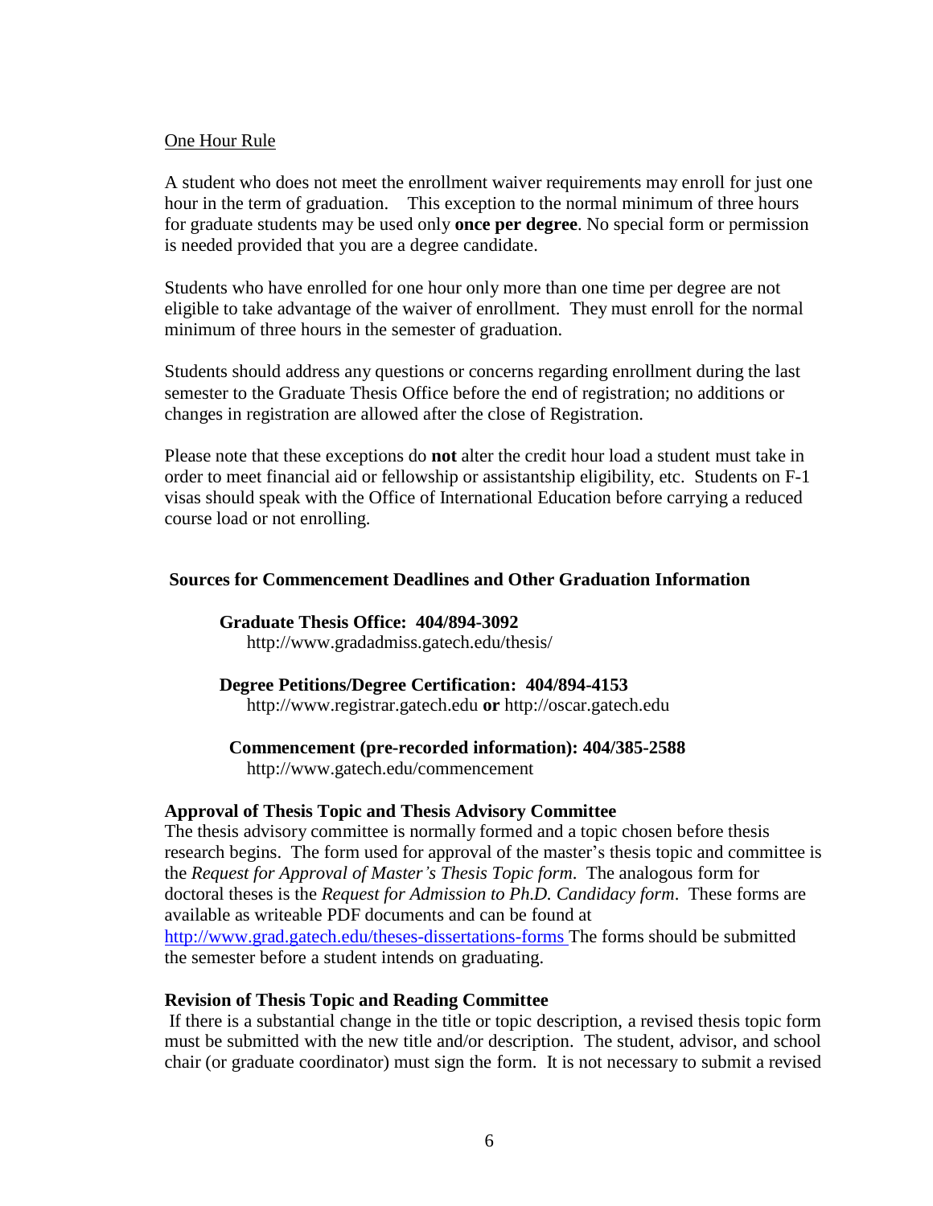One Hour Rule

A student who does not meet the enrollment waiver requirements may enroll for just one hour in the term of graduation. This exception to the normal minimum of three hours for graduate students may be used only **once per degree**. No special form or permission is needed provided that you are a degree candidate.

Students who have enrolled for one hour only more than one time per degree are not eligible to take advantage of the waiver of enrollment. They must enroll for the normal minimum of three hours in the semester of graduation.

Students should address any questions or concerns regarding enrollment during the last semester to the Graduate Thesis Office before the end of registration; no additions or changes in registration are allowed after the close of Registration.

Please note that these exceptions do **not** alter the credit hour load a student must take in order to meet financial aid or fellowship or assistantship eligibility, etc. Students on F-1 visas should speak with the Office of International Education before carrying a reduced course load or not enrolling.

**Sources for Commencement Deadlines and Other Graduation Information**

**Graduate Thesis Office: 404/894-3092**
http://www.gradadmiss.gatech.edu/thesis/

**Degree Petitions/Degree Certification: 404/894-4153**
http://www.registrar.gatech.edu **or** http://oscar.gatech.edu

**Commencement (pre-recorded information): 404/385-2588**
http://www.gatech.edu/commencement

**Approval of Thesis Topic and Thesis Advisory Committee**

The thesis advisory committee is normally formed and a topic chosen before thesis research begins. The form used for approval of the master's thesis topic and committee is the *Request for Approval of Master's Thesis Topic form*. The analogous form for doctoral theses is the *Request for Admission to Ph.D. Candidacy form*. These forms are available as writeable PDF documents and can be found at http://www.grad.gatech.edu/theses-dissertations-forms The forms should be submitted the semester before a student intends on graduating.

**Revision of Thesis Topic and Reading Committee**

If there is a substantial change in the title or topic description, a revised thesis topic form must be submitted with the new title and/or description. The student, advisor, and school chair (or graduate coordinator) must sign the form. It is not necessary to submit a revised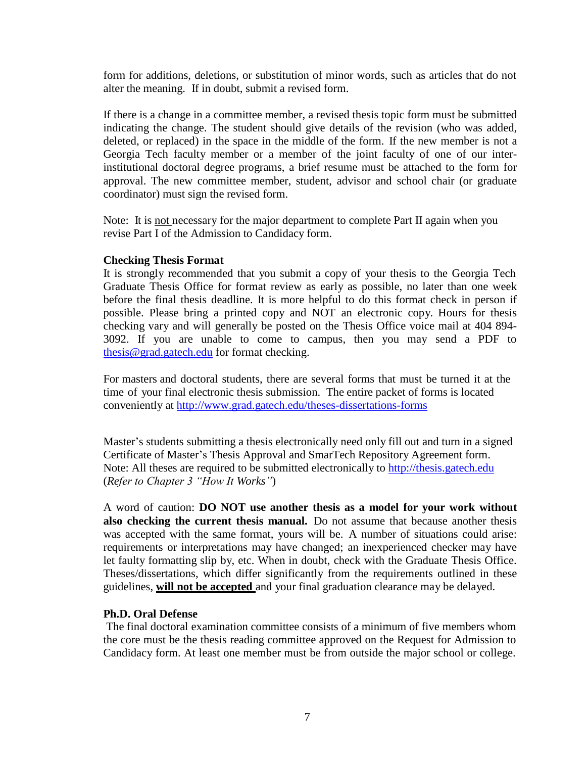form for additions, deletions, or substitution of minor words, such as articles that do not alter the meaning. If in doubt, submit a revised form.

If there is a change in a committee member, a revised thesis topic form must be submitted indicating the change. The student should give details of the revision (who was added, deleted, or replaced) in the space in the middle of the form. If the new member is not a Georgia Tech faculty member or a member of the joint faculty of one of our inter-institutional doctoral degree programs, a brief resume must be attached to the form for approval. The new committee member, student, advisor and school chair (or graduate coordinator) must sign the revised form.

Note: It is <u>not</u> necessary for the major department to complete Part II again when you revise Part I of the Admission to Candidacy form.

**Checking Thesis Format**

It is strongly recommended that you submit a copy of your thesis to the Georgia Tech Graduate Thesis Office for format review as early as possible, no later than one week before the final thesis deadline. It is more helpful to do this format check in person if possible. Please bring a printed copy and NOT an electronic copy. Hours for thesis checking vary and will generally be posted on the Thesis Office voice mail at 404 894-3092. If you are unable to come to campus, then you may send a PDF to [thesis@grad.gatech.edu](mailto:thesis@grad.gatech.edu) for format checking.

For masters and doctoral students, there are several forms that must be turned it at the time of your final electronic thesis submission. The entire packet of forms is located conveniently at [http://www.grad.gatech.edu/theses-dissertations-forms](http://www.grad.gatech.edu/theses-dissertations-forms)

Master's students submitting a thesis electronically need only fill out and turn in a signed Certificate of Master's Thesis Approval and SmarTech Repository Agreement form. Note: All theses are required to be submitted electronically to [http://thesis.gatech.edu](http://thesis.gatech.edu) (*Refer to Chapter 3 "How It Works"*)

A word of caution: **DO NOT use another thesis as a model for your work without also checking the current thesis manual.** Do not assume that because another thesis was accepted with the same format, yours will be. A number of situations could arise: requirements or interpretations may have changed; an inexperienced checker may have let faulty formatting slip by, etc. When in doubt, check with the Graduate Thesis Office. Theses/dissertations, which differ significantly from the requirements outlined in these guidelines, <u>**will not be accepted**</u> and your final graduation clearance may be delayed.

**Ph.D. Oral Defense**

The final doctoral examination committee consists of a minimum of five members whom the core must be the thesis reading committee approved on the Request for Admission to Candidacy form. At least one member must be from outside the major school or college.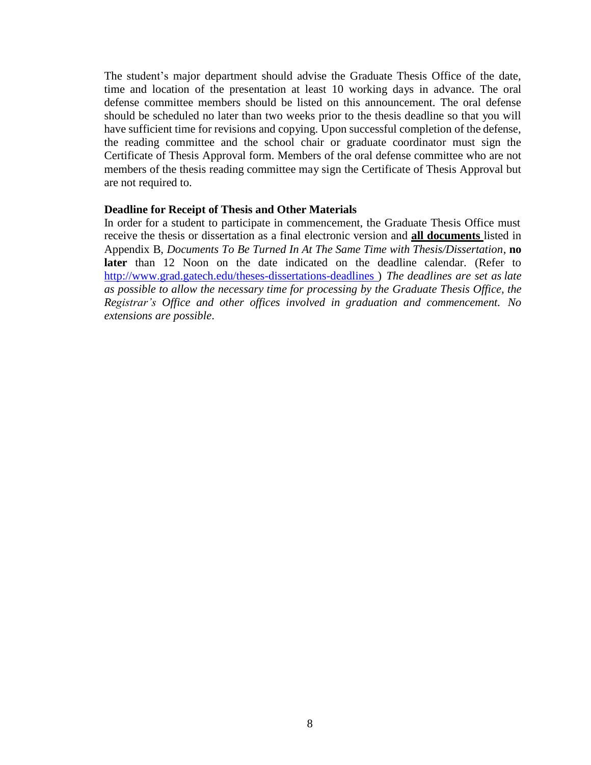The student's major department should advise the Graduate Thesis Office of the date, time and location of the presentation at least 10 working days in advance. The oral defense committee members should be listed on this announcement. The oral defense should be scheduled no later than two weeks prior to the thesis deadline so that you will have sufficient time for revisions and copying. Upon successful completion of the defense, the reading committee and the school chair or graduate coordinator must sign the Certificate of Thesis Approval form. Members of the oral defense committee who are not members of the thesis reading committee may sign the Certificate of Thesis Approval but are not required to.

**Deadline for Receipt of Thesis and Other Materials**

In order for a student to participate in commencement, the Graduate Thesis Office must receive the thesis or dissertation as a final electronic version and **all documents** listed in Appendix B, *Documents To Be Turned In At The Same Time with Thesis/Dissertation*, **no later** than 12 Noon on the date indicated on the deadline calendar. (Refer to [http://www.grad.gatech.edu/theses-dissertations-deadlines](http://www.grad.gatech.edu/theses-dissertations-deadlines) ) *The deadlines are set as late as possible to allow the necessary time for processing by the Graduate Thesis Office, the Registrar's Office and other offices involved in graduation and commencement. No extensions are possible*.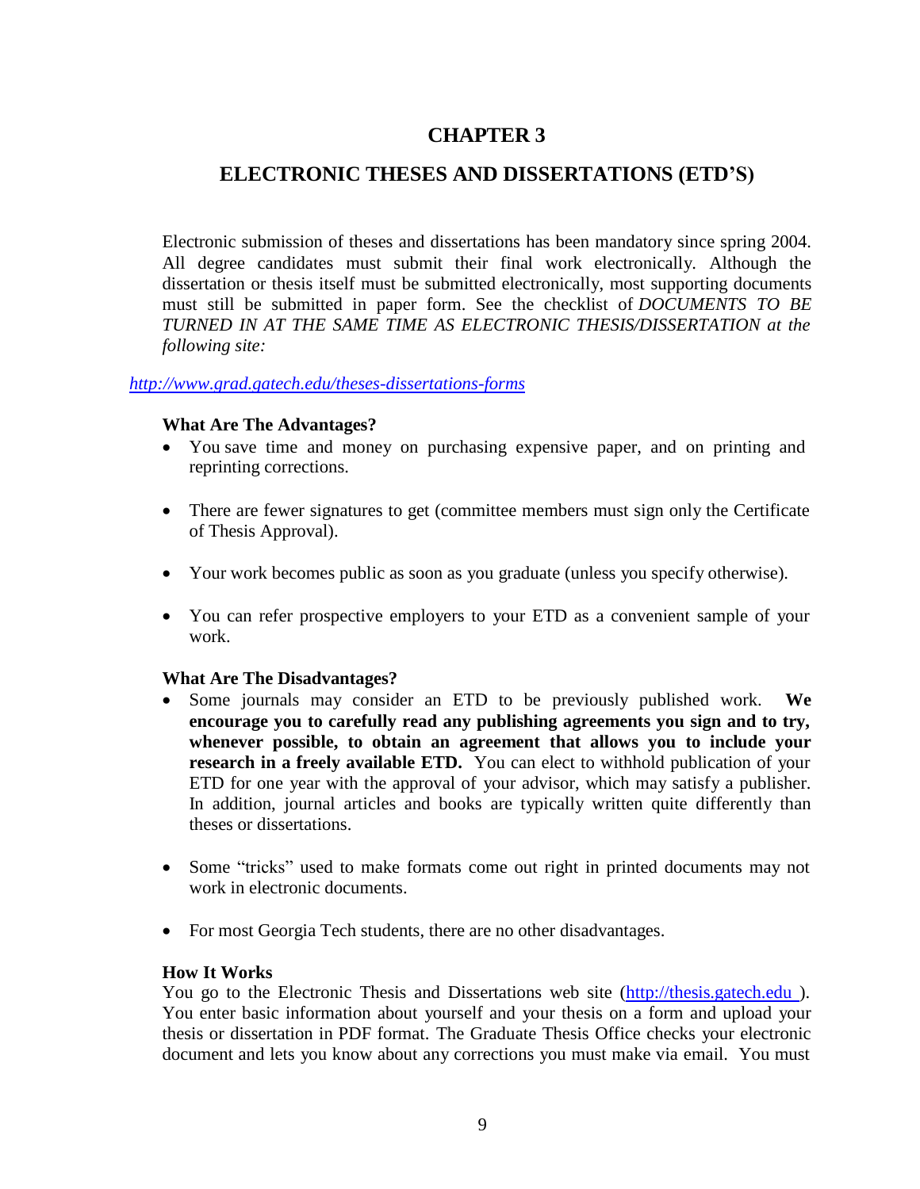# CHAPTER 3

## ELECTRONIC THESES AND DISSERTATIONS (ETD'S)

Electronic submission of theses and dissertations has been mandatory since spring 2004. All degree candidates must submit their final work electronically. Although the dissertation or thesis itself must be submitted electronically, most supporting documents must still be submitted in paper form. See the checklist of *DOCUMENTS TO BE TURNED IN AT THE SAME TIME AS ELECTRONIC THESIS/DISSERTATION at the following site:*

*http://www.grad.gatech.edu/theses-dissertations-forms*

### What Are The Advantages?

- You save time and money on purchasing expensive paper, and on printing and reprinting corrections.
- There are fewer signatures to get (committee members must sign only the Certificate of Thesis Approval).
- Your work becomes public as soon as you graduate (unless you specify otherwise).
- You can refer prospective employers to your ETD as a convenient sample of your work.

### What Are The Disadvantages?

- Some journals may consider an ETD to be previously published work. **We encourage you to carefully read any publishing agreements you sign and to try, whenever possible, to obtain an agreement that allows you to include your research in a freely available ETD.** You can elect to withhold publication of your ETD for one year with the approval of your advisor, which may satisfy a publisher. In addition, journal articles and books are typically written quite differently than theses or dissertations.
- Some "tricks" used to make formats come out right in printed documents may not work in electronic documents.
- For most Georgia Tech students, there are no other disadvantages.

### How It Works

You go to the Electronic Thesis and Dissertations web site (http://thesis.gatech.edu ). You enter basic information about yourself and your thesis on a form and upload your thesis or dissertation in PDF format. The Graduate Thesis Office checks your electronic document and lets you know about any corrections you must make via email. You must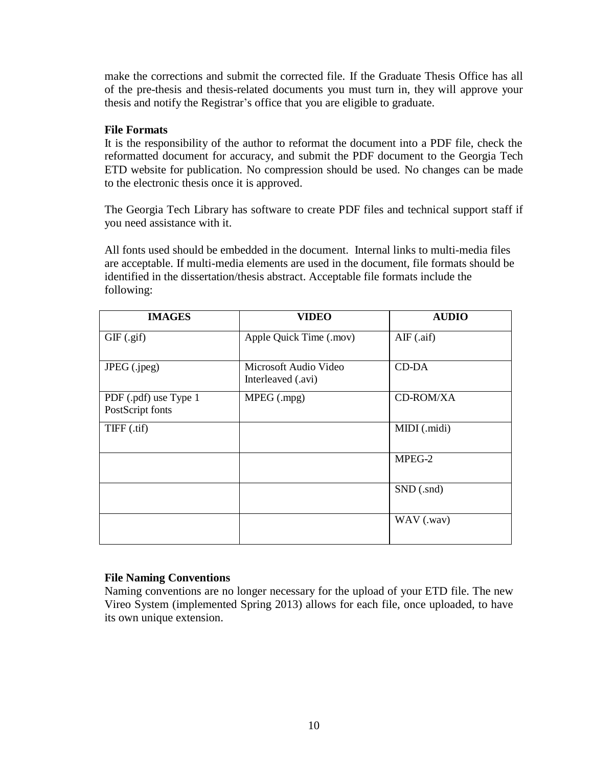make the corrections and submit the corrected file. If the Graduate Thesis Office has all of the pre-thesis and thesis-related documents you must turn in, they will approve your thesis and notify the Registrar's office that you are eligible to graduate.

**File Formats**

It is the responsibility of the author to reformat the document into a PDF file, check the reformatted document for accuracy, and submit the PDF document to the Georgia Tech ETD website for publication. No compression should be used. No changes can be made to the electronic thesis once it is approved.

The Georgia Tech Library has software to create PDF files and technical support staff if you need assistance with it.

All fonts used should be embedded in the document. Internal links to multi-media files are acceptable. If multi-media elements are used in the document, file formats should be identified in the dissertation/thesis abstract. Acceptable file formats include the following:

| IMAGES | VIDEO | AUDIO |
|---|---|---|
| GIF (.gif) | Apple Quick Time (.mov) | AIF (.aif) |
| JPEG (.jpeg) | Microsoft Audio Video Interleaved (.avi) | CD-DA |
| PDF (.pdf) use Type 1 PostScript fonts | MPEG (.mpg) | CD-ROM/XA |
| TIFF (.tif) | | MIDI (.midi) |
| | | MPEG-2 |
| | | SND (.snd) |
| | | WAV (.wav) |

**File Naming Conventions**

Naming conventions are no longer necessary for the upload of your ETD file. The new Vireo System (implemented Spring 2013) allows for each file, once uploaded, to have its own unique extension.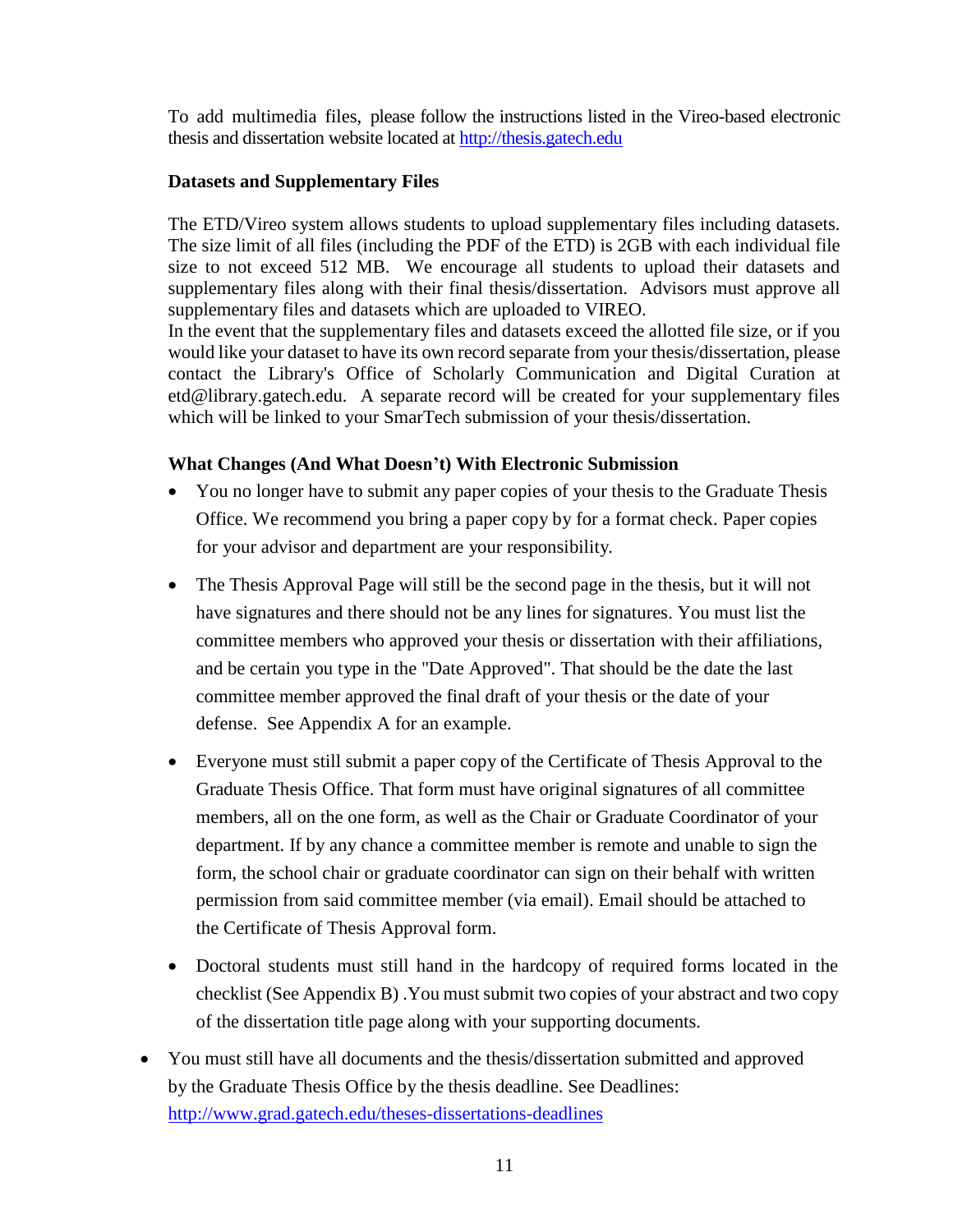To add multimedia files, please follow the instructions listed in the Vireo-based electronic thesis and dissertation website located at http://thesis.gatech.edu

**Datasets and Supplementary Files**

The ETD/Vireo system allows students to upload supplementary files including datasets. The size limit of all files (including the PDF of the ETD) is 2GB with each individual file size to not exceed 512 MB. We encourage all students to upload their datasets and supplementary files along with their final thesis/dissertation. Advisors must approve all supplementary files and datasets which are uploaded to VIREO.
In the event that the supplementary files and datasets exceed the allotted file size, or if you would like your dataset to have its own record separate from your thesis/dissertation, please contact the Library's Office of Scholarly Communication and Digital Curation at etd@library.gatech.edu. A separate record will be created for your supplementary files which will be linked to your SmarTech submission of your thesis/dissertation.

**What Changes (And What Doesn't) With Electronic Submission**

- You no longer have to submit any paper copies of your thesis to the Graduate Thesis Office. We recommend you bring a paper copy by for a format check. Paper copies for your advisor and department are your responsibility.
- The Thesis Approval Page will still be the second page in the thesis, but it will not have signatures and there should not be any lines for signatures. You must list the committee members who approved your thesis or dissertation with their affiliations, and be certain you type in the "Date Approved". That should be the date the last committee member approved the final draft of your thesis or the date of your defense. See Appendix A for an example.
- Everyone must still submit a paper copy of the Certificate of Thesis Approval to the Graduate Thesis Office. That form must have original signatures of all committee members, all on the one form, as well as the Chair or Graduate Coordinator of your department. If by any chance a committee member is remote and unable to sign the form, the school chair or graduate coordinator can sign on their behalf with written permission from said committee member (via email). Email should be attached to the Certificate of Thesis Approval form.
- Doctoral students must still hand in the hardcopy of required forms located in the checklist (See Appendix B) .You must submit two copies of your abstract and two copy of the dissertation title page along with your supporting documents.
- You must still have all documents and the thesis/dissertation submitted and approved by the Graduate Thesis Office by the thesis deadline. See Deadlines: http://www.grad.gatech.edu/theses-dissertations-deadlines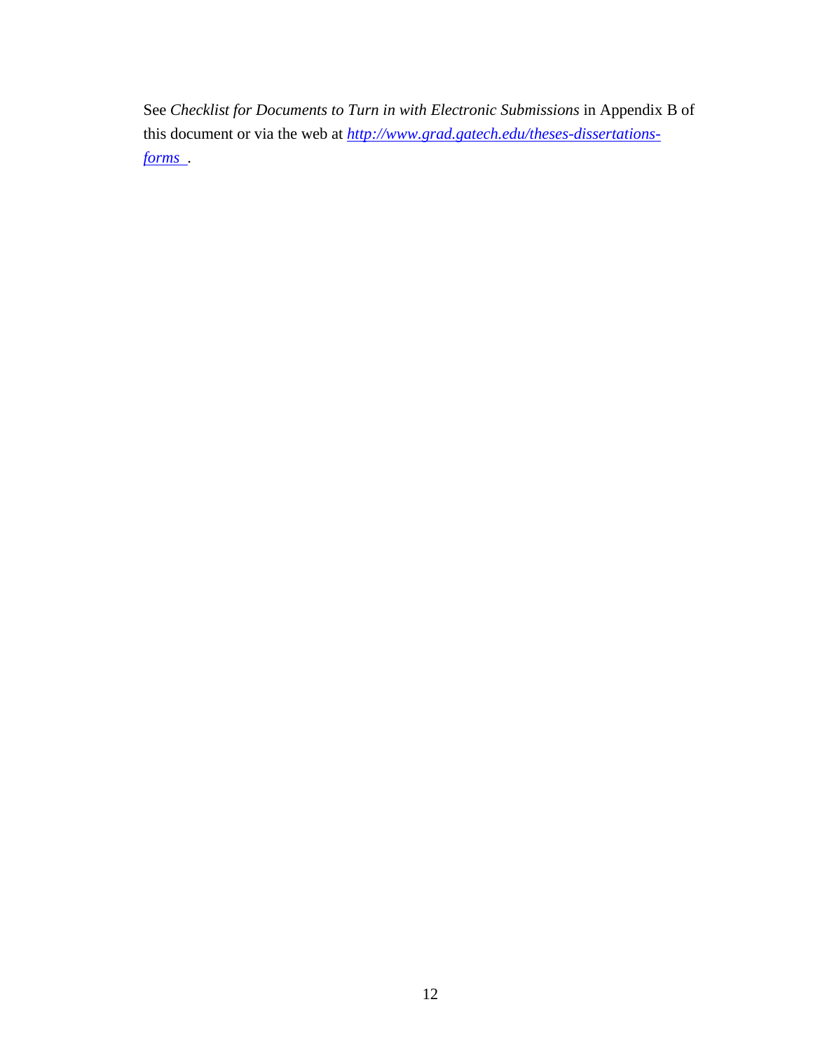See *Checklist for Documents to Turn in with Electronic Submissions* in Appendix B of this document or via the web at [*http://www.grad.gatech.edu/theses-dissertations-forms*](http://www.grad.gatech.edu/theses-dissertations-forms).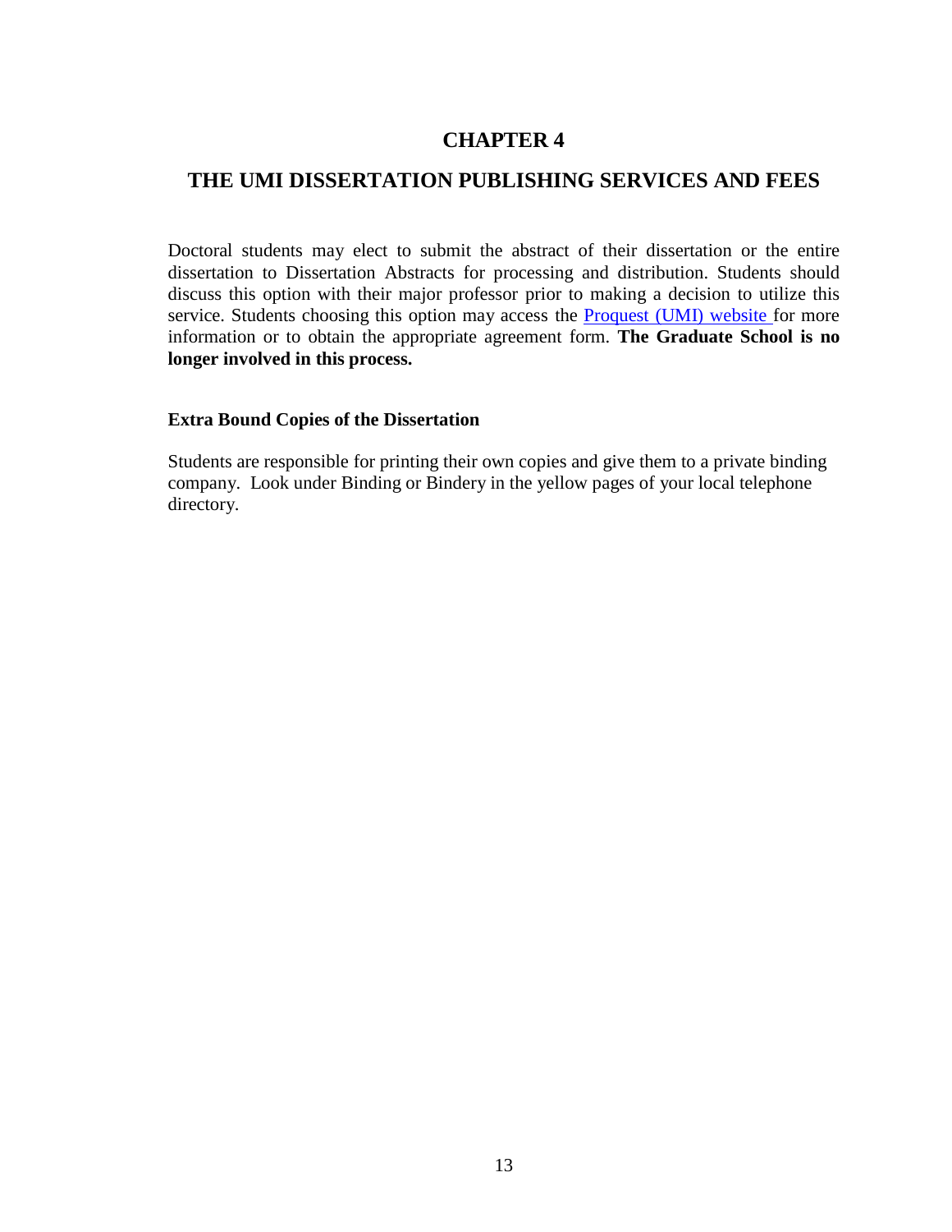# CHAPTER 4

# THE UMI DISSERTATION PUBLISHING SERVICES AND FEES

Doctoral students may elect to submit the abstract of their dissertation or the entire dissertation to Dissertation Abstracts for processing and distribution. Students should discuss this option with their major professor prior to making a decision to utilize this service. Students choosing this option may access the Proquest (UMI) website for more information or to obtain the appropriate agreement form. **The Graduate School is no longer involved in this process.**

### Extra Bound Copies of the Dissertation

Students are responsible for printing their own copies and give them to a private binding company. Look under Binding or Bindery in the yellow pages of your local telephone directory.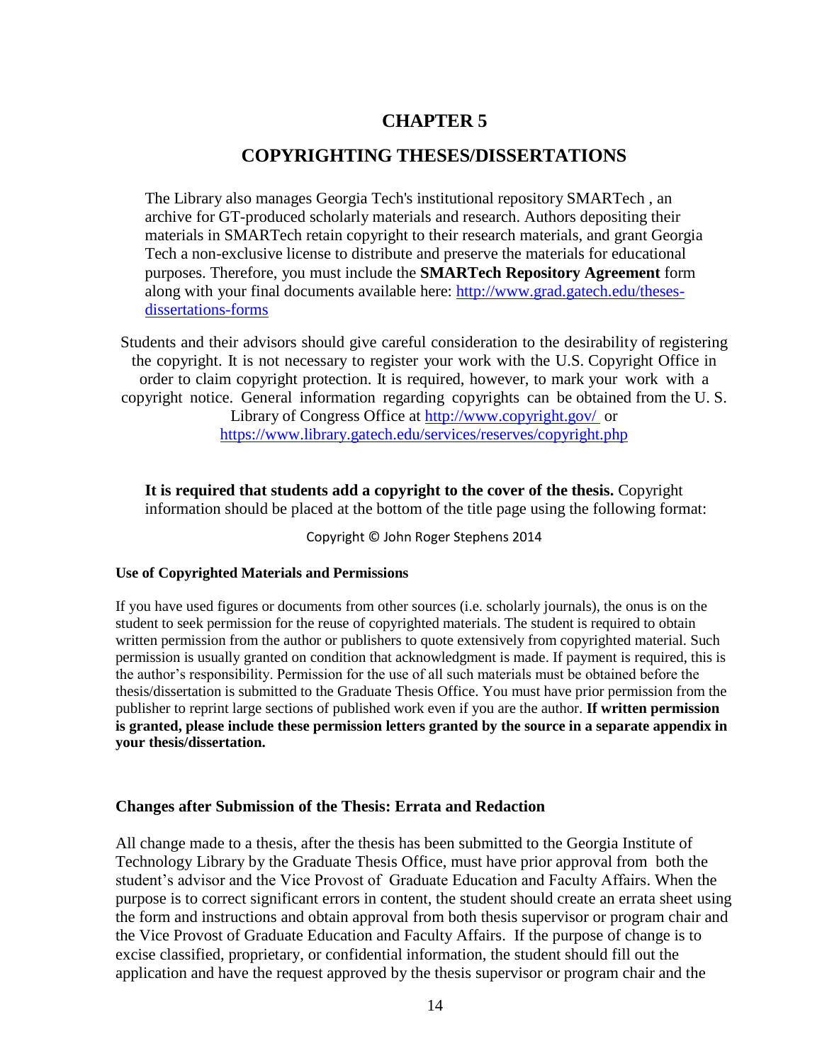# CHAPTER 5

# COPYRIGHTING THESES/DISSERTATIONS

The Library also manages Georgia Tech's institutional repository SMARTech , an archive for GT-produced scholarly materials and research. Authors depositing their materials in SMARTech retain copyright to their research materials, and grant Georgia Tech a non-exclusive license to distribute and preserve the materials for educational purposes. Therefore, you must include the **SMARTech Repository Agreement** form along with your final documents available here: [http://www.grad.gatech.edu/theses-dissertations-forms](http://www.grad.gatech.edu/theses-dissertations-forms)

Students and their advisors should give careful consideration to the desirability of registering the copyright. It is not necessary to register your work with the U.S. Copyright Office in order to claim copyright protection. It is required, however, to mark your work with a copyright notice. General information regarding copyrights can be obtained from the U. S. Library of Congress Office at [http://www.copyright.gov/](http://www.copyright.gov/) or [https://www.library.gatech.edu/services/reserves/copyright.php](https://www.library.gatech.edu/services/reserves/copyright.php)

**It is required that students add a copyright to the cover of the thesis.** Copyright information should be placed at the bottom of the title page using the following format:

Copyright © John Roger Stephens 2014

### Use of Copyrighted Materials and Permissions

If you have used figures or documents from other sources (i.e. scholarly journals), the onus is on the student to seek permission for the reuse of copyrighted materials. The student is required to obtain written permission from the author or publishers to quote extensively from copyrighted material. Such permission is usually granted on condition that acknowledgment is made. If payment is required, this is the author's responsibility. Permission for the use of all such materials must be obtained before the thesis/dissertation is submitted to the Graduate Thesis Office. You must have prior permission from the publisher to reprint large sections of published work even if you are the author. **If written permission is granted, please include these permission letters granted by the source in a separate appendix in your thesis/dissertation.**

### Changes after Submission of the Thesis: Errata and Redaction

All change made to a thesis, after the thesis has been submitted to the Georgia Institute of Technology Library by the Graduate Thesis Office, must have prior approval from both the student's advisor and the Vice Provost of Graduate Education and Faculty Affairs. When the purpose is to correct significant errors in content, the student should create an errata sheet using the form and instructions and obtain approval from both thesis supervisor or program chair and the Vice Provost of Graduate Education and Faculty Affairs. If the purpose of change is to excise classified, proprietary, or confidential information, the student should fill out the application and have the request approved by the thesis supervisor or program chair and the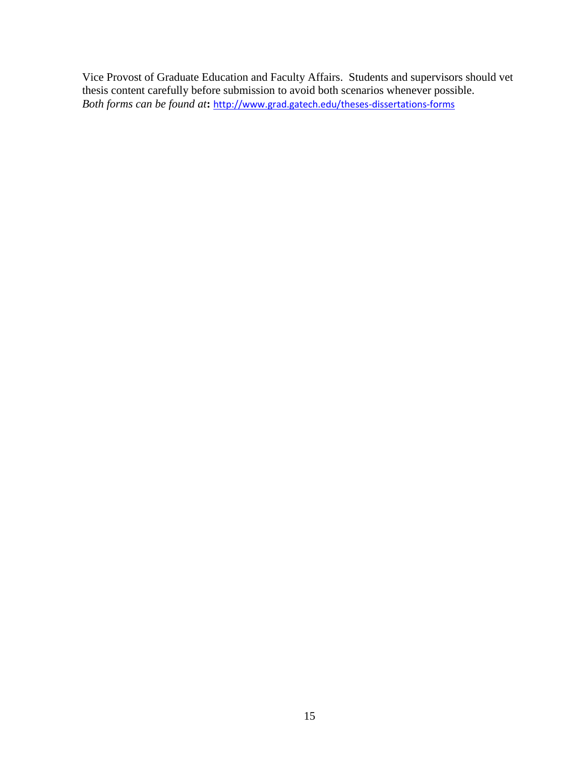Vice Provost of Graduate Education and Faculty Affairs. Students and supervisors should vet thesis content carefully before submission to avoid both scenarios whenever possible.
*Both forms can be found at*: http://www.grad.gatech.edu/theses-dissertations-forms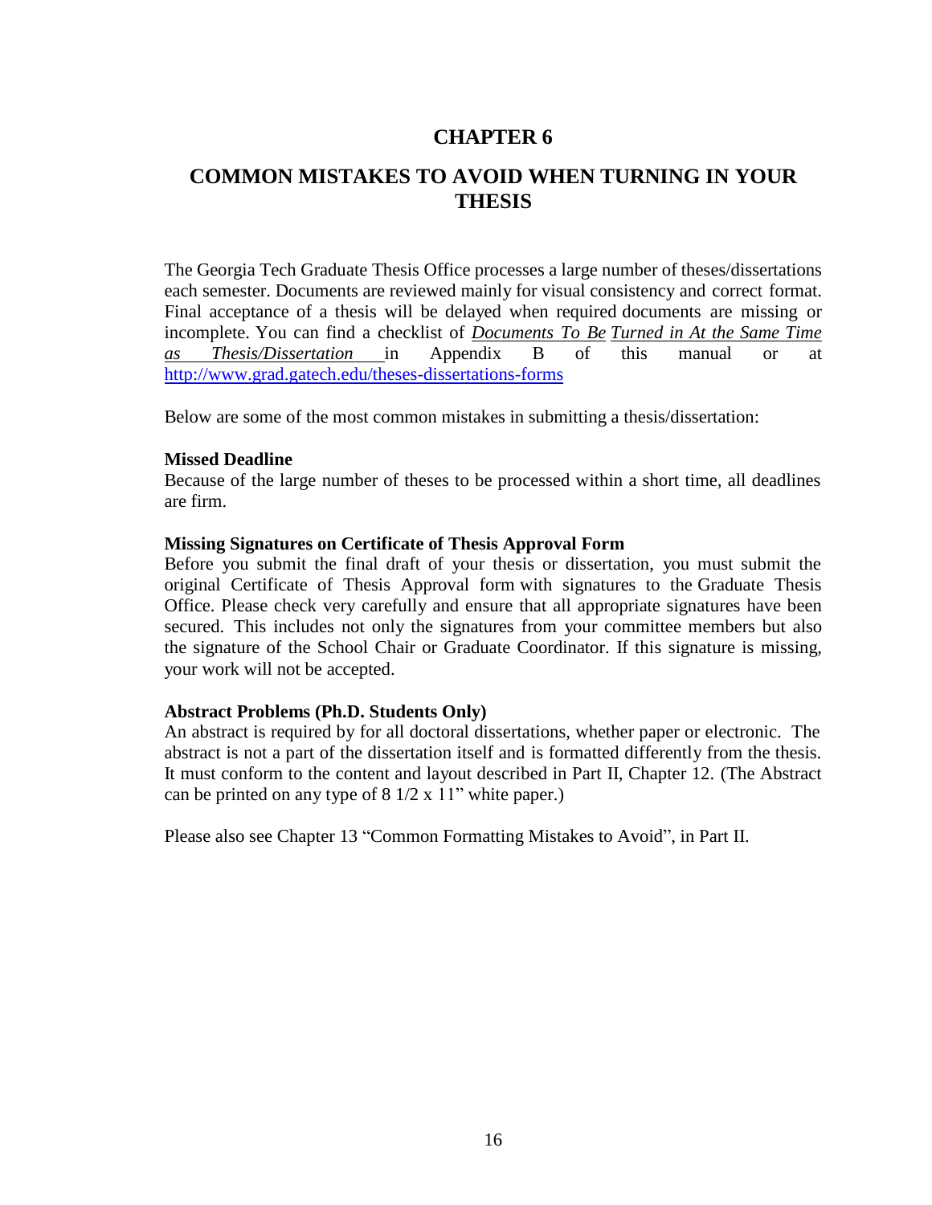# CHAPTER 6

# COMMON MISTAKES TO AVOID WHEN TURNING IN YOUR THESIS

The Georgia Tech Graduate Thesis Office processes a large number of theses/dissertations each semester. Documents are reviewed mainly for visual consistency and correct format. Final acceptance of a thesis will be delayed when required documents are missing or incomplete. You can find a checklist of ***Documents To Be Turned in At the Same Time as Thesis/Dissertation*** in Appendix B of this manual or at http://www.grad.gatech.edu/theses-dissertations-forms

Below are some of the most common mistakes in submitting a thesis/dissertation:

**Missed Deadline**

Because of the large number of theses to be processed within a short time, all deadlines are firm.

**Missing Signatures on Certificate of Thesis Approval Form**

Before you submit the final draft of your thesis or dissertation, you must submit the original Certificate of Thesis Approval form with signatures to the Graduate Thesis Office. Please check very carefully and ensure that all appropriate signatures have been secured. This includes not only the signatures from your committee members but also the signature of the School Chair or Graduate Coordinator. If this signature is missing, your work will not be accepted.

**Abstract Problems (Ph.D. Students Only)**

An abstract is required by for all doctoral dissertations, whether paper or electronic. The abstract is not a part of the dissertation itself and is formatted differently from the thesis. It must conform to the content and layout described in Part II, Chapter 12. (The Abstract can be printed on any type of 8 1/2 x 11" white paper.)

Please also see Chapter 13 "Common Formatting Mistakes to Avoid", in Part II.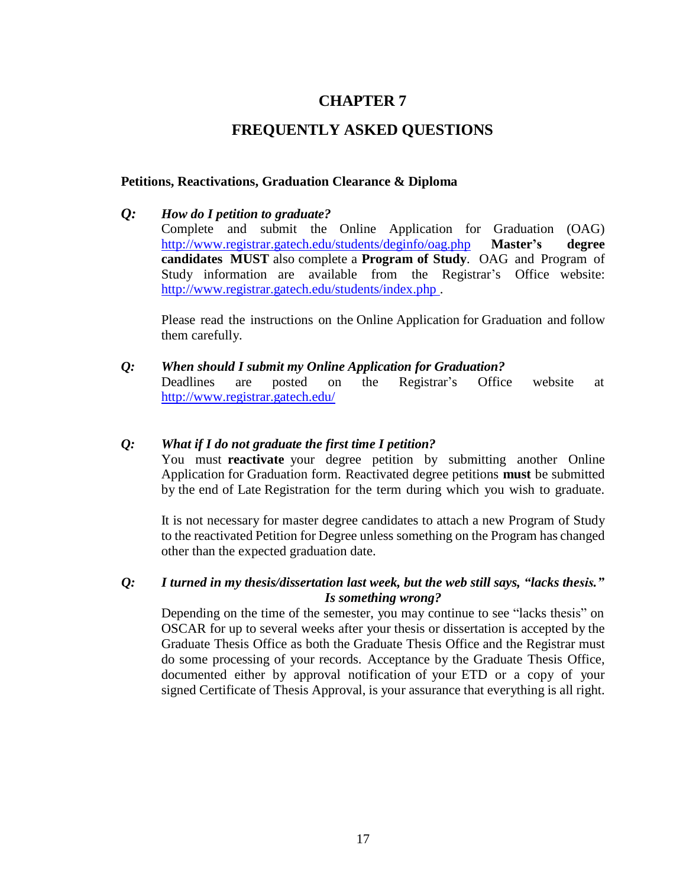# CHAPTER 7

# FREQUENTLY ASKED QUESTIONS

### Petitions, Reactivations, Graduation Clearance & Diploma

***Q:*** ***How do I petition to graduate?***

Complete and submit the Online Application for Graduation (OAG) http://www.registrar.gatech.edu/students/deginfo/oag.php **Master's degree candidates MUST** also complete a **Program of Study**. OAG and Program of Study information are available from the Registrar's Office website: http://www.registrar.gatech.edu/students/index.php .

Please read the instructions on the Online Application for Graduation and follow them carefully.

***Q:*** ***When should I submit my Online Application for Graduation?***

Deadlines are posted on the Registrar's Office website at http://www.registrar.gatech.edu/

***Q:*** ***What if I do not graduate the first time I petition?***

You must **reactivate** your degree petition by submitting another Online Application for Graduation form. Reactivated degree petitions **must** be submitted by the end of Late Registration for the term during which you wish to graduate.

It is not necessary for master degree candidates to attach a new Program of Study to the reactivated Petition for Degree unless something on the Program has changed other than the expected graduation date.

***Q:*** ***I turned in my thesis/dissertation last week, but the web still says, "lacks thesis." Is something wrong?***

Depending on the time of the semester, you may continue to see "lacks thesis" on OSCAR for up to several weeks after your thesis or dissertation is accepted by the Graduate Thesis Office as both the Graduate Thesis Office and the Registrar must do some processing of your records. Acceptance by the Graduate Thesis Office, documented either by approval notification of your ETD or a copy of your signed Certificate of Thesis Approval, is your assurance that everything is all right.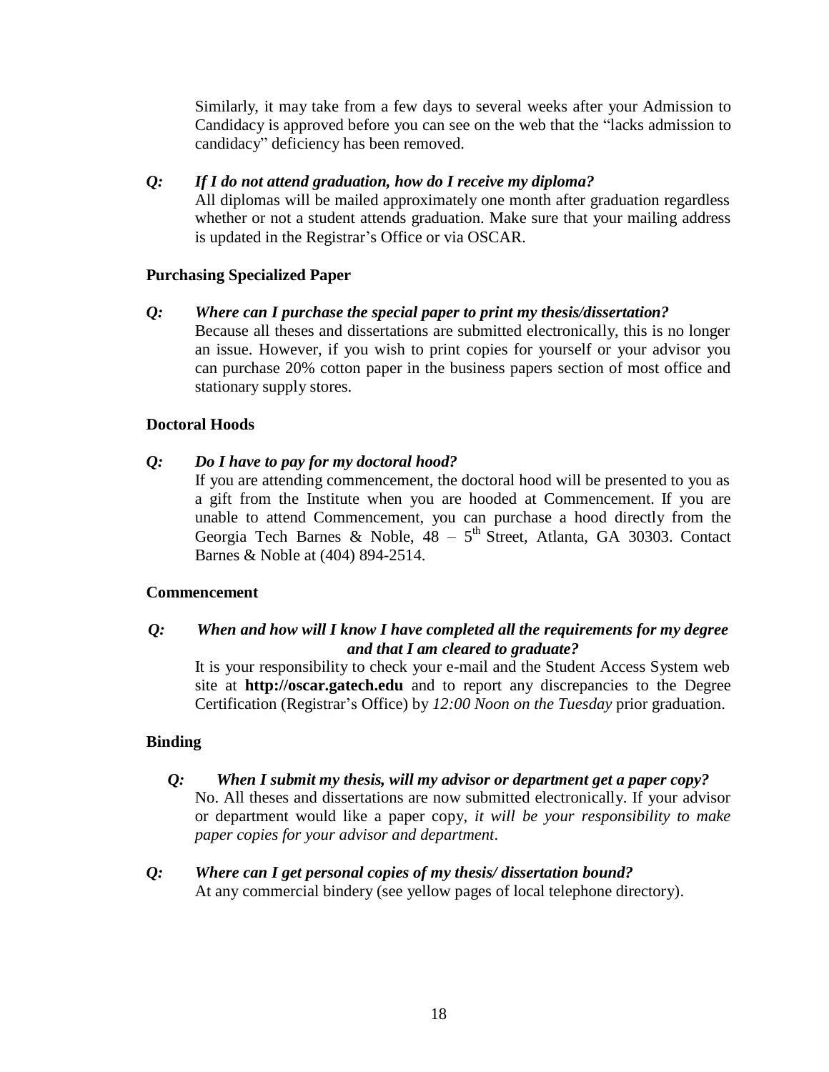Similarly, it may take from a few days to several weeks after your Admission to Candidacy is approved before you can see on the web that the "lacks admission to candidacy" deficiency has been removed.

***Q: If I do not attend graduation, how do I receive my diploma?***
All diplomas will be mailed approximately one month after graduation regardless whether or not a student attends graduation. Make sure that your mailing address is updated in the Registrar's Office or via OSCAR.

### Purchasing Specialized Paper

***Q: Where can I purchase the special paper to print my thesis/dissertation?***
Because all theses and dissertations are submitted electronically, this is no longer an issue. However, if you wish to print copies for yourself or your advisor you can purchase 20% cotton paper in the business papers section of most office and stationary supply stores.

### Doctoral Hoods

***Q: Do I have to pay for my doctoral hood?***
If you are attending commencement, the doctoral hood will be presented to you as a gift from the Institute when you are hooded at Commencement. If you are unable to attend Commencement, you can purchase a hood directly from the Georgia Tech Barnes & Noble, 48 – 5th Street, Atlanta, GA 30303. Contact Barnes & Noble at (404) 894-2514.

### Commencement

***Q: When and how will I know I have completed all the requirements for my degree and that I am cleared to graduate?***
It is your responsibility to check your e-mail and the Student Access System web site at **http://oscar.gatech.edu** and to report any discrepancies to the Degree Certification (Registrar's Office) by *12:00 Noon on the Tuesday* prior graduation.

### Binding

***Q: When I submit my thesis, will my advisor or department get a paper copy?***
No. All theses and dissertations are now submitted electronically. If your advisor or department would like a paper copy, *it will be your responsibility to make paper copies for your advisor and department*.

***Q: Where can I get personal copies of my thesis/ dissertation bound?***
At any commercial bindery (see yellow pages of local telephone directory).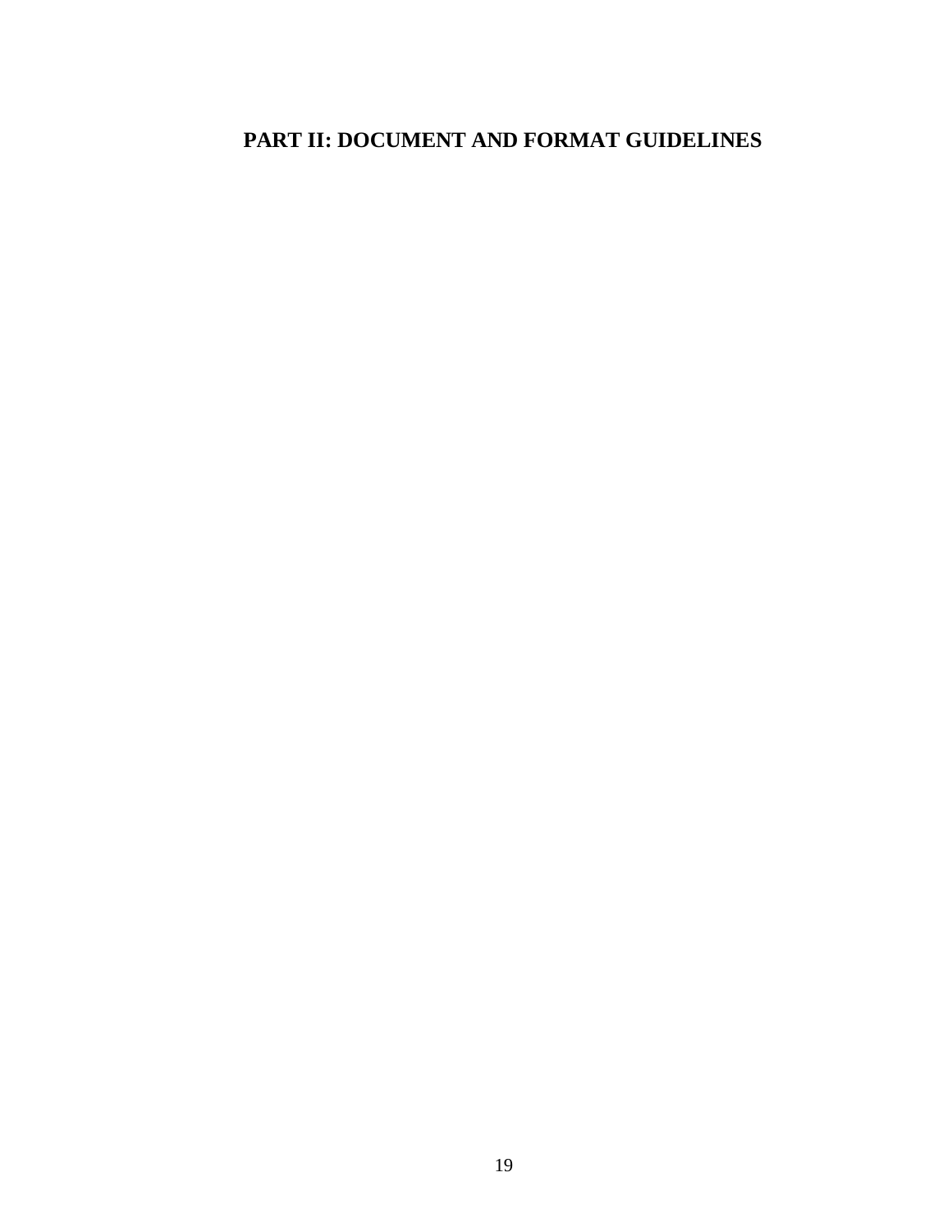# PART II: DOCUMENT AND FORMAT GUIDELINES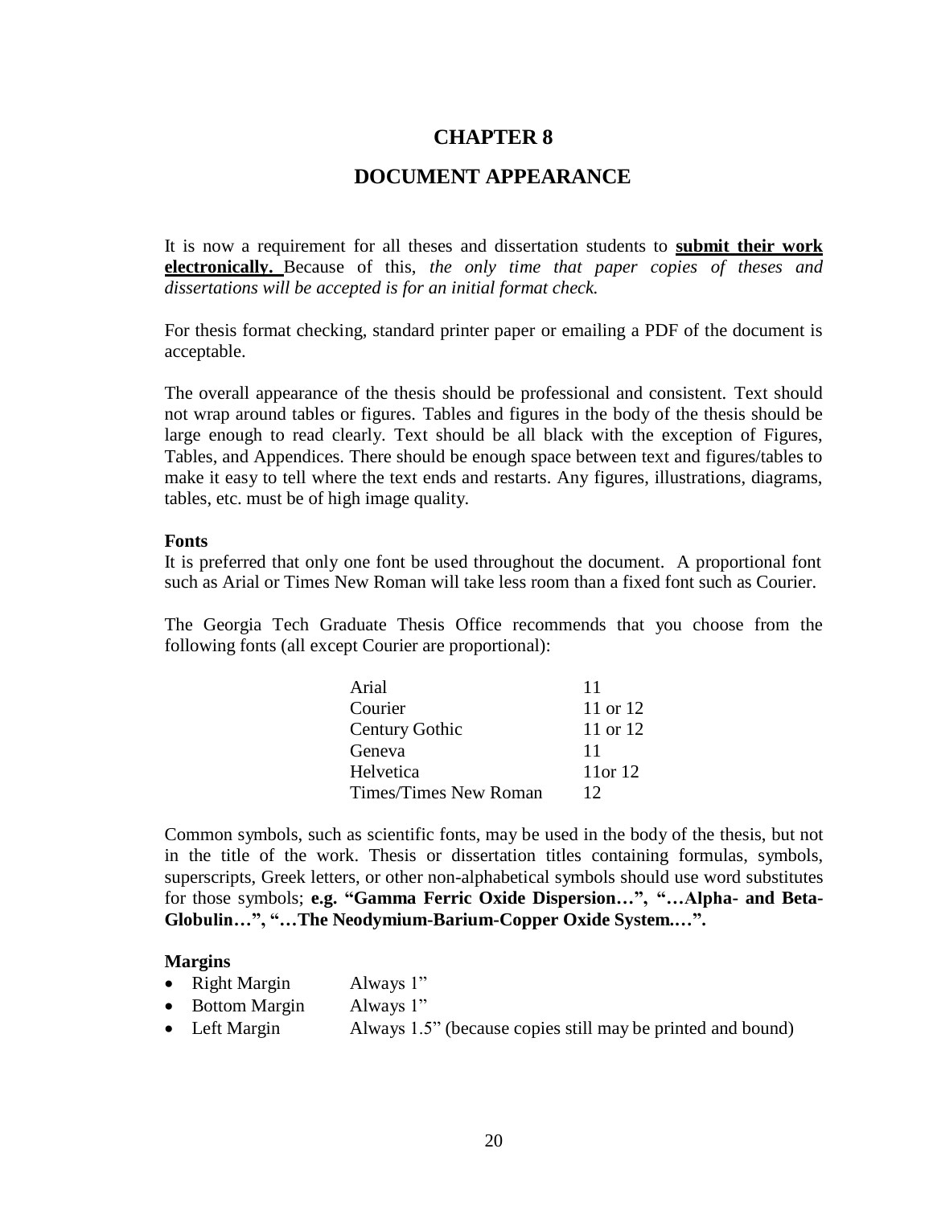# CHAPTER 8

# DOCUMENT APPEARANCE

It is now a requirement for all theses and dissertation students to **submit their work electronically.** Because of this, *the only time that paper copies of theses and dissertations will be accepted is for an initial format check.*

For thesis format checking, standard printer paper or emailing a PDF of the document is acceptable.

The overall appearance of the thesis should be professional and consistent. Text should not wrap around tables or figures. Tables and figures in the body of the thesis should be large enough to read clearly. Text should be all black with the exception of Figures, Tables, and Appendices. There should be enough space between text and figures/tables to make it easy to tell where the text ends and restarts. Any figures, illustrations, diagrams, tables, etc. must be of high image quality.

**Fonts**

It is preferred that only one font be used throughout the document. A proportional font such as Arial or Times New Roman will take less room than a fixed font such as Courier.

The Georgia Tech Graduate Thesis Office recommends that you choose from the following fonts (all except Courier are proportional):

| Font | Size |
|---|---|
| Arial | 11 |
| Courier | 11 or 12 |
| Century Gothic | 11 or 12 |
| Geneva | 11 |
| Helvetica | 11or 12 |
| Times/Times New Roman | 12 |

Common symbols, such as scientific fonts, may be used in the body of the thesis, but not in the title of the work. Thesis or dissertation titles containing formulas, symbols, superscripts, Greek letters, or other non-alphabetical symbols should use word substitutes for those symbols; **e.g. "Gamma Ferric Oxide Dispersion…", "…Alpha- and Beta-Globulin…", "…The Neodymium-Barium-Copper Oxide System.…".**

**Margins**

- Right Margin — Always 1"
- Bottom Margin — Always 1"
- Left Margin — Always 1.5" (because copies still may be printed and bound)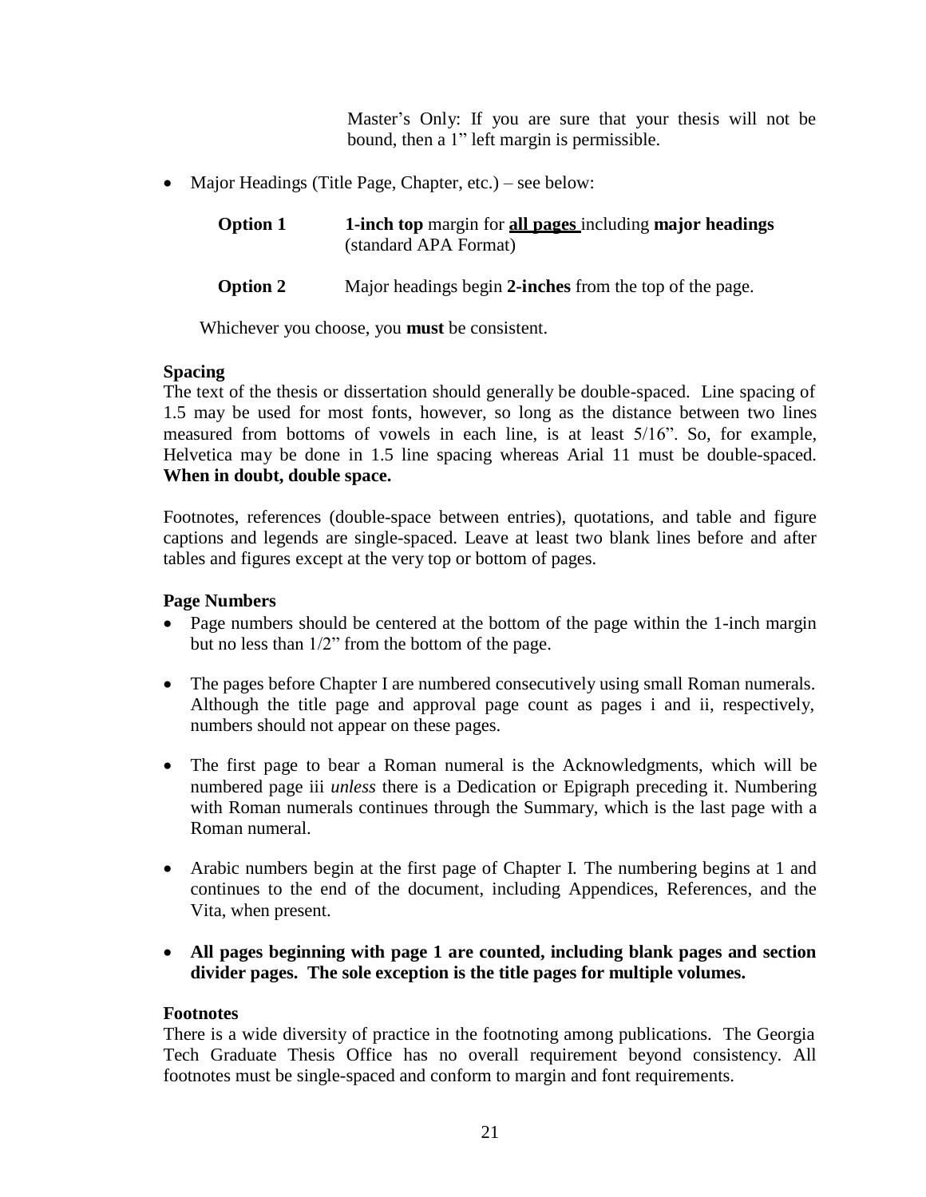Master's Only: If you are sure that your thesis will not be bound, then a 1" left margin is permissible.

- Major Headings (Title Page, Chapter, etc.) – see below:

  **Option 1** **1-inch top** margin for <u>**all pages**</u> including **major headings** (standard APA Format)

  **Option 2** Major headings begin **2-inches** from the top of the page.

  Whichever you choose, you **must** be consistent.

**Spacing**

The text of the thesis or dissertation should generally be double-spaced. Line spacing of 1.5 may be used for most fonts, however, so long as the distance between two lines measured from bottoms of vowels in each line, is at least 5/16". So, for example, Helvetica may be done in 1.5 line spacing whereas Arial 11 must be double-spaced. **When in doubt, double space.**

Footnotes, references (double-space between entries), quotations, and table and figure captions and legends are single-spaced. Leave at least two blank lines before and after tables and figures except at the very top or bottom of pages.

**Page Numbers**

- Page numbers should be centered at the bottom of the page within the 1-inch margin but no less than 1/2" from the bottom of the page.
- The pages before Chapter I are numbered consecutively using small Roman numerals. Although the title page and approval page count as pages i and ii, respectively, numbers should not appear on these pages.
- The first page to bear a Roman numeral is the Acknowledgments, which will be numbered page iii *unless* there is a Dedication or Epigraph preceding it. Numbering with Roman numerals continues through the Summary, which is the last page with a Roman numeral.
- Arabic numbers begin at the first page of Chapter I. The numbering begins at 1 and continues to the end of the document, including Appendices, References, and the Vita, when present.
- **All pages beginning with page 1 are counted, including blank pages and section divider pages. The sole exception is the title pages for multiple volumes.**

**Footnotes**

There is a wide diversity of practice in the footnoting among publications. The Georgia Tech Graduate Thesis Office has no overall requirement beyond consistency. All footnotes must be single-spaced and conform to margin and font requirements.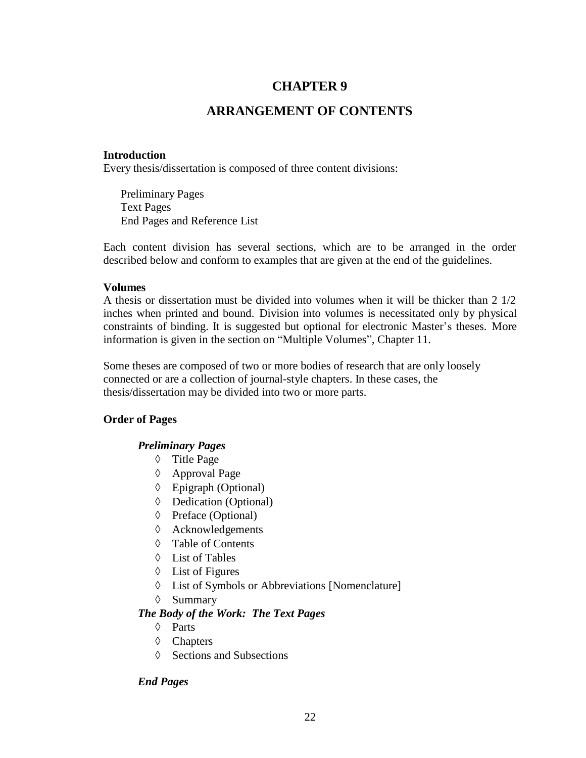# CHAPTER 9

# ARRANGEMENT OF CONTENTS

**Introduction**

Every thesis/dissertation is composed of three content divisions:

Preliminary Pages
Text Pages
End Pages and Reference List

Each content division has several sections, which are to be arranged in the order described below and conform to examples that are given at the end of the guidelines.

**Volumes**

A thesis or dissertation must be divided into volumes when it will be thicker than 2 1/2 inches when printed and bound. Division into volumes is necessitated only by physical constraints of binding. It is suggested but optional for electronic Master's theses. More information is given in the section on "Multiple Volumes", Chapter 11.

Some theses are composed of two or more bodies of research that are only loosely connected or are a collection of journal-style chapters. In these cases, the thesis/dissertation may be divided into two or more parts.

**Order of Pages**

***Preliminary Pages***

- ◊ Title Page
- ◊ Approval Page
- ◊ Epigraph (Optional)
- ◊ Dedication (Optional)
- ◊ Preface (Optional)
- ◊ Acknowledgements
- ◊ Table of Contents
- ◊ List of Tables
- ◊ List of Figures
- ◊ List of Symbols or Abbreviations [Nomenclature]
- ◊ Summary

***The Body of the Work: The Text Pages***

- ◊ Parts
- ◊ Chapters
- ◊ Sections and Subsections

***End Pages***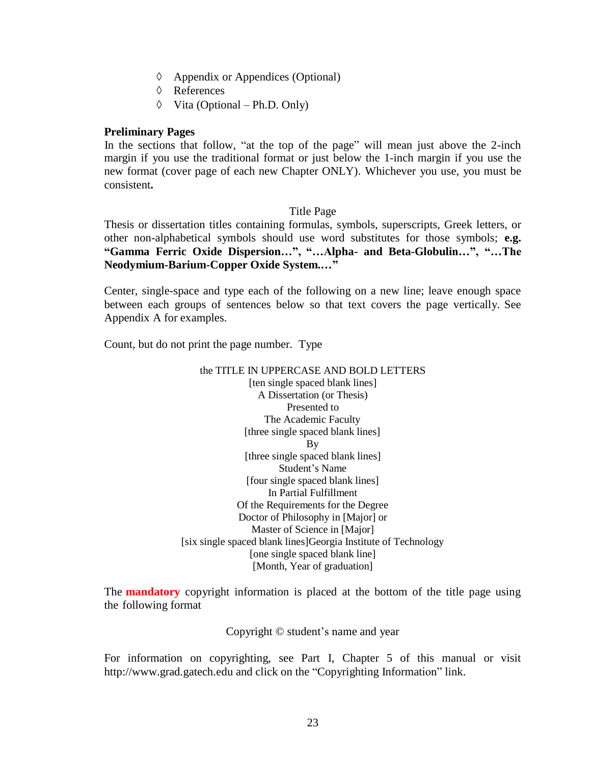- ◊ Appendix or Appendices (Optional)
- ◊ References
- ◊ Vita (Optional – Ph.D. Only)

**Preliminary Pages**

In the sections that follow, "at the top of the page" will mean just above the 2-inch margin if you use the traditional format or just below the 1-inch margin if you use the new format (cover page of each new Chapter ONLY). Whichever you use, you must be consistent**.**

Title Page

Thesis or dissertation titles containing formulas, symbols, superscripts, Greek letters, or other non-alphabetical symbols should use word substitutes for those symbols; **e.g. "Gamma Ferric Oxide Dispersion…", "…Alpha- and Beta-Globulin…", "…The Neodymium-Barium-Copper Oxide System.…"**

Center, single-space and type each of the following on a new line; leave enough space between each groups of sentences below so that text covers the page vertically. See Appendix A for examples.

Count, but do not print the page number. Type

the TITLE IN UPPERCASE AND BOLD LETTERS
[ten single spaced blank lines]
A Dissertation (or Thesis)
Presented to
The Academic Faculty
[three single spaced blank lines]
By
[three single spaced blank lines]
Student's Name
[four single spaced blank lines]
In Partial Fulfillment
Of the Requirements for the Degree
Doctor of Philosophy in [Major] or
Master of Science in [Major]
[six single spaced blank lines]Georgia Institute of Technology
[one single spaced blank line]
[Month, Year of graduation]

The **mandatory** copyright information is placed at the bottom of the title page using the following format

Copyright © student's name and year

For information on copyrighting, see Part I, Chapter 5 of this manual or visit http://www.grad.gatech.edu and click on the "Copyrighting Information" link.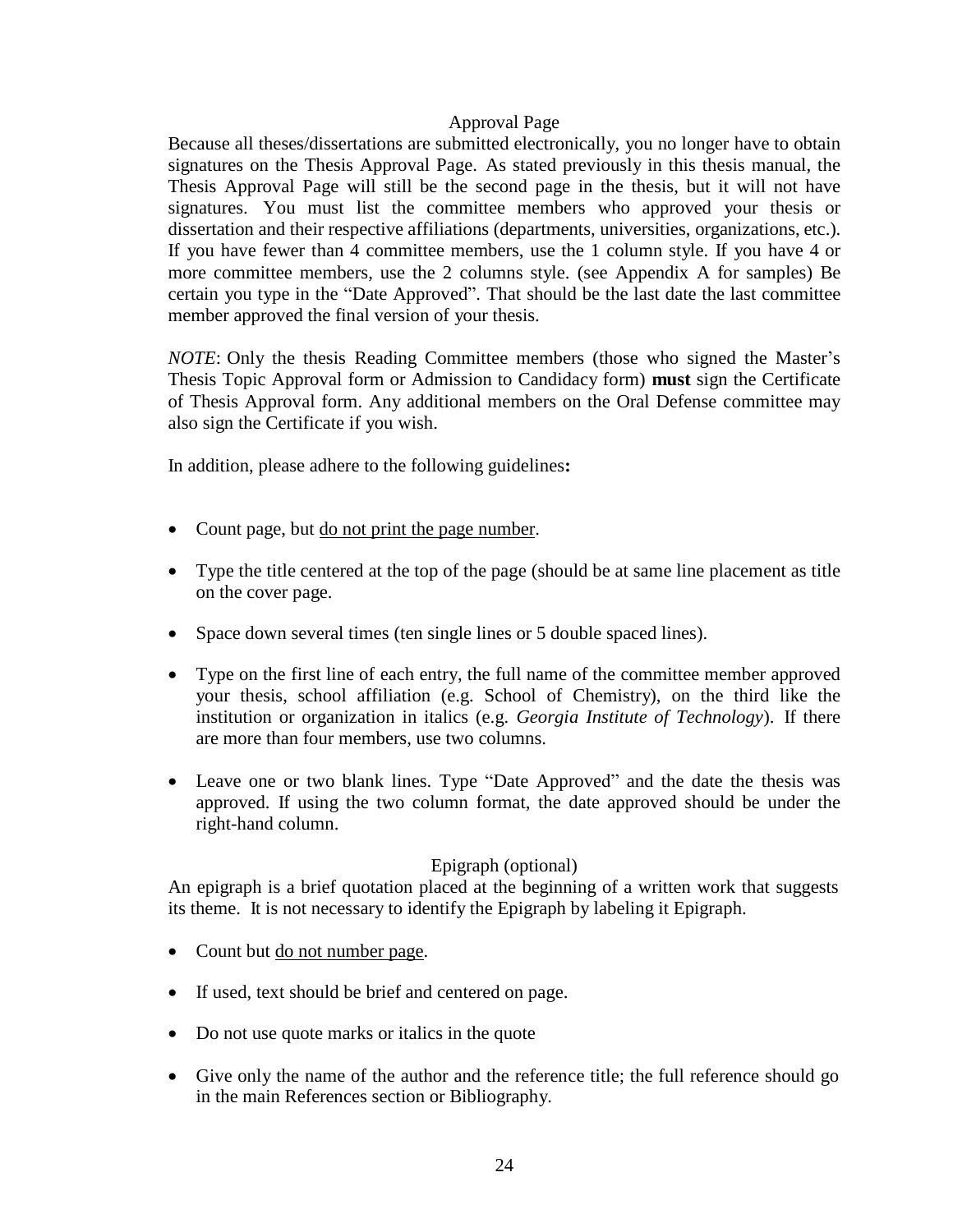## Approval Page

Because all theses/dissertations are submitted electronically, you no longer have to obtain signatures on the Thesis Approval Page. As stated previously in this thesis manual, the Thesis Approval Page will still be the second page in the thesis, but it will not have signatures. You must list the committee members who approved your thesis or dissertation and their respective affiliations (departments, universities, organizations, etc.). If you have fewer than 4 committee members, use the 1 column style. If you have 4 or more committee members, use the 2 columns style. (see Appendix A for samples) Be certain you type in the "Date Approved". That should be the last date the last committee member approved the final version of your thesis.

*NOTE*: Only the thesis Reading Committee members (those who signed the Master's Thesis Topic Approval form or Admission to Candidacy form) **must** sign the Certificate of Thesis Approval form. Any additional members on the Oral Defense committee may also sign the Certificate if you wish.

In addition, please adhere to the following guidelines**:**

- Count page, but <u>do not print the page number</u>.
- Type the title centered at the top of the page (should be at same line placement as title on the cover page.
- Space down several times (ten single lines or 5 double spaced lines).
- Type on the first line of each entry, the full name of the committee member approved your thesis, school affiliation (e.g. School of Chemistry), on the third like the institution or organization in italics (e.g. *Georgia Institute of Technology*). If there are more than four members, use two columns.
- Leave one or two blank lines. Type "Date Approved" and the date the thesis was approved. If using the two column format, the date approved should be under the right-hand column.

## Epigraph (optional)

An epigraph is a brief quotation placed at the beginning of a written work that suggests its theme. It is not necessary to identify the Epigraph by labeling it Epigraph.

- Count but <u>do not number page</u>.
- If used, text should be brief and centered on page.
- Do not use quote marks or italics in the quote
- Give only the name of the author and the reference title; the full reference should go in the main References section or Bibliography.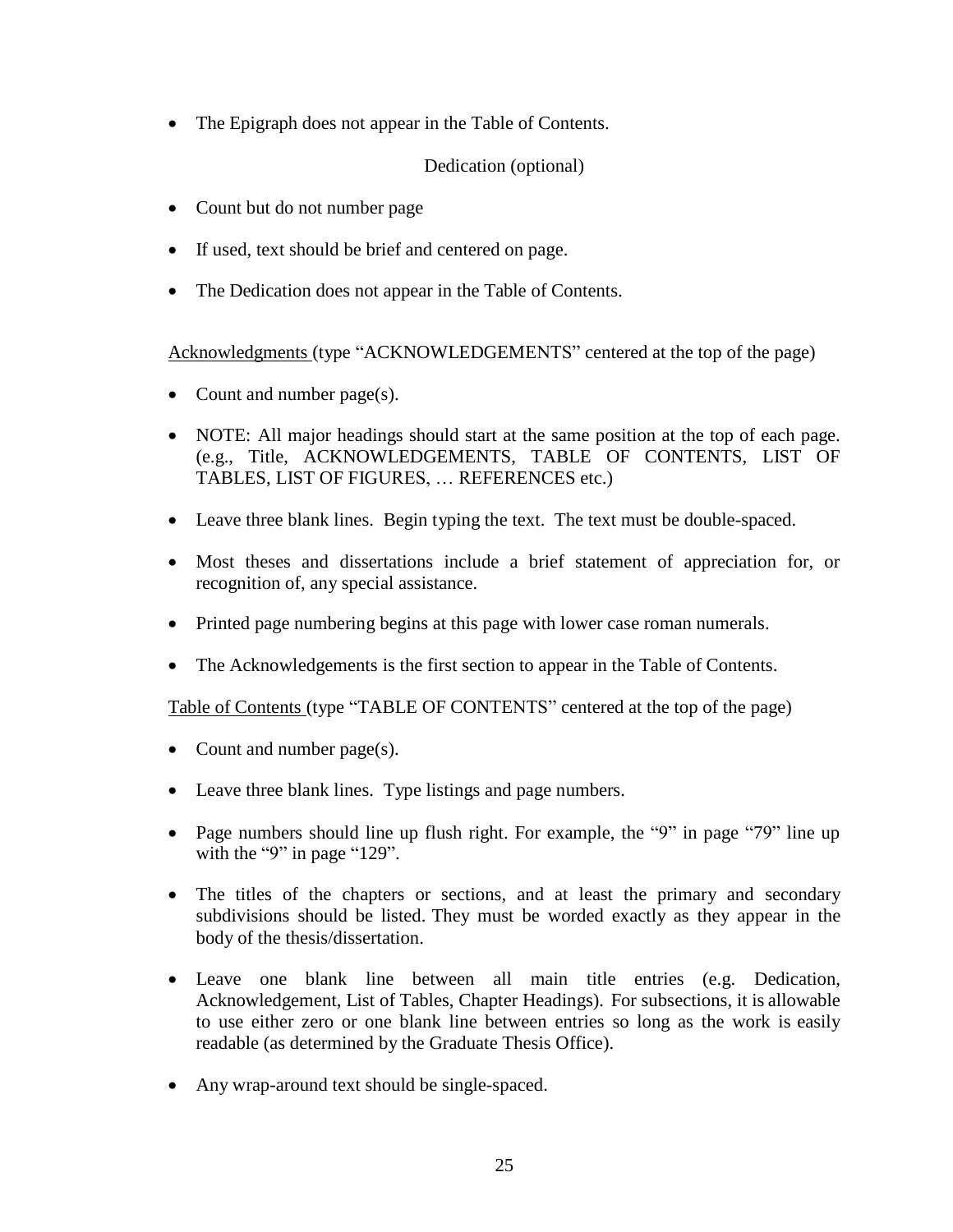- The Epigraph does not appear in the Table of Contents.

Dedication (optional)

- Count but do not number page
- If used, text should be brief and centered on page.
- The Dedication does not appear in the Table of Contents.

Acknowledgments (type "ACKNOWLEDGEMENTS" centered at the top of the page)

- Count and number page(s).
- NOTE: All major headings should start at the same position at the top of each page. (e.g., Title, ACKNOWLEDGEMENTS, TABLE OF CONTENTS, LIST OF TABLES, LIST OF FIGURES, … REFERENCES etc.)
- Leave three blank lines. Begin typing the text. The text must be double-spaced.
- Most theses and dissertations include a brief statement of appreciation for, or recognition of, any special assistance.
- Printed page numbering begins at this page with lower case roman numerals.
- The Acknowledgements is the first section to appear in the Table of Contents.

Table of Contents (type "TABLE OF CONTENTS" centered at the top of the page)

- Count and number page(s).
- Leave three blank lines. Type listings and page numbers.
- Page numbers should line up flush right. For example, the "9" in page "79" line up with the "9" in page "129".
- The titles of the chapters or sections, and at least the primary and secondary subdivisions should be listed. They must be worded exactly as they appear in the body of the thesis/dissertation.
- Leave one blank line between all main title entries (e.g. Dedication, Acknowledgement, List of Tables, Chapter Headings). For subsections, it is allowable to use either zero or one blank line between entries so long as the work is easily readable (as determined by the Graduate Thesis Office).
- Any wrap-around text should be single-spaced.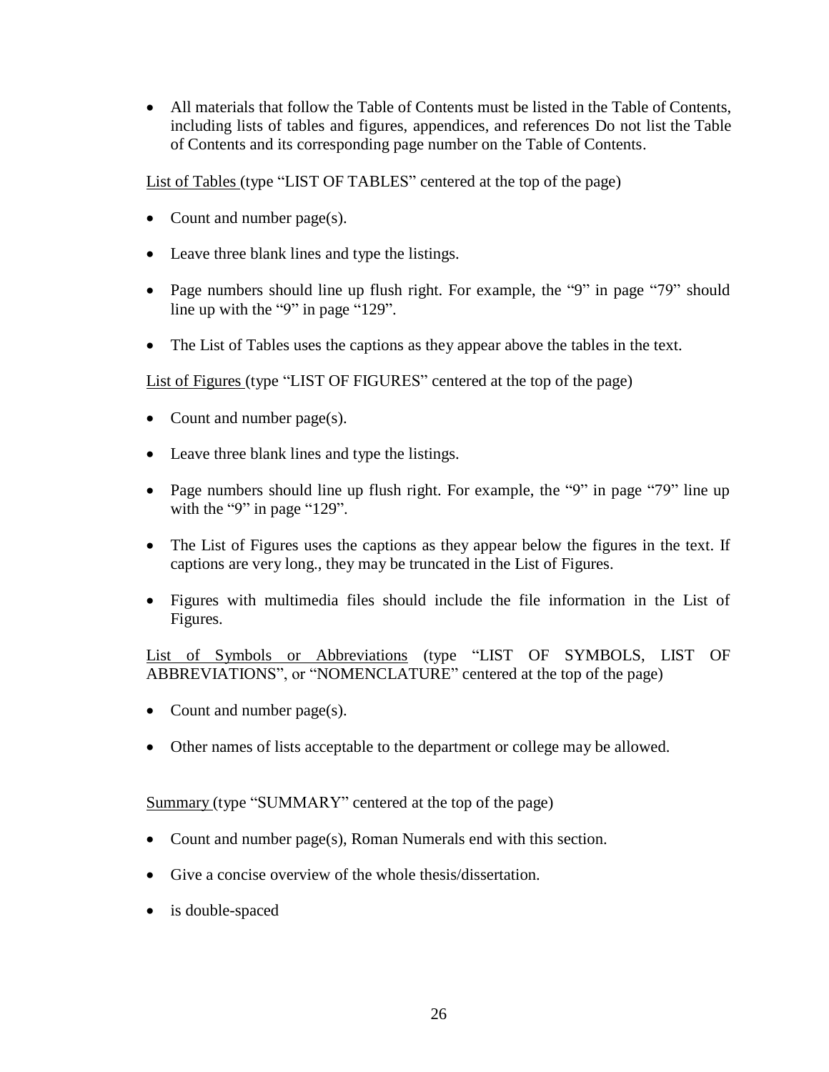- All materials that follow the Table of Contents must be listed in the Table of Contents, including lists of tables and figures, appendices, and references Do not list the Table of Contents and its corresponding page number on the Table of Contents.

List of Tables (type "LIST OF TABLES" centered at the top of the page)

- Count and number page(s).
- Leave three blank lines and type the listings.
- Page numbers should line up flush right. For example, the "9" in page "79" should line up with the "9" in page "129".
- The List of Tables uses the captions as they appear above the tables in the text.

List of Figures (type "LIST OF FIGURES" centered at the top of the page)

- Count and number page(s).
- Leave three blank lines and type the listings.
- Page numbers should line up flush right. For example, the "9" in page "79" line up with the "9" in page "129".
- The List of Figures uses the captions as they appear below the figures in the text. If captions are very long., they may be truncated in the List of Figures.
- Figures with multimedia files should include the file information in the List of Figures.

List of Symbols or Abbreviations (type "LIST OF SYMBOLS, LIST OF ABBREVIATIONS", or "NOMENCLATURE" centered at the top of the page)

- Count and number page(s).
- Other names of lists acceptable to the department or college may be allowed.

Summary (type "SUMMARY" centered at the top of the page)

- Count and number page(s), Roman Numerals end with this section.
- Give a concise overview of the whole thesis/dissertation.
- is double-spaced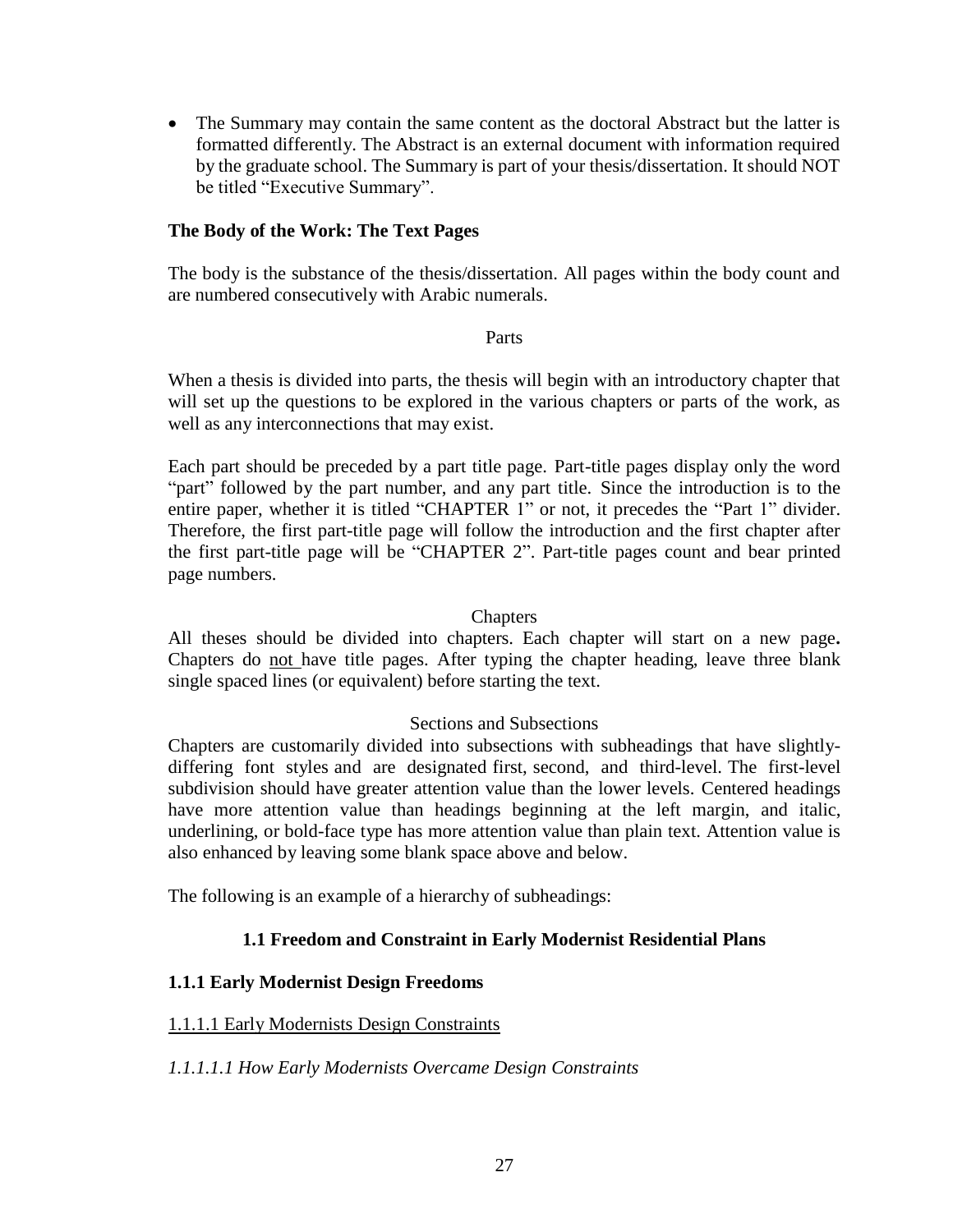- The Summary may contain the same content as the doctoral Abstract but the latter is formatted differently. The Abstract is an external document with information required by the graduate school. The Summary is part of your thesis/dissertation. It should NOT be titled “Executive Summary”.

## The Body of the Work: The Text Pages

The body is the substance of the thesis/dissertation. All pages within the body count and are numbered consecutively with Arabic numerals.

### Parts

When a thesis is divided into parts, the thesis will begin with an introductory chapter that will set up the questions to be explored in the various chapters or parts of the work, as well as any interconnections that may exist.

Each part should be preceded by a part title page. Part-title pages display only the word “part” followed by the part number, and any part title. Since the introduction is to the entire paper, whether it is titled “CHAPTER 1” or not, it precedes the “Part 1” divider. Therefore, the first part-title page will follow the introduction and the first chapter after the first part-title page will be “CHAPTER 2”. Part-title pages count and bear printed page numbers.

### Chapters

All theses should be divided into chapters. Each chapter will start on a new page**.** Chapters do <u>not</u> have title pages. After typing the chapter heading, leave three blank single spaced lines (or equivalent) before starting the text.

### Sections and Subsections

Chapters are customarily divided into subsections with subheadings that have slightly-differing font styles and are designated first, second, and third-level. The first-level subdivision should have greater attention value than the lower levels. Centered headings have more attention value than headings beginning at the left margin, and italic, underlining, or bold-face type has more attention value than plain text. Attention value is also enhanced by leaving some blank space above and below.

The following is an example of a hierarchy of subheadings:

**1.1 Freedom and Constraint in Early Modernist Residential Plans**

**1.1.1 Early Modernist Design Freedoms**

<u>1.1.1.1 Early Modernists Design Constraints</u>

*1.1.1.1.1 How Early Modernists Overcame Design Constraints*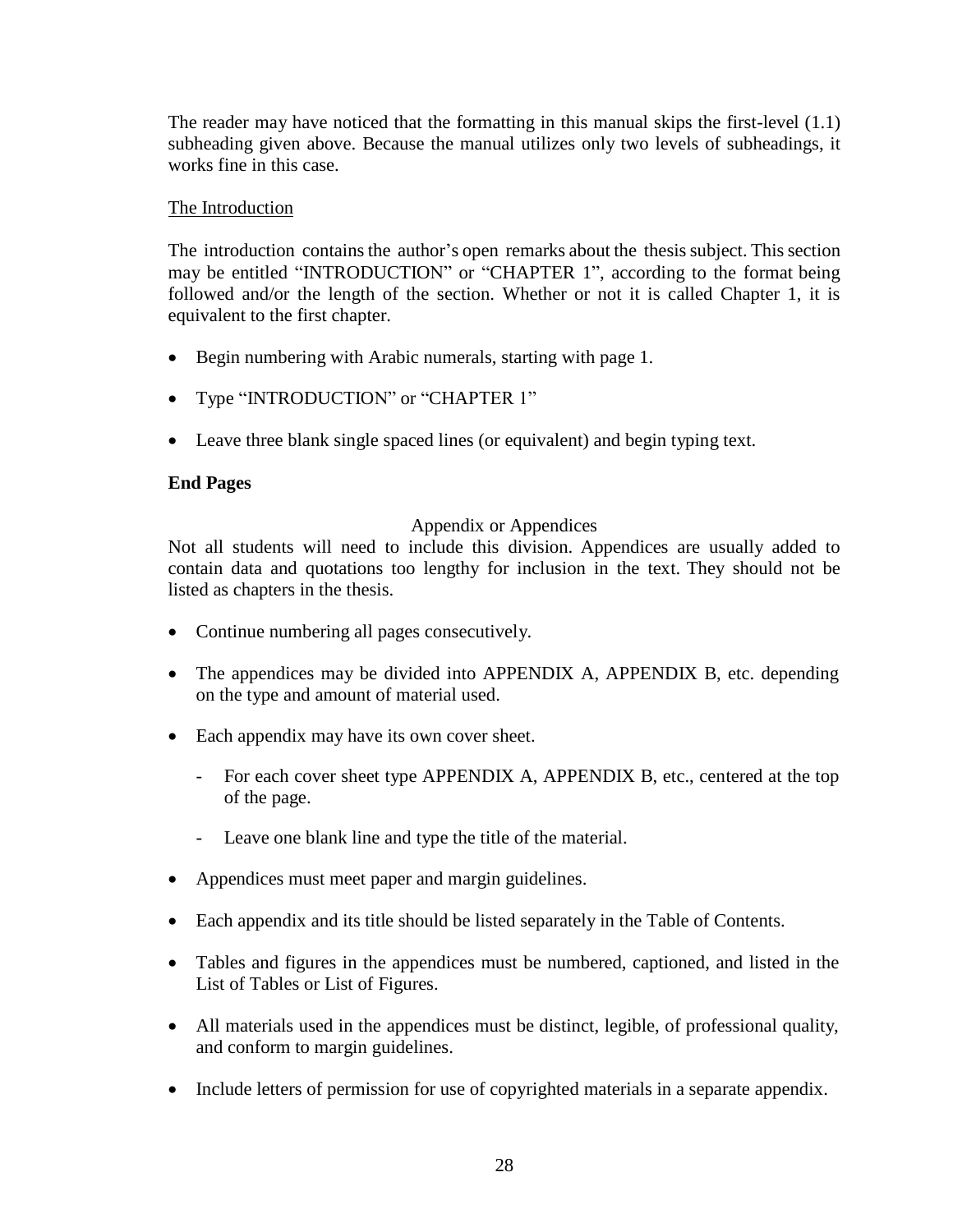The reader may have noticed that the formatting in this manual skips the first-level (1.1) subheading given above. Because the manual utilizes only two levels of subheadings, it works fine in this case.

<u>The Introduction</u>

The introduction contains the author's open remarks about the thesis subject. This section may be entitled "INTRODUCTION" or "CHAPTER 1", according to the format being followed and/or the length of the section. Whether or not it is called Chapter 1, it is equivalent to the first chapter.

- Begin numbering with Arabic numerals, starting with page 1.
- Type "INTRODUCTION" or "CHAPTER 1"
- Leave three blank single spaced lines (or equivalent) and begin typing text.

**End Pages**

Appendix or Appendices

Not all students will need to include this division. Appendices are usually added to contain data and quotations too lengthy for inclusion in the text. They should not be listed as chapters in the thesis.

- Continue numbering all pages consecutively.
- The appendices may be divided into APPENDIX A, APPENDIX B, etc. depending on the type and amount of material used.
- Each appendix may have its own cover sheet.
    - For each cover sheet type APPENDIX A, APPENDIX B, etc., centered at the top of the page.
    - Leave one blank line and type the title of the material.
- Appendices must meet paper and margin guidelines.
- Each appendix and its title should be listed separately in the Table of Contents.
- Tables and figures in the appendices must be numbered, captioned, and listed in the List of Tables or List of Figures.
- All materials used in the appendices must be distinct, legible, of professional quality, and conform to margin guidelines.
- Include letters of permission for use of copyrighted materials in a separate appendix.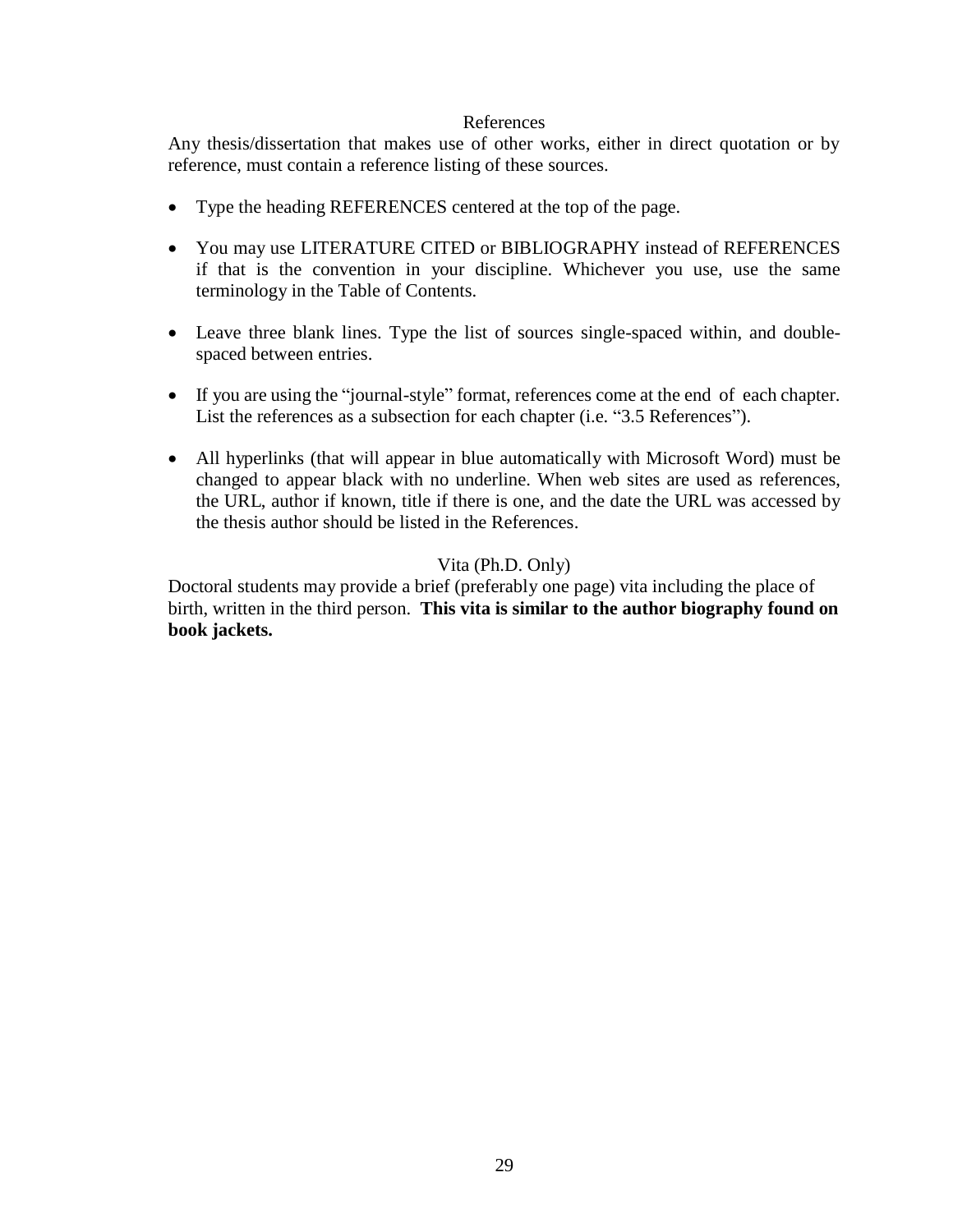## References

Any thesis/dissertation that makes use of other works, either in direct quotation or by reference, must contain a reference listing of these sources.

- Type the heading REFERENCES centered at the top of the page.
- You may use LITERATURE CITED or BIBLIOGRAPHY instead of REFERENCES if that is the convention in your discipline. Whichever you use, use the same terminology in the Table of Contents.
- Leave three blank lines. Type the list of sources single-spaced within, and double-spaced between entries.
- If you are using the "journal-style" format, references come at the end of each chapter. List the references as a subsection for each chapter (i.e. "3.5 References").
- All hyperlinks (that will appear in blue automatically with Microsoft Word) must be changed to appear black with no underline. When web sites are used as references, the URL, author if known, title if there is one, and the date the URL was accessed by the thesis author should be listed in the References.

## Vita (Ph.D. Only)

Doctoral students may provide a brief (preferably one page) vita including the place of birth, written in the third person. **This vita is similar to the author biography found on book jackets.**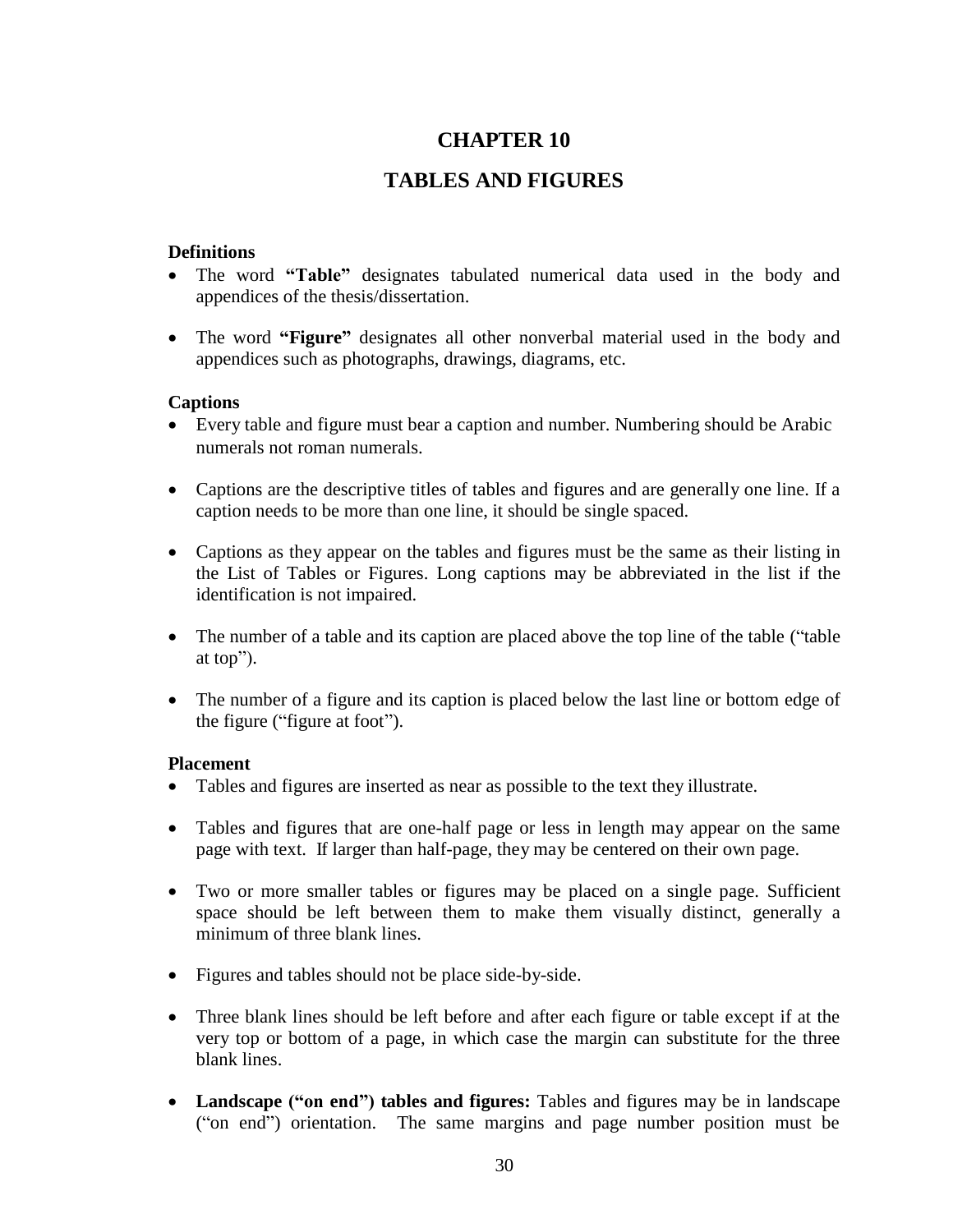# CHAPTER 10

# TABLES AND FIGURES

### Definitions

- The word **"Table"** designates tabulated numerical data used in the body and appendices of the thesis/dissertation.

- The word **"Figure"** designates all other nonverbal material used in the body and appendices such as photographs, drawings, diagrams, etc.

### Captions

- Every table and figure must bear a caption and number. Numbering should be Arabic numerals not roman numerals.

- Captions are the descriptive titles of tables and figures and are generally one line. If a caption needs to be more than one line, it should be single spaced.

- Captions as they appear on the tables and figures must be the same as their listing in the List of Tables or Figures. Long captions may be abbreviated in the list if the identification is not impaired.

- The number of a table and its caption are placed above the top line of the table ("table at top").

- The number of a figure and its caption is placed below the last line or bottom edge of the figure ("figure at foot").

### Placement

- Tables and figures are inserted as near as possible to the text they illustrate.

- Tables and figures that are one-half page or less in length may appear on the same page with text. If larger than half-page, they may be centered on their own page.

- Two or more smaller tables or figures may be placed on a single page. Sufficient space should be left between them to make them visually distinct, generally a minimum of three blank lines.

- Figures and tables should not be place side-by-side.

- Three blank lines should be left before and after each figure or table except if at the very top or bottom of a page, in which case the margin can substitute for the three blank lines.

- **Landscape ("on end") tables and figures:** Tables and figures may be in landscape ("on end") orientation. The same margins and page number position must be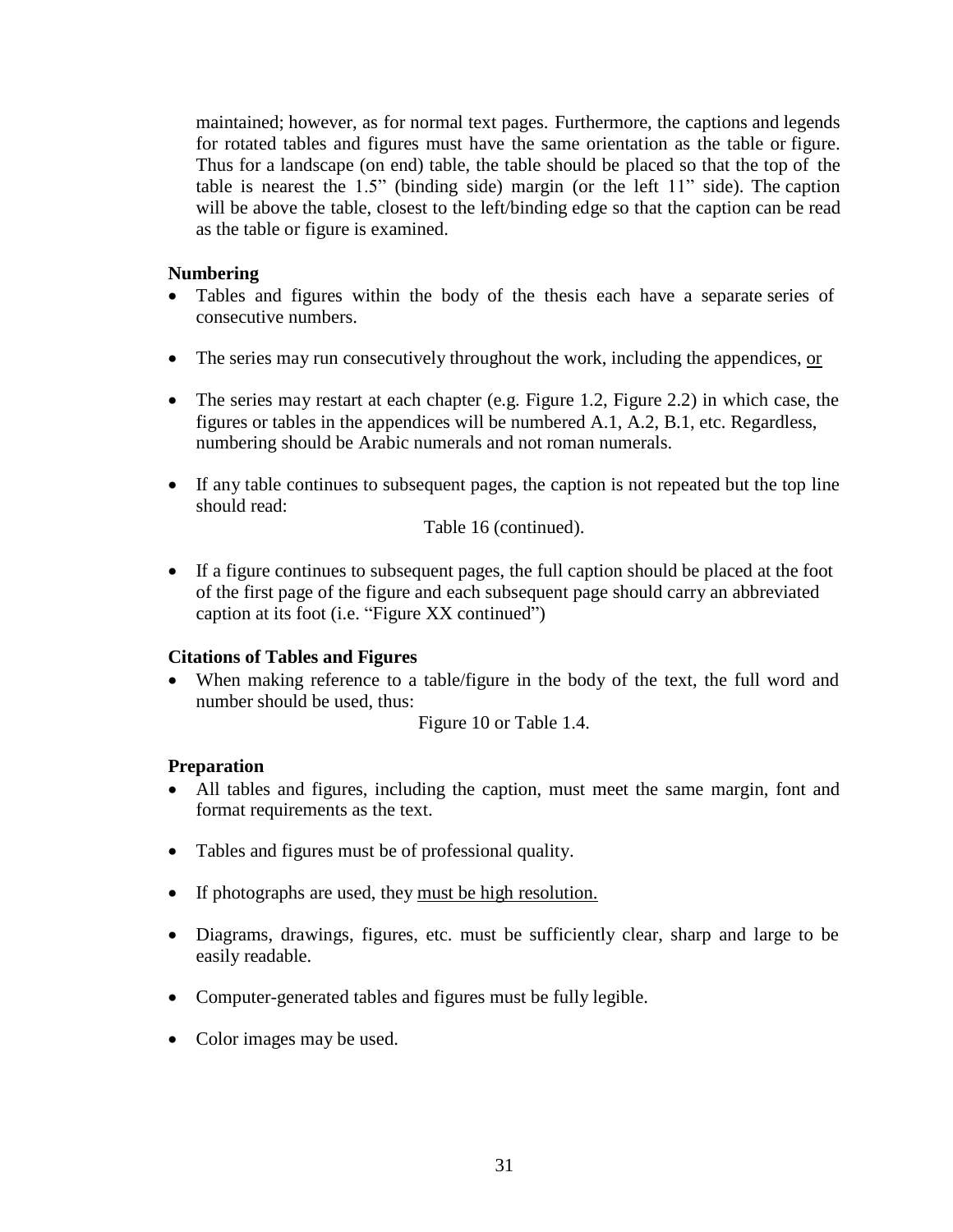maintained; however, as for normal text pages. Furthermore, the captions and legends for rotated tables and figures must have the same orientation as the table or figure. Thus for a landscape (on end) table, the table should be placed so that the top of the table is nearest the 1.5" (binding side) margin (or the left 11" side). The caption will be above the table, closest to the left/binding edge so that the caption can be read as the table or figure is examined.

**Numbering**

- Tables and figures within the body of the thesis each have a separate series of consecutive numbers.
- The series may run consecutively throughout the work, including the appendices, <u>or</u>
- The series may restart at each chapter (e.g. Figure 1.2, Figure 2.2) in which case, the figures or tables in the appendices will be numbered A.1, A.2, B.1, etc. Regardless, numbering should be Arabic numerals and not roman numerals.
- If any table continues to subsequent pages, the caption is not repeated but the top line should read:

  Table 16 (continued).

- If a figure continues to subsequent pages, the full caption should be placed at the foot of the first page of the figure and each subsequent page should carry an abbreviated caption at its foot (i.e. "Figure XX continued")

**Citations of Tables and Figures**

- When making reference to a table/figure in the body of the text, the full word and number should be used, thus:

  Figure 10 or Table 1.4.

**Preparation**

- All tables and figures, including the caption, must meet the same margin, font and format requirements as the text.
- Tables and figures must be of professional quality.
- If photographs are used, they <u>must be high resolution.</u>
- Diagrams, drawings, figures, etc. must be sufficiently clear, sharp and large to be easily readable.
- Computer-generated tables and figures must be fully legible.
- Color images may be used.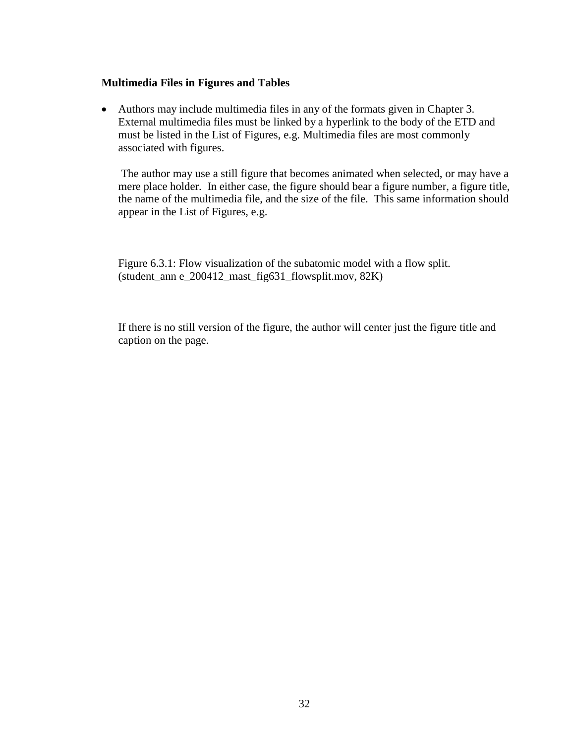**Multimedia Files in Figures and Tables**

- Authors may include multimedia files in any of the formats given in Chapter 3. External multimedia files must be linked by a hyperlink to the body of the ETD and must be listed in the List of Figures, e.g. Multimedia files are most commonly associated with figures.

  The author may use a still figure that becomes animated when selected, or may have a mere place holder. In either case, the figure should bear a figure number, a figure title, the name of the multimedia file, and the size of the file. This same information should appear in the List of Figures, e.g.

  Figure 6.3.1: Flow visualization of the subatomic model with a flow split. (student_ann e_200412_mast_fig631_flowsplit.mov, 82K)

  If there is no still version of the figure, the author will center just the figure title and caption on the page.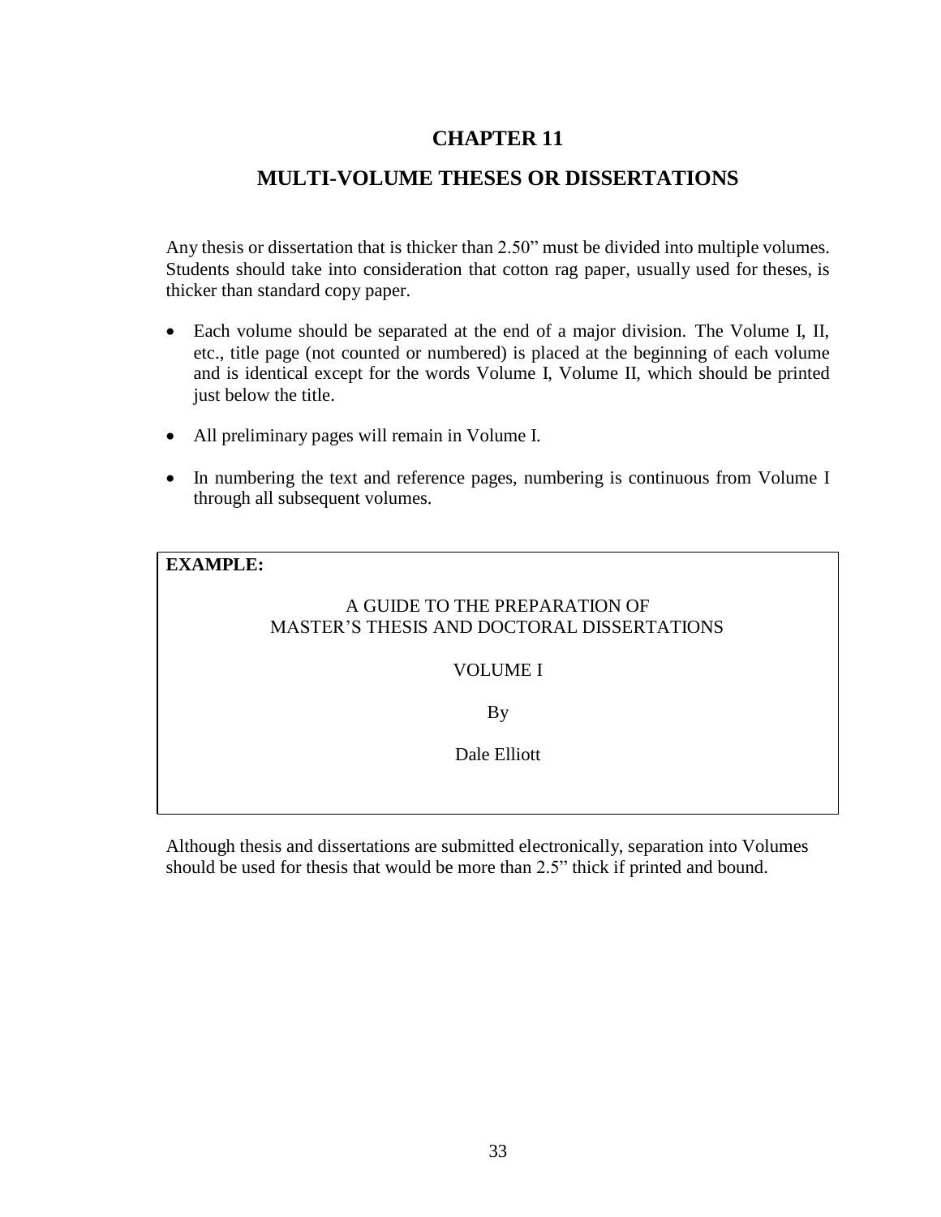# CHAPTER 11

## MULTI-VOLUME THESES OR DISSERTATIONS

Any thesis or dissertation that is thicker than 2.50" must be divided into multiple volumes. Students should take into consideration that cotton rag paper, usually used for theses, is thicker than standard copy paper.

- Each volume should be separated at the end of a major division. The Volume I, II, etc., title page (not counted or numbered) is placed at the beginning of each volume and is identical except for the words Volume I, Volume II, which should be printed just below the title.
- All preliminary pages will remain in Volume I.
- In numbering the text and reference pages, numbering is continuous from Volume I through all subsequent volumes.

**EXAMPLE:**

A GUIDE TO THE PREPARATION OF
MASTER'S THESIS AND DOCTORAL DISSERTATIONS

VOLUME I

By

Dale Elliott

Although thesis and dissertations are submitted electronically, separation into Volumes should be used for thesis that would be more than 2.5" thick if printed and bound.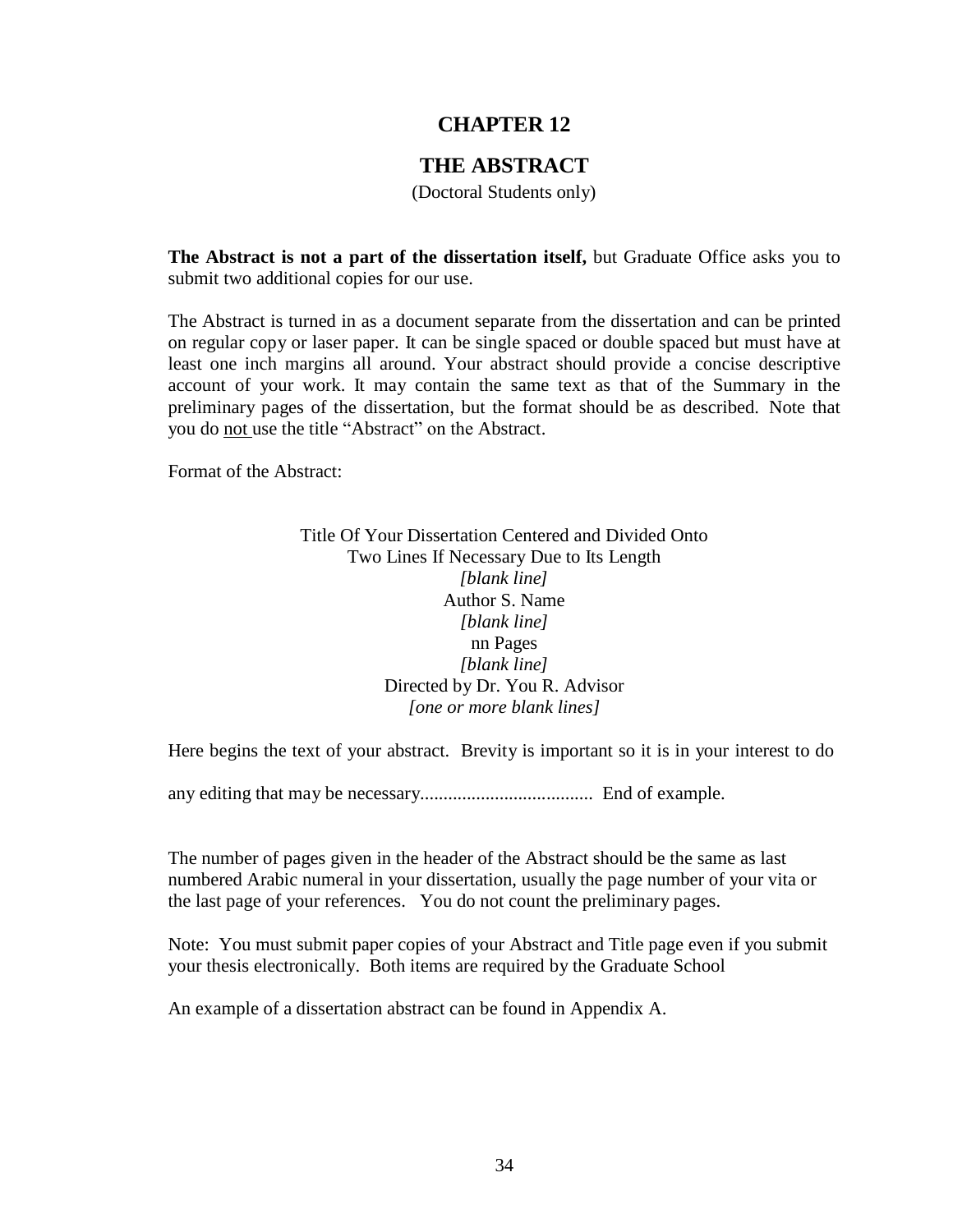# CHAPTER 12

## THE ABSTRACT

(Doctoral Students only)

**The Abstract is not a part of the dissertation itself,** but Graduate Office asks you to submit two additional copies for our use.

The Abstract is turned in as a document separate from the dissertation and can be printed on regular copy or laser paper. It can be single spaced or double spaced but must have at least one inch margins all around. Your abstract should provide a concise descriptive account of your work. It may contain the same text as that of the Summary in the preliminary pages of the dissertation, but the format should be as described. Note that you do not use the title "Abstract" on the Abstract.

Format of the Abstract:

Title Of Your Dissertation Centered and Divided Onto
Two Lines If Necessary Due to Its Length
*[blank line]*
Author S. Name
*[blank line]*
nn Pages
*[blank line]*
Directed by Dr. You R. Advisor
*[one or more blank lines]*

Here begins the text of your abstract. Brevity is important so it is in your interest to do

any editing that may be necessary..................................... End of example.

The number of pages given in the header of the Abstract should be the same as last numbered Arabic numeral in your dissertation, usually the page number of your vita or the last page of your references. You do not count the preliminary pages.

Note: You must submit paper copies of your Abstract and Title page even if you submit your thesis electronically. Both items are required by the Graduate School

An example of a dissertation abstract can be found in Appendix A.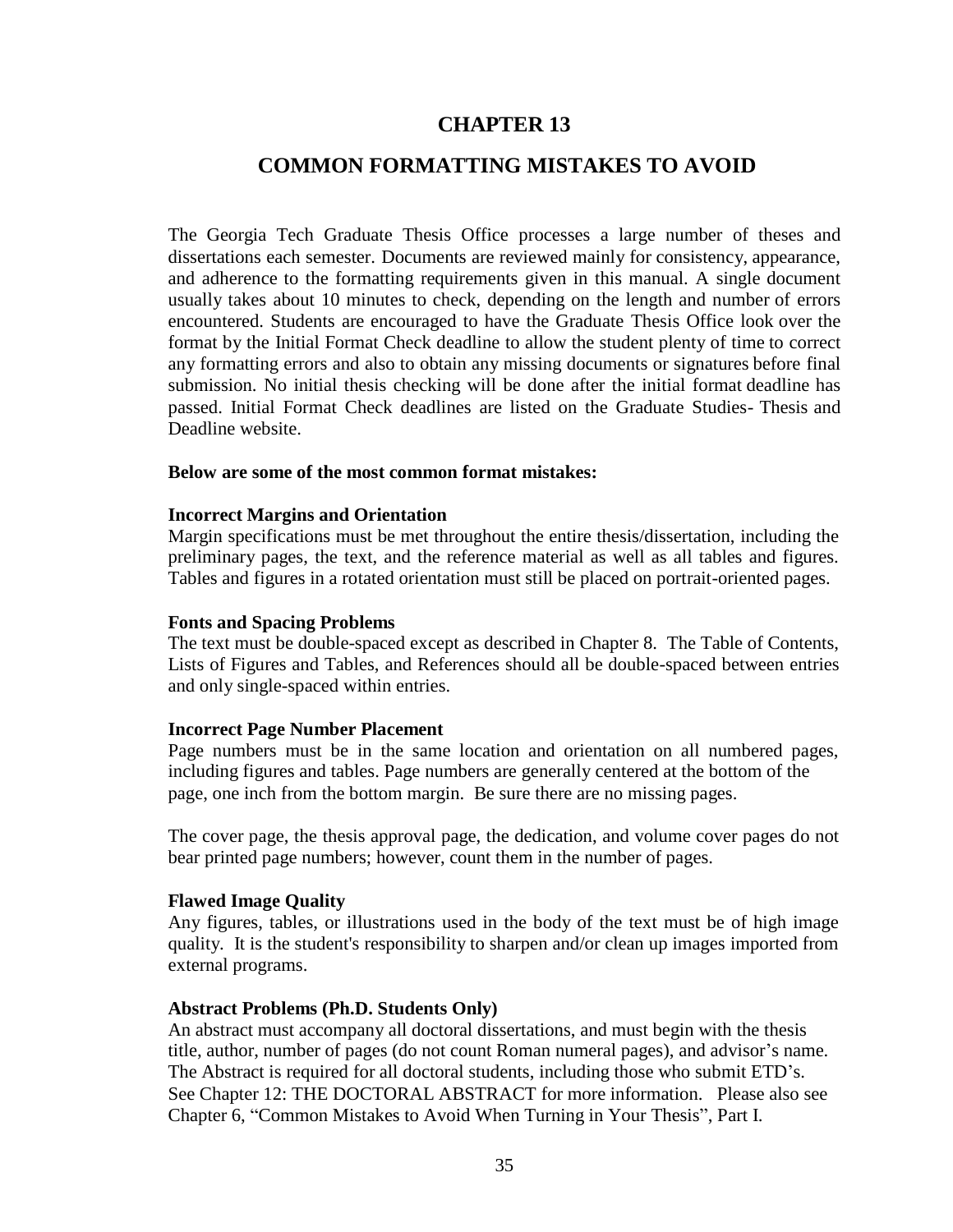# CHAPTER 13

# COMMON FORMATTING MISTAKES TO AVOID

The Georgia Tech Graduate Thesis Office processes a large number of theses and dissertations each semester. Documents are reviewed mainly for consistency, appearance, and adherence to the formatting requirements given in this manual. A single document usually takes about 10 minutes to check, depending on the length and number of errors encountered. Students are encouraged to have the Graduate Thesis Office look over the format by the Initial Format Check deadline to allow the student plenty of time to correct any formatting errors and also to obtain any missing documents or signatures before final submission. No initial thesis checking will be done after the initial format deadline has passed. Initial Format Check deadlines are listed on the Graduate Studies- Thesis and Deadline website.

**Below are some of the most common format mistakes:**

**Incorrect Margins and Orientation**
Margin specifications must be met throughout the entire thesis/dissertation, including the preliminary pages, the text, and the reference material as well as all tables and figures. Tables and figures in a rotated orientation must still be placed on portrait-oriented pages.

**Fonts and Spacing Problems**
The text must be double-spaced except as described in Chapter 8. The Table of Contents, Lists of Figures and Tables, and References should all be double-spaced between entries and only single-spaced within entries.

**Incorrect Page Number Placement**
Page numbers must be in the same location and orientation on all numbered pages, including figures and tables. Page numbers are generally centered at the bottom of the page, one inch from the bottom margin. Be sure there are no missing pages.

The cover page, the thesis approval page, the dedication, and volume cover pages do not bear printed page numbers; however, count them in the number of pages.

**Flawed Image Quality**
Any figures, tables, or illustrations used in the body of the text must be of high image quality. It is the student's responsibility to sharpen and/or clean up images imported from external programs.

**Abstract Problems (Ph.D. Students Only)**
An abstract must accompany all doctoral dissertations, and must begin with the thesis title, author, number of pages (do not count Roman numeral pages), and advisor's name. The Abstract is required for all doctoral students, including those who submit ETD's. See Chapter 12: THE DOCTORAL ABSTRACT for more information. Please also see Chapter 6, "Common Mistakes to Avoid When Turning in Your Thesis", Part I.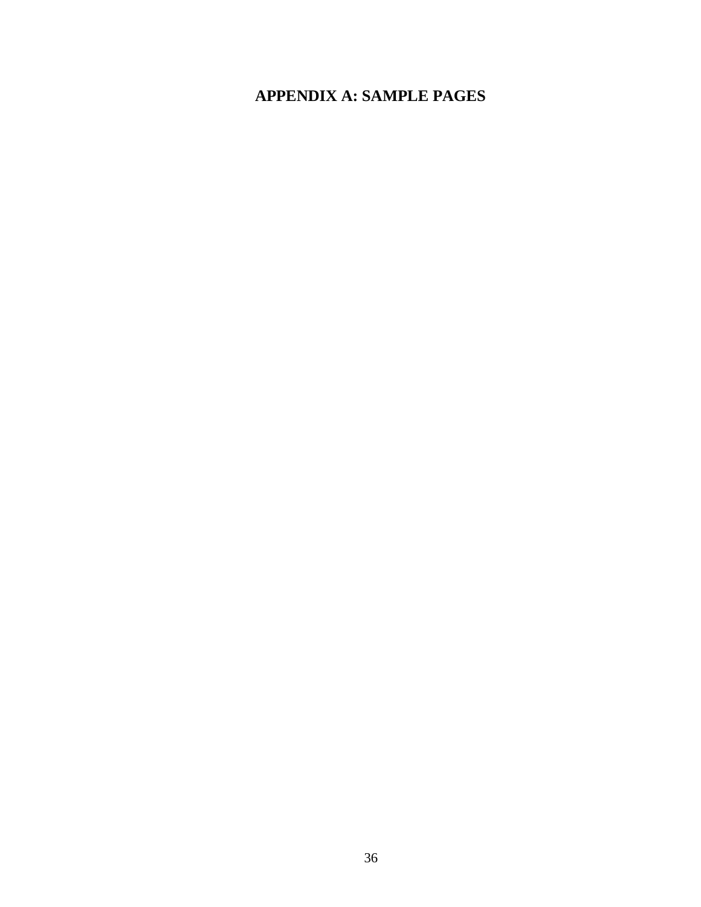# APPENDIX A: SAMPLE PAGES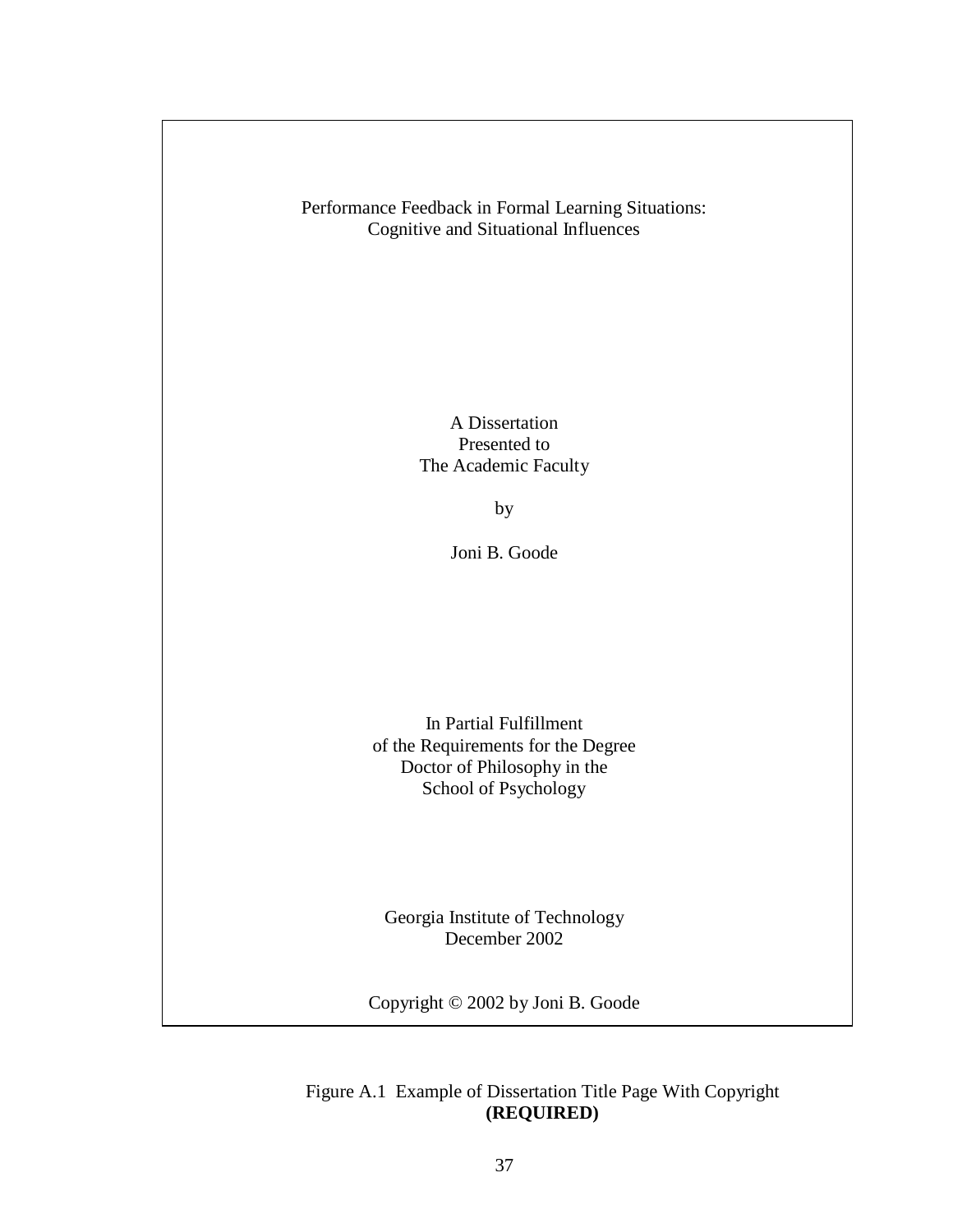Performance Feedback in Formal Learning Situations:
Cognitive and Situational Influences

A Dissertation
Presented to
The Academic Faculty

by

Joni B. Goode

In Partial Fulfillment
of the Requirements for the Degree
Doctor of Philosophy in the
School of Psychology

Georgia Institute of Technology
December 2002

Copyright © 2002 by Joni B. Goode

Figure A.1 Example of Dissertation Title Page With Copyright
**(REQUIRED)**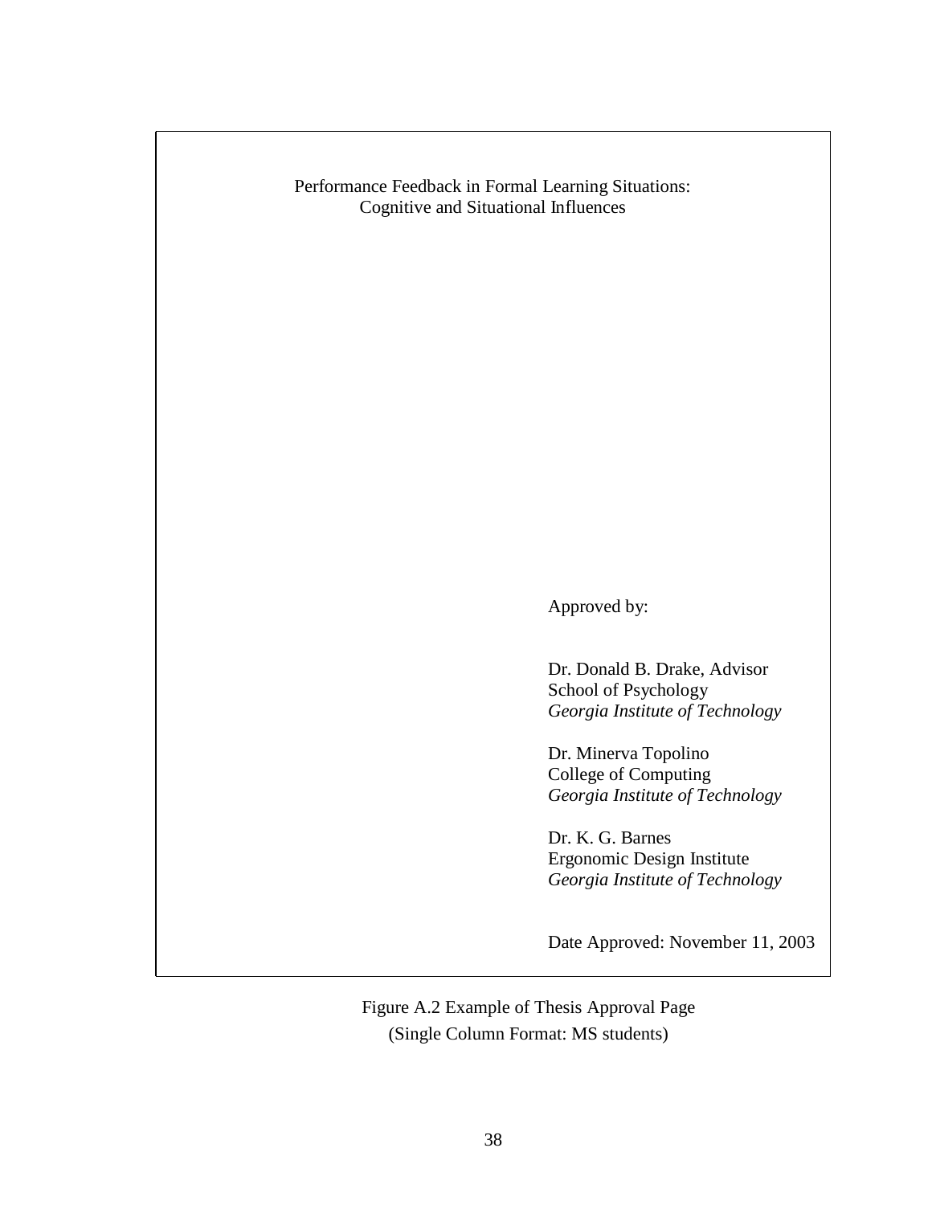Performance Feedback in Formal Learning Situations:
Cognitive and Situational Influences

Approved by:

Dr. Donald B. Drake, Advisor
School of Psychology
*Georgia Institute of Technology*

Dr. Minerva Topolino
College of Computing
*Georgia Institute of Technology*

Dr. K. G. Barnes
Ergonomic Design Institute
*Georgia Institute of Technology*

Date Approved: November 11, 2003

Figure A.2 Example of Thesis Approval Page
(Single Column Format: MS students)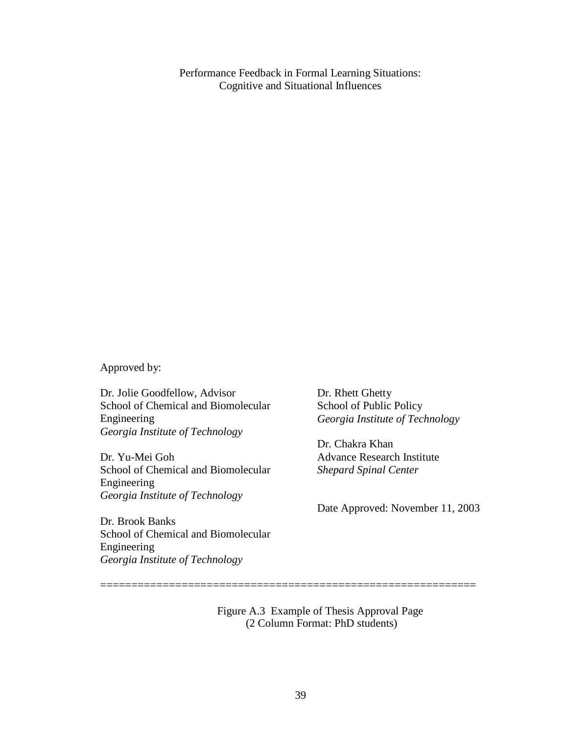Performance Feedback in Formal Learning Situations:
Cognitive and Situational Influences

Approved by:

Dr. Jolie Goodfellow, Advisor
School of Chemical and Biomolecular Engineering
*Georgia Institute of Technology*

Dr. Yu-Mei Goh
School of Chemical and Biomolecular Engineering
*Georgia Institute of Technology*

Dr. Brook Banks
School of Chemical and Biomolecular Engineering
*Georgia Institute of Technology*

Dr. Rhett Ghetty
School of Public Policy
*Georgia Institute of Technology*

Dr. Chakra Khan
Advance Research Institute
*Shepard Spinal Center*

Date Approved: November 11, 2003

==========================================================

Figure A.3 Example of Thesis Approval Page
(2 Column Format: PhD students)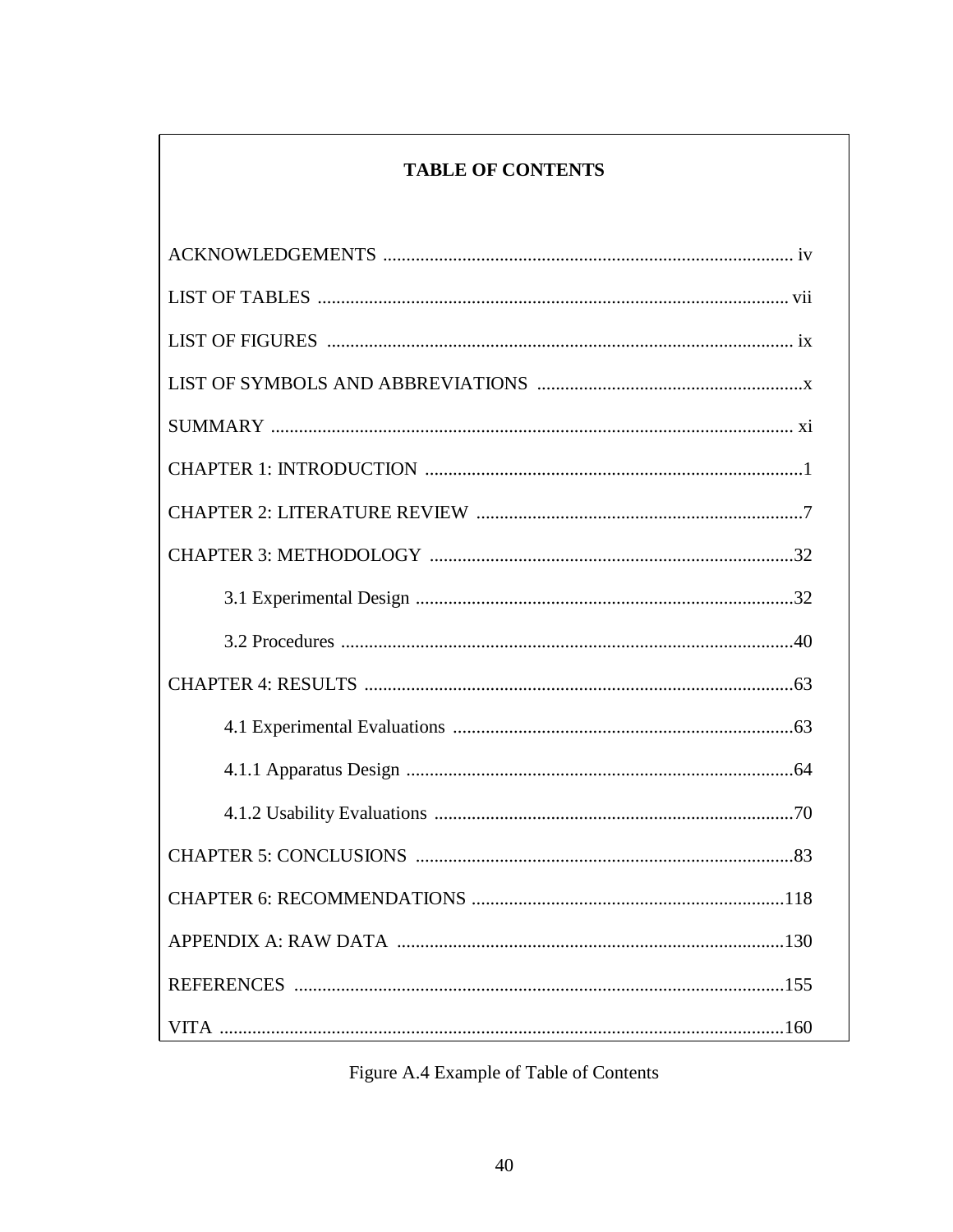**TABLE OF CONTENTS**

ACKNOWLEDGEMENTS .......................................................................................... iv

LIST OF TABLES ................................................................................................... vii

LIST OF FIGURES .................................................................................................. ix

LIST OF SYMBOLS AND ABBREVIATIONS .........................................................x

SUMMARY ............................................................................................................... xi

CHAPTER 1: INTRODUCTION ................................................................................1

CHAPTER 2: LITERATURE REVIEW .....................................................................7

CHAPTER 3: METHODOLOGY .............................................................................32

    3.1 Experimental Design ................................................................................32

    3.2 Procedures ................................................................................................40

CHAPTER 4: RESULTS ...........................................................................................63

    4.1 Experimental Evaluations ........................................................................63

    4.1.1 Apparatus Design ..................................................................................64

    4.1.2 Usability Evaluations ............................................................................70

CHAPTER 5: CONCLUSIONS ................................................................................83

CHAPTER 6: RECOMMENDATIONS ..................................................................118

APPENDIX A: RAW DATA ..................................................................................130

REFERENCES .........................................................................................................155

VITA .........................................................................................................................160

Figure A.4 Example of Table of Contents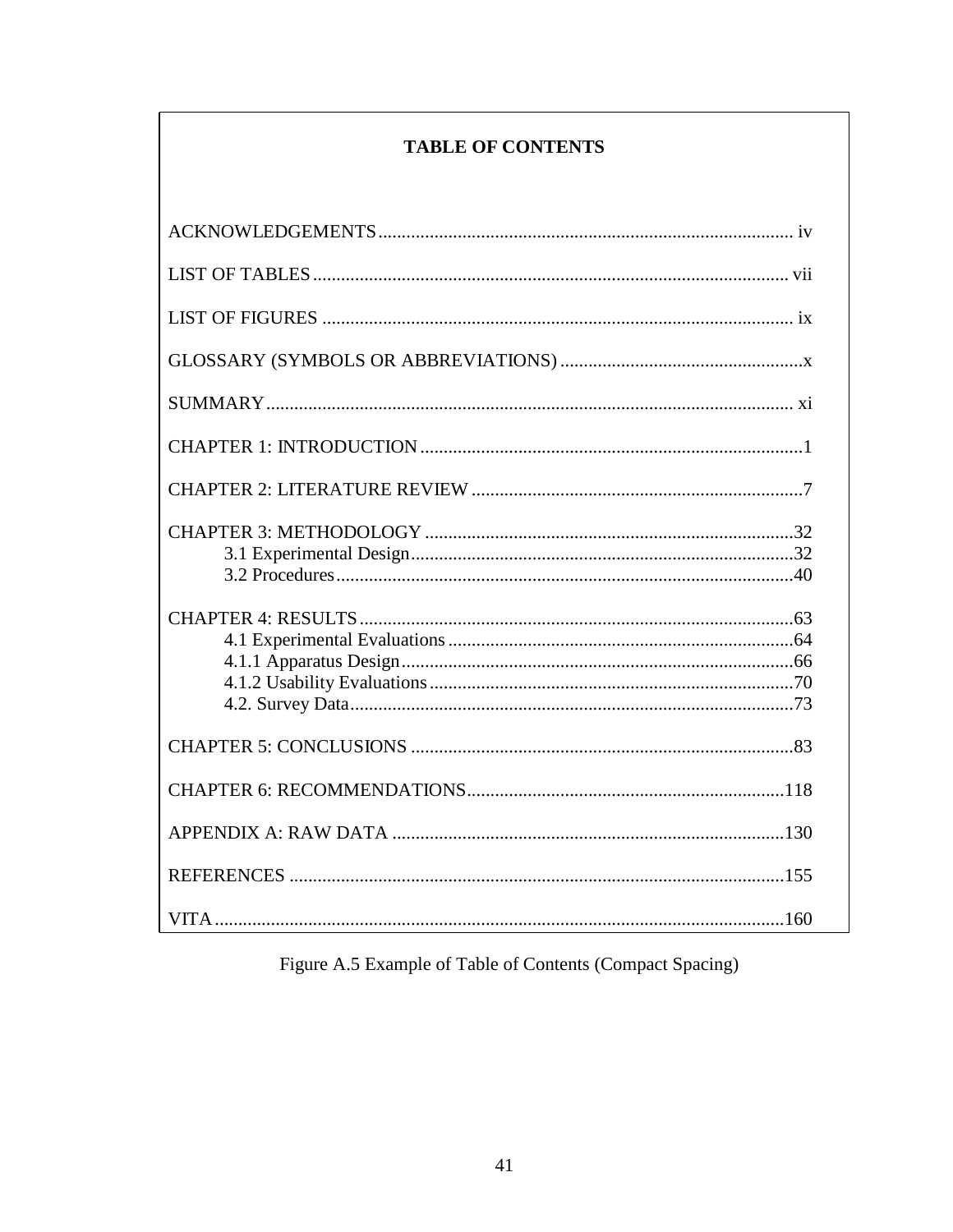**TABLE OF CONTENTS**

ACKNOWLEDGEMENTS........................................................................................ iv

LIST OF TABLES..................................................................................................... vii

LIST OF FIGURES .................................................................................................... ix

GLOSSARY (SYMBOLS OR ABBREVIATIONS) ....................................................x

SUMMARY................................................................................................................ xi

CHAPTER 1: INTRODUCTION.................................................................................1

CHAPTER 2: LITERATURE REVIEW ......................................................................7

CHAPTER 3: METHODOLOGY ..............................................................................32
- 3.1 Experimental Design.................................................................................32
- 3.2 Procedures................................................................................................40

CHAPTER 4: RESULTS............................................................................................63
- 4.1 Experimental Evaluations.........................................................................64
- 4.1.1 Apparatus Design...................................................................................66
- 4.1.2 Usability Evaluations.............................................................................70
- 4.2. Survey Data..............................................................................................73

CHAPTER 5: CONCLUSIONS .................................................................................83

CHAPTER 6: RECOMMENDATIONS...................................................................118

APPENDIX A: RAW DATA ...................................................................................130

REFERENCES .........................................................................................................155

VITA.........................................................................................................................160

Figure A.5 Example of Table of Contents (Compact Spacing)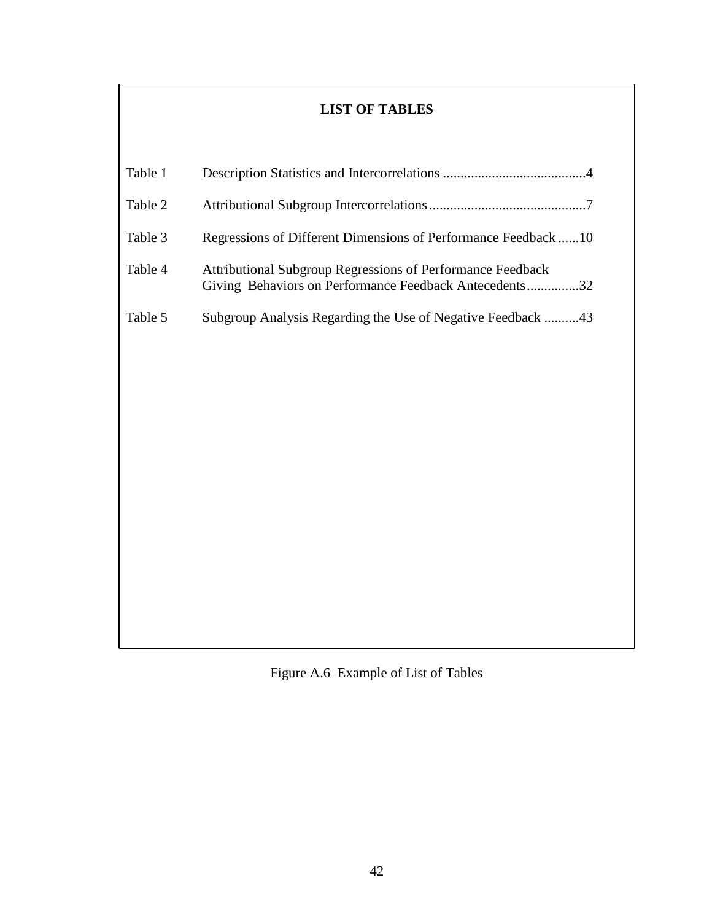**LIST OF TABLES**

| | | |
|---|---|---|
| Table 1 | Description Statistics and Intercorrelations | 4 |
| Table 2 | Attributional Subgroup Intercorrelations | 7 |
| Table 3 | Regressions of Different Dimensions of Performance Feedback | 10 |
| Table 4 | Attributional Subgroup Regressions of Performance Feedback Giving Behaviors on Performance Feedback Antecedents | 32 |
| Table 5 | Subgroup Analysis Regarding the Use of Negative Feedback | 43 |

Figure A.6 Example of List of Tables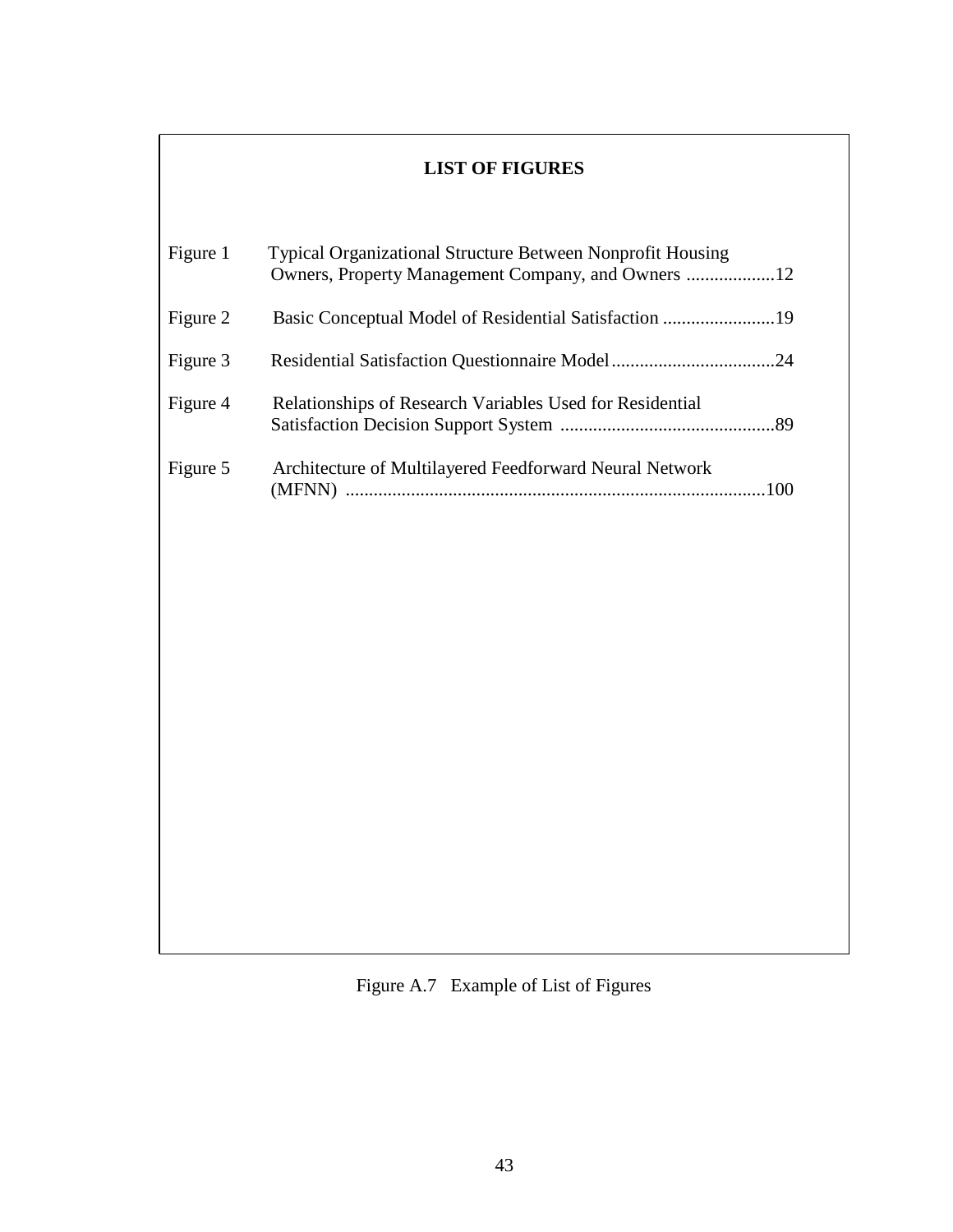**LIST OF FIGURES**

Figure 1 Typical Organizational Structure Between Nonprofit Housing Owners, Property Management Company, and Owners ...................12

Figure 2 Basic Conceptual Model of Residential Satisfaction ........................19

Figure 3 Residential Satisfaction Questionnaire Model...................................24

Figure 4 Relationships of Research Variables Used for Residential Satisfaction Decision Support System ..............................................89

Figure 5 Architecture of Multilayered Feedforward Neural Network (MFNN) ..........................................................................................100

Figure A.7 Example of List of Figures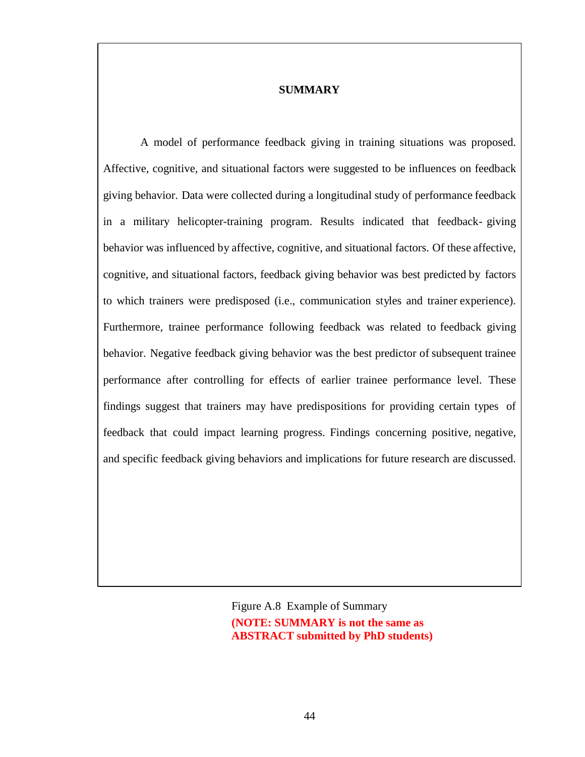## SUMMARY

A model of performance feedback giving in training situations was proposed. Affective, cognitive, and situational factors were suggested to be influences on feedback giving behavior. Data were collected during a longitudinal study of performance feedback in a military helicopter-training program. Results indicated that feedback- giving behavior was influenced by affective, cognitive, and situational factors. Of these affective, cognitive, and situational factors, feedback giving behavior was best predicted by factors to which trainers were predisposed (i.e., communication styles and trainer experience). Furthermore, trainee performance following feedback was related to feedback giving behavior. Negative feedback giving behavior was the best predictor of subsequent trainee performance after controlling for effects of earlier trainee performance level. These findings suggest that trainers may have predispositions for providing certain types of feedback that could impact learning progress. Findings concerning positive, negative, and specific feedback giving behaviors and implications for future research are discussed.

Figure A.8 Example of Summary

**(NOTE: SUMMARY is not the same as ABSTRACT submitted by PhD students)**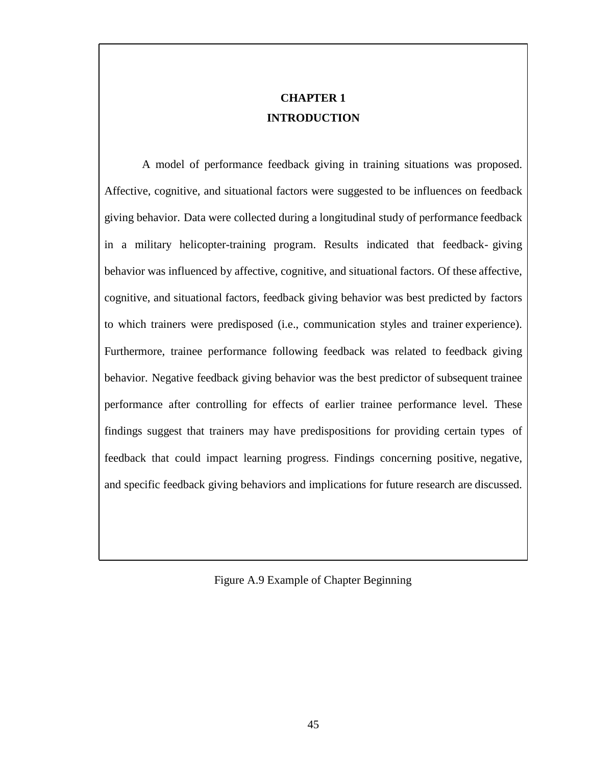**CHAPTER 1**
**INTRODUCTION**

A model of performance feedback giving in training situations was proposed. Affective, cognitive, and situational factors were suggested to be influences on feedback giving behavior. Data were collected during a longitudinal study of performance feedback in a military helicopter-training program. Results indicated that feedback- giving behavior was influenced by affective, cognitive, and situational factors. Of these affective, cognitive, and situational factors, feedback giving behavior was best predicted by factors to which trainers were predisposed (i.e., communication styles and trainer experience). Furthermore, trainee performance following feedback was related to feedback giving behavior. Negative feedback giving behavior was the best predictor of subsequent trainee performance after controlling for effects of earlier trainee performance level. These findings suggest that trainers may have predispositions for providing certain types of feedback that could impact learning progress. Findings concerning positive, negative, and specific feedback giving behaviors and implications for future research are discussed.

Figure A.9 Example of Chapter Beginning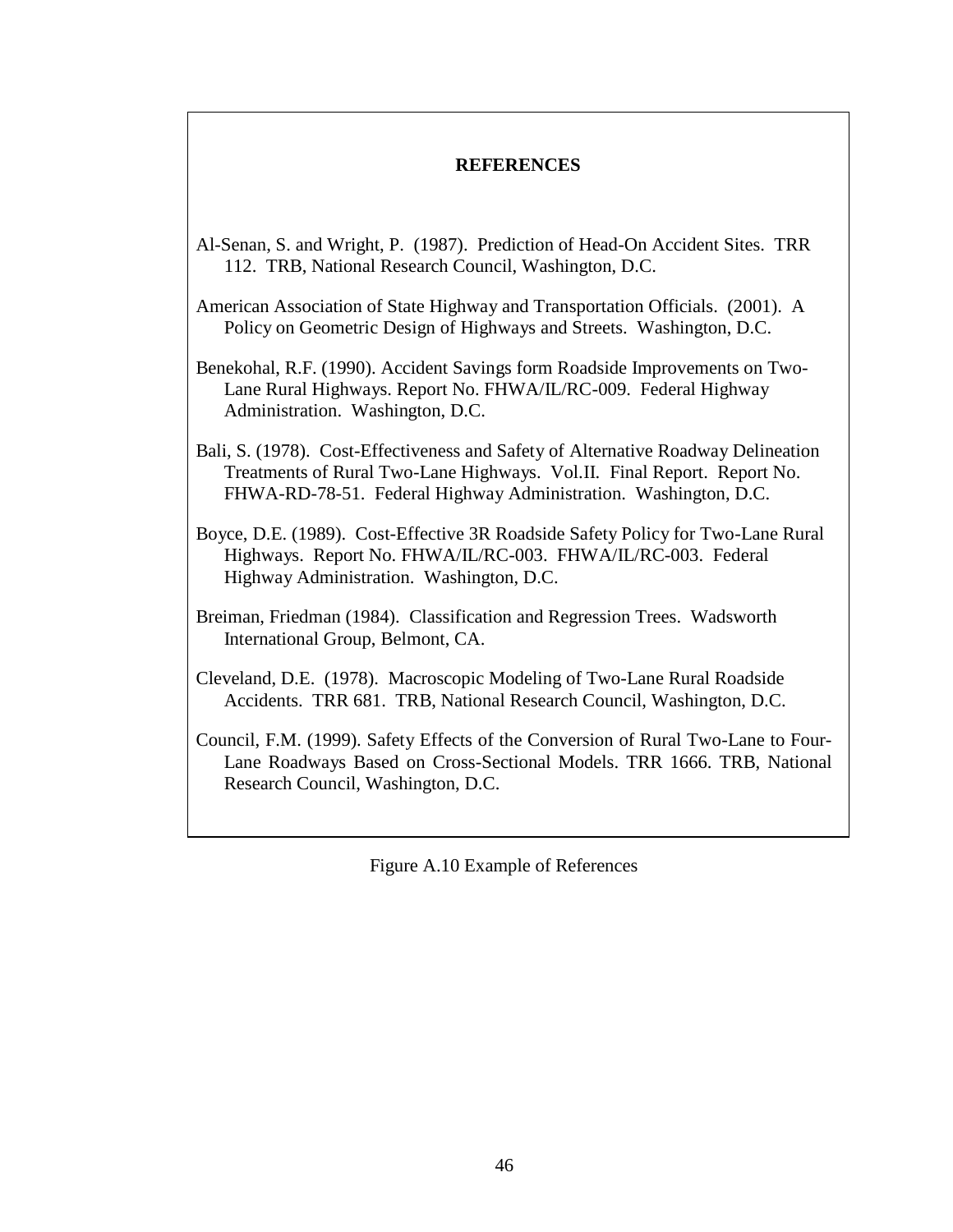## REFERENCES

Al-Senan, S. and Wright, P. (1987). Prediction of Head-On Accident Sites. TRR 112. TRB, National Research Council, Washington, D.C.

American Association of State Highway and Transportation Officials. (2001). A Policy on Geometric Design of Highways and Streets. Washington, D.C.

Benekohal, R.F. (1990). Accident Savings form Roadside Improvements on Two-Lane Rural Highways. Report No. FHWA/IL/RC-009. Federal Highway Administration. Washington, D.C.

Bali, S. (1978). Cost-Effectiveness and Safety of Alternative Roadway Delineation Treatments of Rural Two-Lane Highways. Vol.II. Final Report. Report No. FHWA-RD-78-51. Federal Highway Administration. Washington, D.C.

Boyce, D.E. (1989). Cost-Effective 3R Roadside Safety Policy for Two-Lane Rural Highways. Report No. FHWA/IL/RC-003. FHWA/IL/RC-003. Federal Highway Administration. Washington, D.C.

Breiman, Friedman (1984). Classification and Regression Trees. Wadsworth International Group, Belmont, CA.

Cleveland, D.E. (1978). Macroscopic Modeling of Two-Lane Rural Roadside Accidents. TRR 681. TRB, National Research Council, Washington, D.C.

Council, F.M. (1999). Safety Effects of the Conversion of Rural Two-Lane to Four-Lane Roadways Based on Cross-Sectional Models. TRR 1666. TRB, National Research Council, Washington, D.C.

Figure A.10 Example of References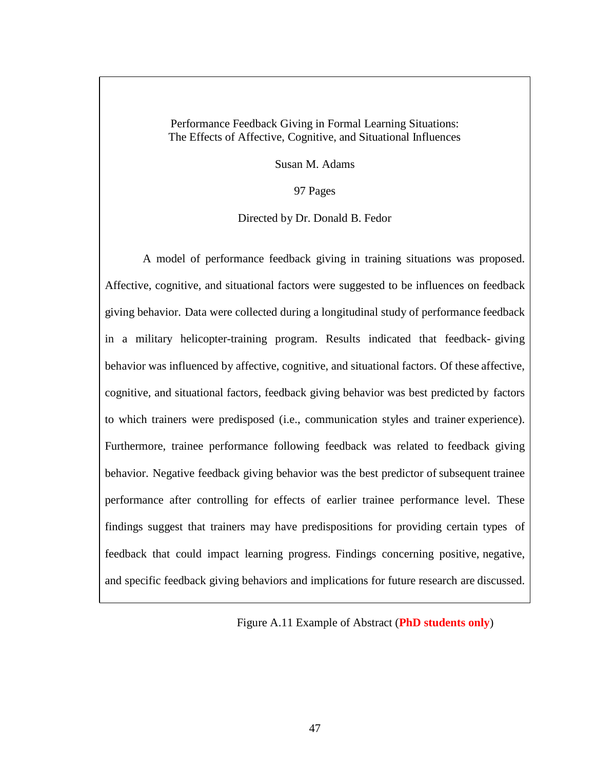Performance Feedback Giving in Formal Learning Situations:
The Effects of Affective, Cognitive, and Situational Influences

Susan M. Adams

97 Pages

Directed by Dr. Donald B. Fedor

A model of performance feedback giving in training situations was proposed. Affective, cognitive, and situational factors were suggested to be influences on feedback giving behavior. Data were collected during a longitudinal study of performance feedback in a military helicopter-training program. Results indicated that feedback- giving behavior was influenced by affective, cognitive, and situational factors. Of these affective, cognitive, and situational factors, feedback giving behavior was best predicted by factors to which trainers were predisposed (i.e., communication styles and trainer experience). Furthermore, trainee performance following feedback was related to feedback giving behavior. Negative feedback giving behavior was the best predictor of subsequent trainee performance after controlling for effects of earlier trainee performance level. These findings suggest that trainers may have predispositions for providing certain types of feedback that could impact learning progress. Findings concerning positive, negative, and specific feedback giving behaviors and implications for future research are discussed.

Figure A.11 Example of Abstract (**PhD students only**)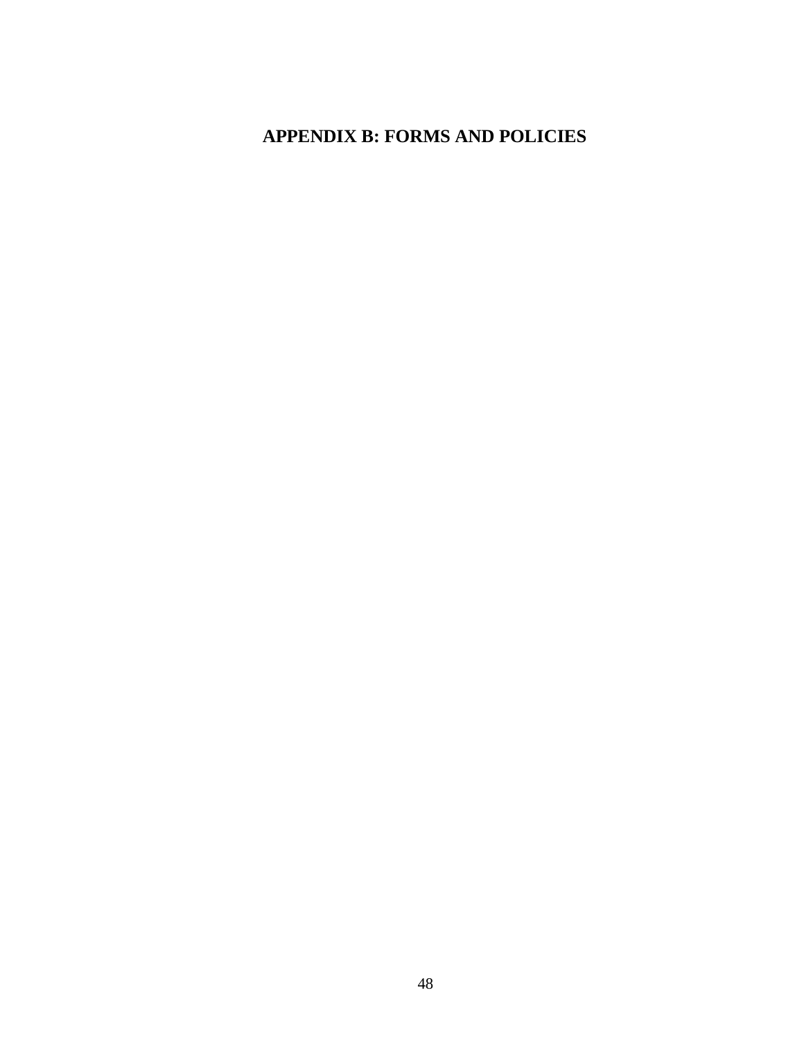# APPENDIX B: FORMS AND POLICIES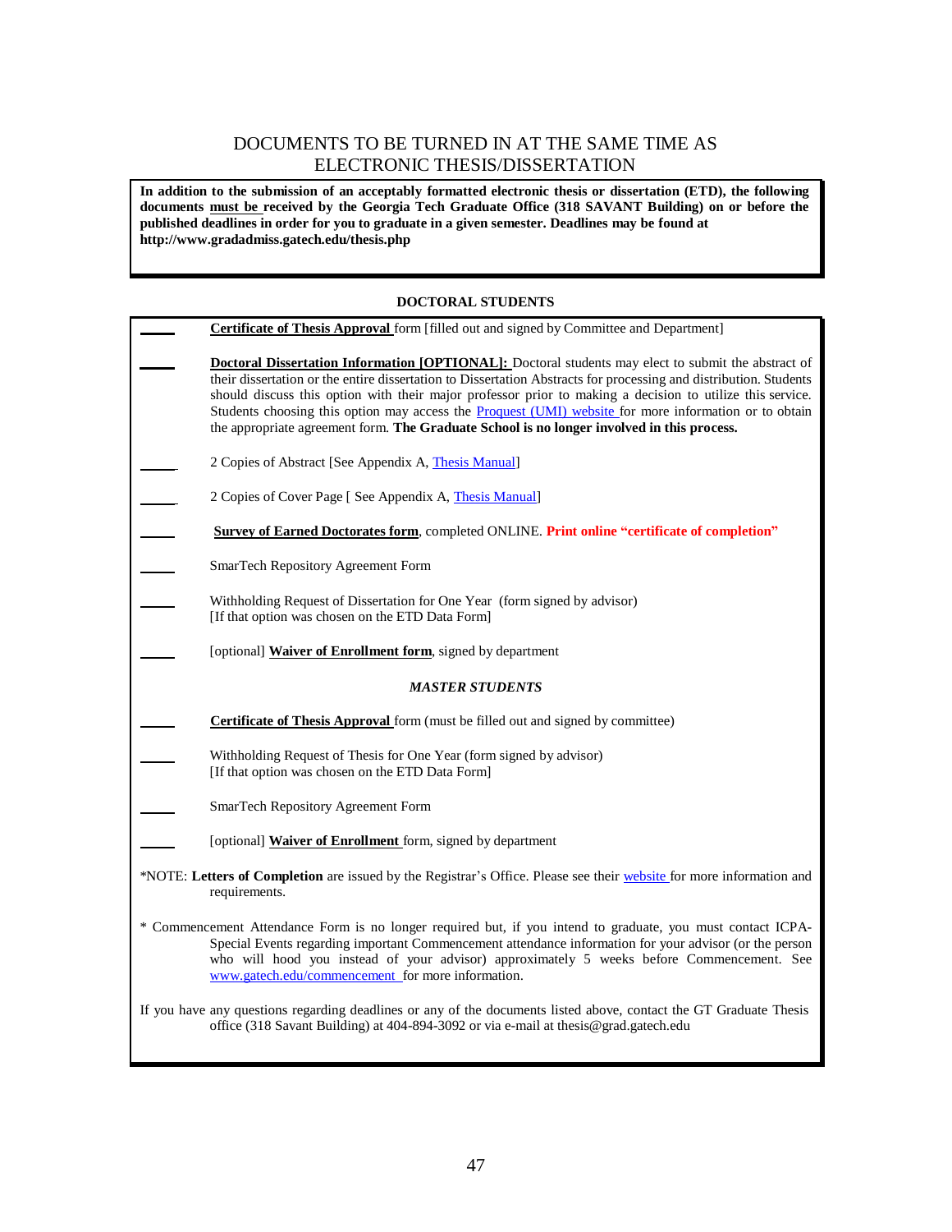# DOCUMENTS TO BE TURNED IN AT THE SAME TIME AS ELECTRONIC THESIS/DISSERTATION

**In addition to the submission of an acceptably formatted electronic thesis or dissertation (ETD), the following documents must be received by the Georgia Tech Graduate Office (318 SAVANT Building) on or before the published deadlines in order for you to graduate in a given semester. Deadlines may be found at http://www.gradadmiss.gatech.edu/thesis.php**

**DOCTORAL STUDENTS**

_____ **Certificate of Thesis Approval** form [filled out and signed by Committee and Department]

_____ **Doctoral Dissertation Information [OPTIONAL]:** Doctoral students may elect to submit the abstract of their dissertation or the entire dissertation to Dissertation Abstracts for processing and distribution. Students should discuss this option with their major professor prior to making a decision to utilize this service. Students choosing this option may access the Proquest (UMI) website for more information or to obtain the appropriate agreement form. **The Graduate School is no longer involved in this process.**

_____ 2 Copies of Abstract [See Appendix A, Thesis Manual]

_____ 2 Copies of Cover Page [ See Appendix A, Thesis Manual]

_____ **Survey of Earned Doctorates form**, completed ONLINE. **Print online "certificate of completion"**

_____ SmarTech Repository Agreement Form

_____ Withholding Request of Dissertation for One Year (form signed by advisor) [If that option was chosen on the ETD Data Form]

_____ [optional] **Waiver of Enrollment form**, signed by department

***MASTER STUDENTS***

_____ **Certificate of Thesis Approval** form (must be filled out and signed by committee)

_____ Withholding Request of Thesis for One Year (form signed by advisor) [If that option was chosen on the ETD Data Form]

_____ SmarTech Repository Agreement Form

_____ [optional] **Waiver of Enrollment** form, signed by department

*NOTE: **Letters of Completion** are issued by the Registrar's Office. Please see their website for more information and requirements.

* Commencement Attendance Form is no longer required but, if you intend to graduate, you must contact ICPA-Special Events regarding important Commencement attendance information for your advisor (or the person who will hood you instead of your advisor) approximately 5 weeks before Commencement. See www.gatech.edu/commencement for more information.

If you have any questions regarding deadlines or any of the documents listed above, contact the GT Graduate Thesis office (318 Savant Building) at 404-894-3092 or via e-mail at thesis@grad.gatech.edu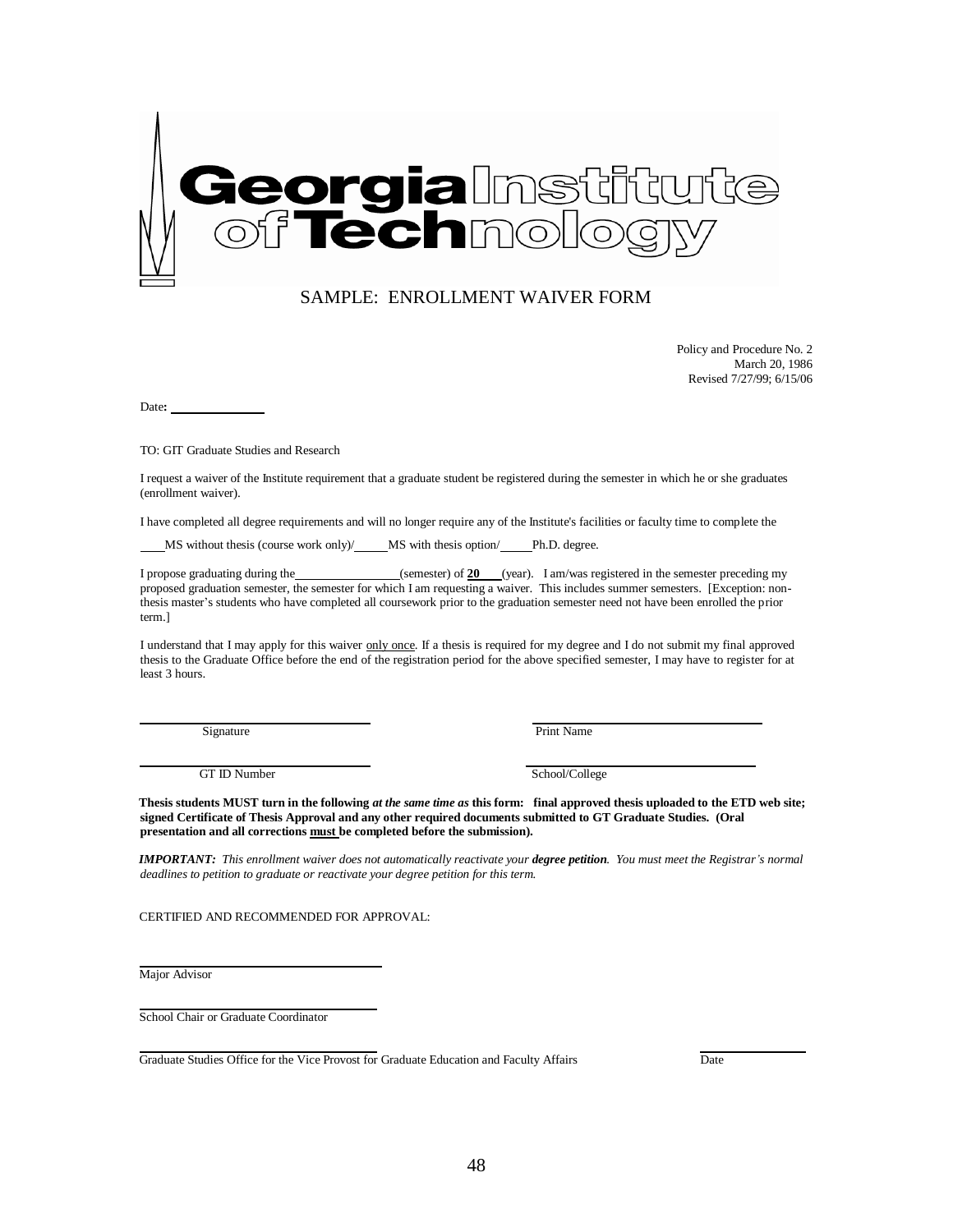Georgia Institute of Technology

# SAMPLE: ENROLLMENT WAIVER FORM

Policy and Procedure No. 2
March 20, 1986
Revised 7/27/99; 6/15/06

Date**:** ______________

TO: GIT Graduate Studies and Research

I request a waiver of the Institute requirement that a graduate student be registered during the semester in which he or she graduates (enrollment waiver).

I have completed all degree requirements and will no longer require any of the Institute's facilities or faculty time to complete the

____MS without thesis (course work only)/_____MS with thesis option/_____Ph.D. degree.

I propose graduating during the________________(semester) of **20**___(year). I am/was registered in the semester preceding my proposed graduation semester, the semester for which I am requesting a waiver. This includes summer semesters. [Exception: non-thesis master's students who have completed all coursework prior to the graduation semester need not have been enrolled the prior term.]

I understand that I may apply for this waiver <u>only once</u>. If a thesis is required for my degree and I do not submit my final approved thesis to the Graduate Office before the end of the registration period for the above specified semester, I may have to register for at least 3 hours.

______________________________ Signature

______________________________ Print Name

______________________________ GT ID Number

______________________________ School/College

**Thesis students MUST turn in the following *at the same time as* this form: final approved thesis uploaded to the ETD web site; signed Certificate of Thesis Approval and any other required documents submitted to GT Graduate Studies. (Oral presentation and all corrections <u>must</u> be completed before the submission).**

***IMPORTANT:*** *This enrollment waiver does not automatically reactivate your **degree petition**. You must meet the Registrar's normal deadlines to petition to graduate or reactivate your degree petition for this term.*

CERTIFIED AND RECOMMENDED FOR APPROVAL:

______________________________
Major Advisor

______________________________
School Chair or Graduate Coordinator

______________________________
Graduate Studies Office for the Vice Provost for Graduate Education and Faculty Affairs

______________
Date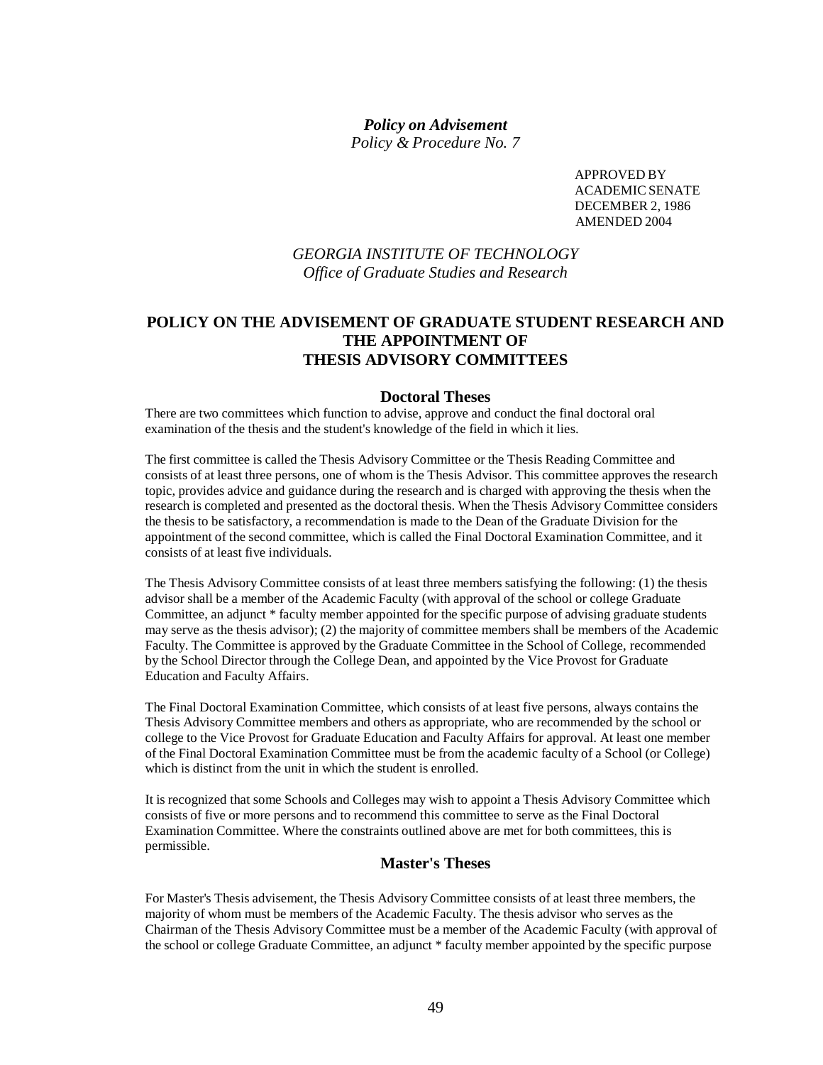***Policy on Advisement***
*Policy & Procedure No. 7*

APPROVED BY
ACADEMIC SENATE
DECEMBER 2, 1986
AMENDED 2004

*GEORGIA INSTITUTE OF TECHNOLOGY*
*Office of Graduate Studies and Research*

## POLICY ON THE ADVISEMENT OF GRADUATE STUDENT RESEARCH AND THE APPOINTMENT OF THESIS ADVISORY COMMITTEES

### Doctoral Theses

There are two committees which function to advise, approve and conduct the final doctoral oral examination of the thesis and the student's knowledge of the field in which it lies.

The first committee is called the Thesis Advisory Committee or the Thesis Reading Committee and consists of at least three persons, one of whom is the Thesis Advisor. This committee approves the research topic, provides advice and guidance during the research and is charged with approving the thesis when the research is completed and presented as the doctoral thesis. When the Thesis Advisory Committee considers the thesis to be satisfactory, a recommendation is made to the Dean of the Graduate Division for the appointment of the second committee, which is called the Final Doctoral Examination Committee, and it consists of at least five individuals.

The Thesis Advisory Committee consists of at least three members satisfying the following: (1) the thesis advisor shall be a member of the Academic Faculty (with approval of the school or college Graduate Committee, an adjunct * faculty member appointed for the specific purpose of advising graduate students may serve as the thesis advisor); (2) the majority of committee members shall be members of the Academic Faculty. The Committee is approved by the Graduate Committee in the School of College, recommended by the School Director through the College Dean, and appointed by the Vice Provost for Graduate Education and Faculty Affairs.

The Final Doctoral Examination Committee, which consists of at least five persons, always contains the Thesis Advisory Committee members and others as appropriate, who are recommended by the school or college to the Vice Provost for Graduate Education and Faculty Affairs for approval. At least one member of the Final Doctoral Examination Committee must be from the academic faculty of a School (or College) which is distinct from the unit in which the student is enrolled.

It is recognized that some Schools and Colleges may wish to appoint a Thesis Advisory Committee which consists of five or more persons and to recommend this committee to serve as the Final Doctoral Examination Committee. Where the constraints outlined above are met for both committees, this is permissible.

### Master's Theses

For Master's Thesis advisement, the Thesis Advisory Committee consists of at least three members, the majority of whom must be members of the Academic Faculty. The thesis advisor who serves as the Chairman of the Thesis Advisory Committee must be a member of the Academic Faculty (with approval of the school or college Graduate Committee, an adjunct * faculty member appointed by the specific purpose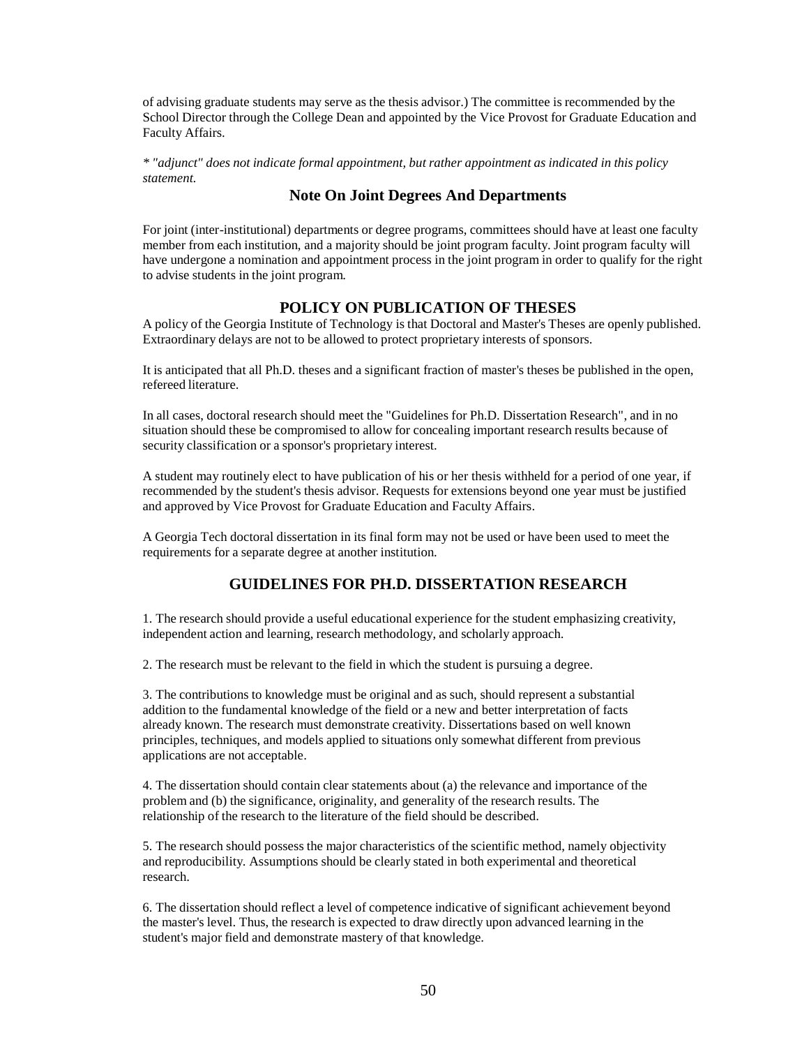of advising graduate students may serve as the thesis advisor.) The committee is recommended by the School Director through the College Dean and appointed by the Vice Provost for Graduate Education and Faculty Affairs.

*\* "adjunct" does not indicate formal appointment, but rather appointment as indicated in this policy statement.*

## Note On Joint Degrees And Departments

For joint (inter-institutional) departments or degree programs, committees should have at least one faculty member from each institution, and a majority should be joint program faculty. Joint program faculty will have undergone a nomination and appointment process in the joint program in order to qualify for the right to advise students in the joint program.

## POLICY ON PUBLICATION OF THESES

A policy of the Georgia Institute of Technology is that Doctoral and Master's Theses are openly published. Extraordinary delays are not to be allowed to protect proprietary interests of sponsors.

It is anticipated that all Ph.D. theses and a significant fraction of master's theses be published in the open, refereed literature.

In all cases, doctoral research should meet the "Guidelines for Ph.D. Dissertation Research", and in no situation should these be compromised to allow for concealing important research results because of security classification or a sponsor's proprietary interest.

A student may routinely elect to have publication of his or her thesis withheld for a period of one year, if recommended by the student's thesis advisor. Requests for extensions beyond one year must be justified and approved by Vice Provost for Graduate Education and Faculty Affairs.

A Georgia Tech doctoral dissertation in its final form may not be used or have been used to meet the requirements for a separate degree at another institution.

## GUIDELINES FOR PH.D. DISSERTATION RESEARCH

1. The research should provide a useful educational experience for the student emphasizing creativity, independent action and learning, research methodology, and scholarly approach.

2. The research must be relevant to the field in which the student is pursuing a degree.

3. The contributions to knowledge must be original and as such, should represent a substantial addition to the fundamental knowledge of the field or a new and better interpretation of facts already known. The research must demonstrate creativity. Dissertations based on well known principles, techniques, and models applied to situations only somewhat different from previous applications are not acceptable.

4. The dissertation should contain clear statements about (a) the relevance and importance of the problem and (b) the significance, originality, and generality of the research results. The relationship of the research to the literature of the field should be described.

5. The research should possess the major characteristics of the scientific method, namely objectivity and reproducibility. Assumptions should be clearly stated in both experimental and theoretical research.

6. The dissertation should reflect a level of competence indicative of significant achievement beyond the master's level. Thus, the research is expected to draw directly upon advanced learning in the student's major field and demonstrate mastery of that knowledge.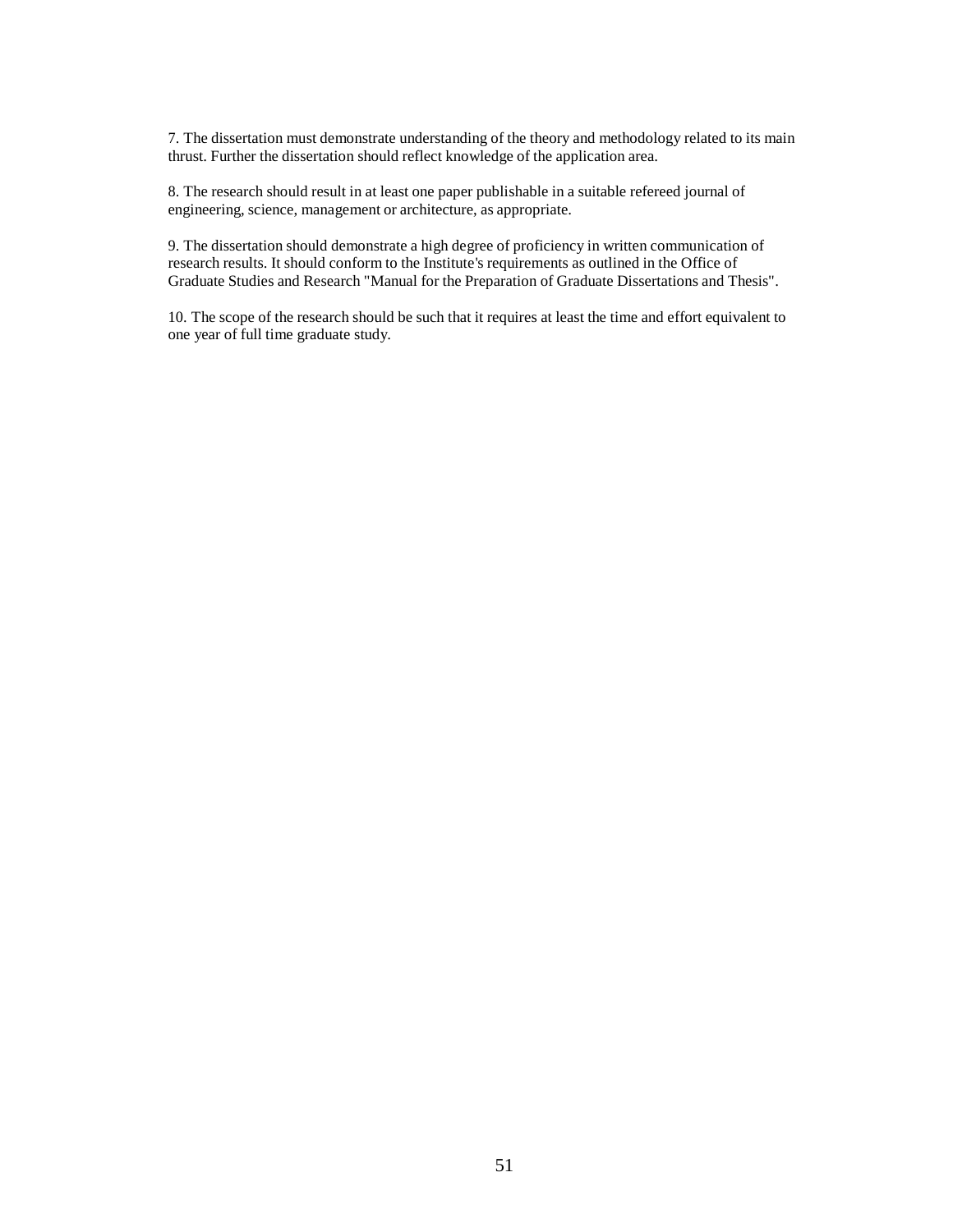7. The dissertation must demonstrate understanding of the theory and methodology related to its main thrust. Further the dissertation should reflect knowledge of the application area.

8. The research should result in at least one paper publishable in a suitable refereed journal of engineering, science, management or architecture, as appropriate.

9. The dissertation should demonstrate a high degree of proficiency in written communication of research results. It should conform to the Institute's requirements as outlined in the Office of Graduate Studies and Research "Manual for the Preparation of Graduate Dissertations and Thesis".

10. The scope of the research should be such that it requires at least the time and effort equivalent to one year of full time graduate study.